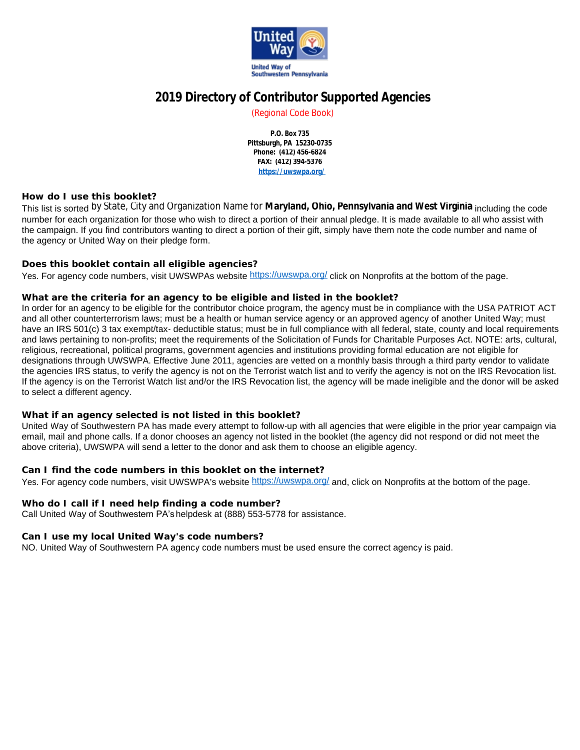United Way of Southwestern Pennsylvania

# 2019 Directory of Contributor Supported Agencies

(Regional Code Book)

**P.O. Box 735**
**Pittsburgh, PA 15230-0735**
**Phone: (412) 456-6824**
**FAX: (412) 394-5376**
**https://uwswpa.org/**

### How do I use this booklet?

This list is sorted by State, City and Organization Name for **Maryland, Ohio, Pennsylvania and West Virginia** including the code number for each organization for those who wish to direct a portion of their annual pledge. It is made available to all who assist with the campaign. If you find contributors wanting to direct a portion of their gift, simply have them note the code number and name of the agency or United Way on their pledge form.

### Does this booklet contain all eligible agencies?

Yes. For agency code numbers, visit UWSWPAs website https://uwswpa.org/ click on Nonprofits at the bottom of the page.

### What are the criteria for an agency to be eligible and listed in the booklet?

In order for an agency to be eligible for the contributor choice program, the agency must be in compliance with the USA PATRIOT ACT and all other counterterrorism laws; must be a health or human service agency or an approved agency of another United Way; must have an IRS 501(c) 3 tax exempt/tax- deductible status; must be in full compliance with all federal, state, county and local requirements and laws pertaining to non-profits; meet the requirements of the Solicitation of Funds for Charitable Purposes Act. NOTE: arts, cultural, religious, recreational, political programs, government agencies and institutions providing formal education are not eligible for designations through UWSWPA. Effective June 2011, agencies are vetted on a monthly basis through a third party vendor to validate the agencies IRS status, to verify the agency is not on the Terrorist watch list and to verify the agency is not on the IRS Revocation list. If the agency is on the Terrorist Watch list and/or the IRS Revocation list, the agency will be made ineligible and the donor will be asked to select a different agency.

### What if an agency selected is not listed in this booklet?

United Way of Southwestern PA has made every attempt to follow-up with all agencies that were eligible in the prior year campaign via email, mail and phone calls. If a donor chooses an agency not listed in the booklet (the agency did not respond or did not meet the above criteria), UWSWPA will send a letter to the donor and ask them to choose an eligible agency.

### Can I find the code numbers in this booklet on the internet?

Yes. For agency code numbers, visit UWSWPA's website https://uwswpa.org/ and, click on Nonprofits at the bottom of the page.

### Who do I call if I need help finding a code number?

Call United Way of Southwestern PA's helpdesk at (888) 553-5778 for assistance.

### Can I use my local United Way's code numbers?

NO. United Way of Southwestern PA agency code numbers must be used ensure the correct agency is paid.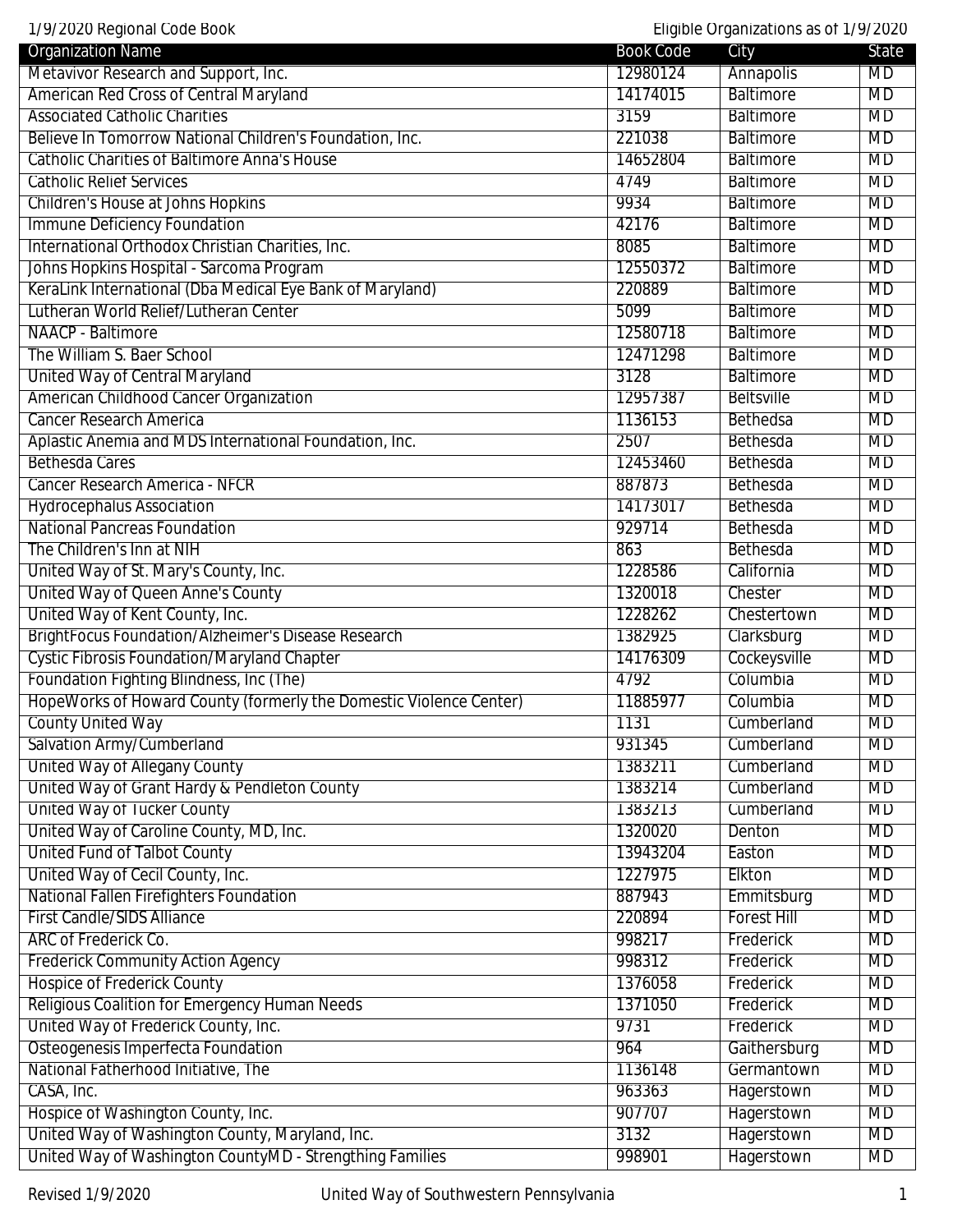| Organization Name | Book Code | City | State |
| --- | --- | --- | --- |
| Metavivor Research and Support, Inc. | 12980124 | Annapolis | MD |
| American Red Cross of Central Maryland | 14174015 | Baltimore | MD |
| Associated Catholic Charities | 3159 | Baltimore | MD |
| Believe In Tomorrow National Children's Foundation, Inc. | 221038 | Baltimore | MD |
| Catholic Charities of Baltimore Anna's House | 14652804 | Baltimore | MD |
| Catholic Relief Services | 4749 | Baltimore | MD |
| Children's House at Johns Hopkins | 9934 | Baltimore | MD |
| Immune Deficiency Foundation | 42176 | Baltimore | MD |
| International Orthodox Christian Charities, Inc. | 8085 | Baltimore | MD |
| Johns Hopkins Hospital - Sarcoma Program | 12550372 | Baltimore | MD |
| KeraLink International (Dba Medical Eye Bank of Maryland) | 220889 | Baltimore | MD |
| Lutheran World Relief/Lutheran Center | 5099 | Baltimore | MD |
| NAACP - Baltimore | 12580718 | Baltimore | MD |
| The William S. Baer School | 12471298 | Baltimore | MD |
| United Way of Central Maryland | 3128 | Baltimore | MD |
| American Childhood Cancer Organization | 12957387 | Beltsville | MD |
| Cancer Research America | 1136153 | Bethesda | MD |
| Aplastic Anemia and MDS International Foundation, Inc. | 2507 | Bethesda | MD |
| Bethesda Cares | 12453460 | Bethesda | MD |
| Cancer Research America - NFCR | 887873 | Bethesda | MD |
| Hydrocephalus Association | 14173017 | Bethesda | MD |
| National Pancreas Foundation | 929714 | Bethesda | MD |
| The Children's Inn at NIH | 863 | Bethesda | MD |
| United Way of St. Mary's County, Inc. | 1228586 | California | MD |
| United Way of Queen Anne's County | 1320018 | Chester | MD |
| United Way of Kent County, Inc. | 1228262 | Chestertown | MD |
| BrightFocus Foundation/Alzheimer's Disease Research | 1382925 | Clarksburg | MD |
| Cystic Fibrosis Foundation/Maryland Chapter | 14176309 | Cockeysville | MD |
| Foundation Fighting Blindness, Inc (The) | 4792 | Columbia | MD |
| HopeWorks of Howard County (formerly the Domestic Violence Center) | 11885977 | Columbia | MD |
| County United Way | 1131 | Cumberland | MD |
| Salvation Army/Cumberland | 931345 | Cumberland | MD |
| United Way of Allegany County | 1383211 | Cumberland | MD |
| United Way of Grant Hardy & Pendleton County | 1383214 | Cumberland | MD |
| United Way of Tucker County | 1383213 | Cumberland | MD |
| United Way of Caroline County, MD, Inc. | 1320020 | Denton | MD |
| United Fund of Talbot County | 13943204 | Easton | MD |
| United Way of Cecil County, Inc. | 1227975 | Elkton | MD |
| National Fallen Firefighters Foundation | 887943 | Emmitsburg | MD |
| First Candle/SIDS Alliance | 220894 | Forest Hill | MD |
| ARC of Frederick Co. | 998217 | Frederick | MD |
| Frederick Community Action Agency | 998312 | Frederick | MD |
| Hospice of Frederick County | 1376058 | Frederick | MD |
| Religious Coalition for Emergency Human Needs | 1371050 | Frederick | MD |
| United Way of Frederick County, Inc. | 9731 | Frederick | MD |
| Osteogenesis Imperfecta Foundation | 964 | Gaithersburg | MD |
| National Fatherhood Initiative, The | 1136148 | Germantown | MD |
| CASA, Inc. | 963363 | Hagerstown | MD |
| Hospice of Washington County, Inc. | 907707 | Hagerstown | MD |
| United Way of Washington County, Maryland, Inc. | 3132 | Hagerstown | MD |
| United Way of Washington CountyMD - Strengthing Families | 998901 | Hagerstown | MD |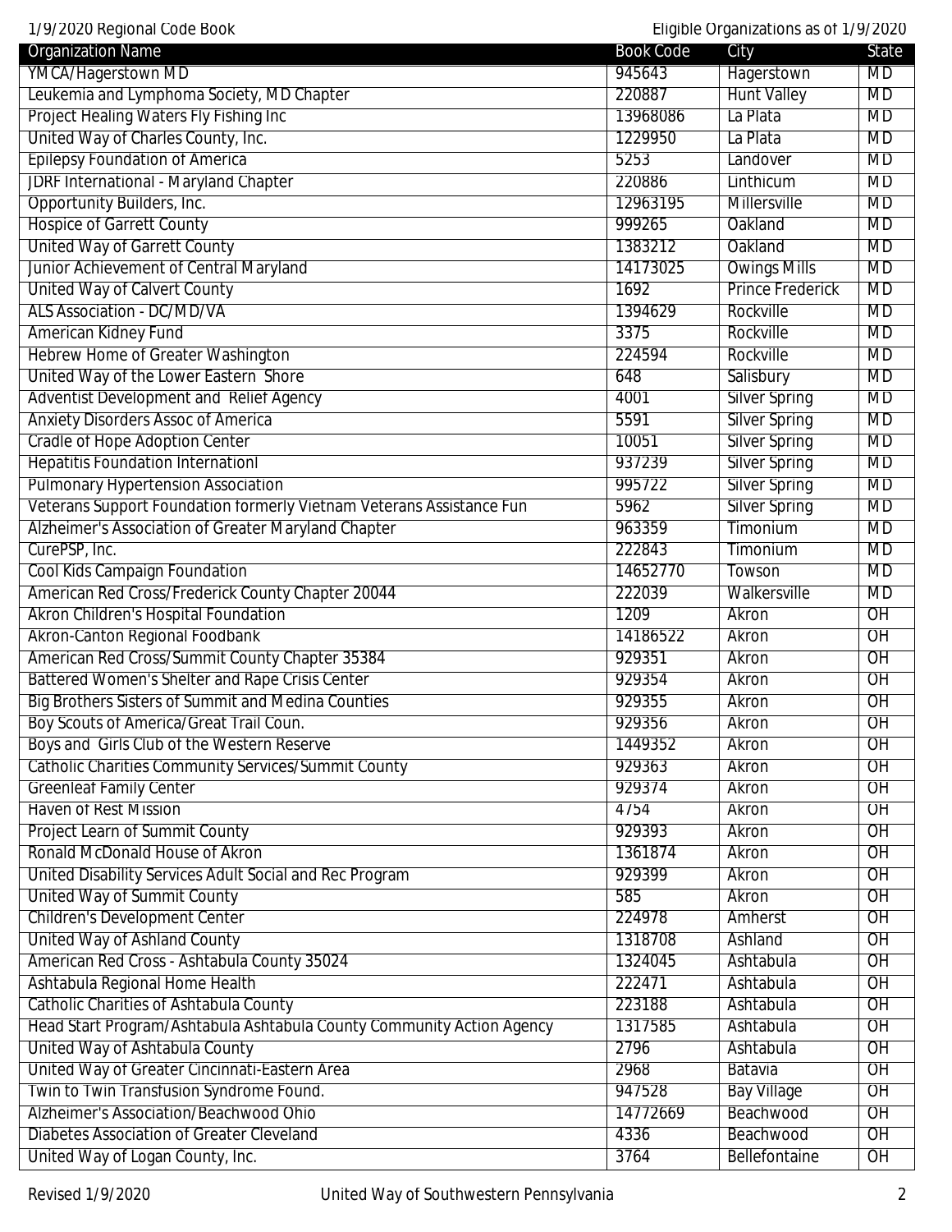| Organization Name | Book Code | City | State |
|---|---|---|---|
| YMCA/Hagerstown MD | 945643 | Hagerstown | MD |
| Leukemia and Lymphoma Society, MD Chapter | 220887 | Hunt Valley | MD |
| Project Healing Waters Fly Fishing Inc | 13968086 | La Plata | MD |
| United Way of Charles County, Inc. | 1229950 | La Plata | MD |
| Epilepsy Foundation of America | 5253 | Landover | MD |
| JDRF International - Maryland Chapter | 220886 | Linthicum | MD |
| Opportunity Builders, Inc. | 12963195 | Millersville | MD |
| Hospice of Garrett County | 999265 | Oakland | MD |
| United Way of Garrett County | 1383212 | Oakland | MD |
| Junior Achievement of Central Maryland | 14173025 | Owings Mills | MD |
| United Way of Calvert County | 1692 | Prince Frederick | MD |
| ALS Association - DC/MD/VA | 1394629 | Rockville | MD |
| American Kidney Fund | 3375 | Rockville | MD |
| Hebrew Home of Greater Washington | 224594 | Rockville | MD |
| United Way of the Lower Eastern Shore | 648 | Salisbury | MD |
| Adventist Development and Relief Agency | 4001 | Silver Spring | MD |
| Anxiety Disorders Assoc of America | 5591 | Silver Spring | MD |
| Cradle of Hope Adoption Center | 10051 | Silver Spring | MD |
| Hepatitis Foundation Internationl | 937239 | Silver Spring | MD |
| Pulmonary Hypertension Association | 995722 | Silver Spring | MD |
| Veterans Support Foundation formerly Vietnam Veterans Assistance Fun | 5962 | Silver Spring | MD |
| Alzheimer's Association of Greater Maryland Chapter | 963359 | Timonium | MD |
| CurePSP, Inc. | 222843 | Timonium | MD |
| Cool Kids Campaign Foundation | 14652770 | Towson | MD |
| American Red Cross/Frederick County Chapter 20044 | 222039 | Walkersville | MD |
| Akron Children's Hospital Foundation | 1209 | Akron | OH |
| Akron-Canton Regional Foodbank | 14186522 | Akron | OH |
| American Red Cross/Summit County Chapter 35384 | 929351 | Akron | OH |
| Battered Women's Shelter and Rape Crisis Center | 929354 | Akron | OH |
| Big Brothers Sisters of Summit and Medina Counties | 929355 | Akron | OH |
| Boy Scouts of America/Great Trail Coun. | 929356 | Akron | OH |
| Boys and Girls Club of the Western Reserve | 1449352 | Akron | OH |
| Catholic Charities Community Services/Summit County | 929363 | Akron | OH |
| Greenleaf Family Center | 929374 | Akron | OH |
| Haven of Rest Mission | 4754 | Akron | OH |
| Project Learn of Summit County | 929393 | Akron | OH |
| Ronald McDonald House of Akron | 1361874 | Akron | OH |
| United Disability Services Adult Social and Rec Program | 929399 | Akron | OH |
| United Way of Summit County | 585 | Akron | OH |
| Children's Development Center | 224978 | Amherst | OH |
| United Way of Ashland County | 1318708 | Ashland | OH |
| American Red Cross - Ashtabula County 35024 | 1324045 | Ashtabula | OH |
| Ashtabula Regional Home Health | 222471 | Ashtabula | OH |
| Catholic Charities of Ashtabula County | 223188 | Ashtabula | OH |
| Head Start Program/Ashtabula Ashtabula County Community Action Agency | 1317585 | Ashtabula | OH |
| United Way of Ashtabula County | 2796 | Ashtabula | OH |
| United Way of Greater Cincinnati-Eastern Area | 2968 | Batavia | OH |
| Twin to Twin Transfusion Syndrome Found. | 947528 | Bay Village | OH |
| Alzheimer's Association/Beachwood Ohio | 14772669 | Beachwood | OH |
| Diabetes Association of Greater Cleveland | 4336 | Beachwood | OH |
| United Way of Logan County, Inc. | 3764 | Bellefontaine | OH |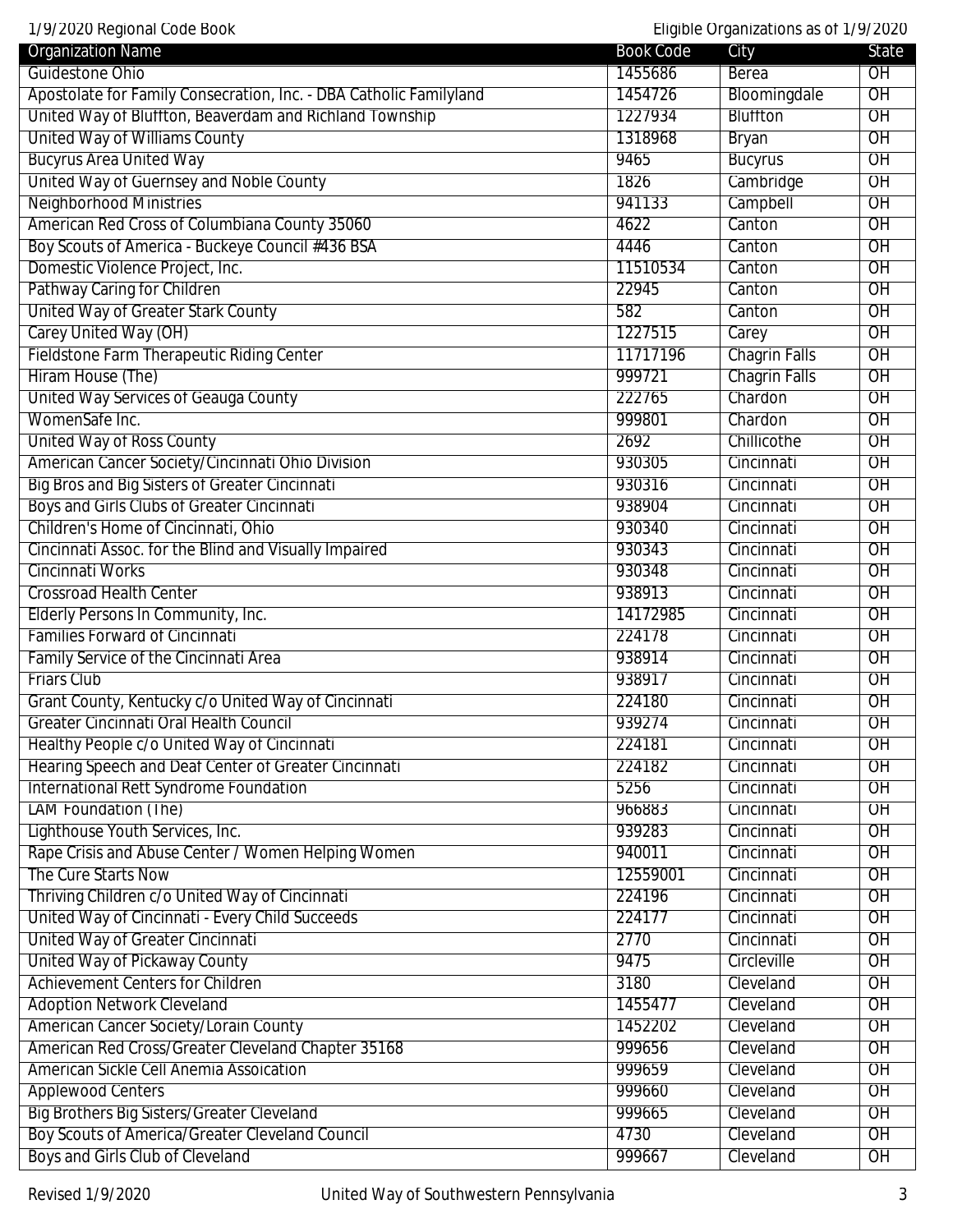| Organization Name | Book Code | City | State |
|---|---|---|---|
| Guidestone Ohio | 1455686 | Berea | OH |
| Apostolate for Family Consecration, Inc. - DBA Catholic Familyland | 1454726 | Bloomingdale | OH |
| United Way of Bluffton, Beaverdam and Richland Township | 1227934 | Bluffton | OH |
| United Way of Williams County | 1318968 | Bryan | OH |
| Bucyrus Area United Way | 9465 | Bucyrus | OH |
| United Way of Guernsey and Noble County | 1826 | Cambridge | OH |
| Neighborhood Ministries | 941133 | Campbell | OH |
| American Red Cross of Columbiana County 35060 | 4622 | Canton | OH |
| Boy Scouts of America - Buckeye Council #436 BSA | 4446 | Canton | OH |
| Domestic Violence Project, Inc. | 11510534 | Canton | OH |
| Pathway Caring for Children | 22945 | Canton | OH |
| United Way of Greater Stark County | 582 | Canton | OH |
| Carey United Way (OH) | 1227515 | Carey | OH |
| Fieldstone Farm Therapeutic Riding Center | 11717196 | Chagrin Falls | OH |
| Hiram House (The) | 999721 | Chagrin Falls | OH |
| United Way Services of Geauga County | 222765 | Chardon | OH |
| WomenSafe Inc. | 999801 | Chardon | OH |
| United Way of Ross County | 2692 | Chillicothe | OH |
| American Cancer Society/Cincinnati Ohio Division | 930305 | Cincinnati | OH |
| Big Bros and Big Sisters of Greater Cincinnati | 930316 | Cincinnati | OH |
| Boys and Girls Clubs of Greater Cincinnati | 938904 | Cincinnati | OH |
| Children's Home of Cincinnati, Ohio | 930340 | Cincinnati | OH |
| Cincinnati Assoc. for the Blind and Visually Impaired | 930343 | Cincinnati | OH |
| Cincinnati Works | 930348 | Cincinnati | OH |
| Crossroad Health Center | 938913 | Cincinnati | OH |
| Elderly Persons In Community, Inc. | 14172985 | Cincinnati | OH |
| Families Forward of Cincinnati | 224178 | Cincinnati | OH |
| Family Service of the Cincinnati Area | 938914 | Cincinnati | OH |
| Friars Club | 938917 | Cincinnati | OH |
| Grant County, Kentucky c/o United Way of Cincinnati | 224180 | Cincinnati | OH |
| Greater Cincinnati Oral Health Council | 939274 | Cincinnati | OH |
| Healthy People c/o United Way of Cincinnati | 224181 | Cincinnati | OH |
| Hearing Speech and Deaf Center of Greater Cincinnati | 224182 | Cincinnati | OH |
| International Rett Syndrome Foundation | 5256 | Cincinnati | OH |
| LAM Foundation (The) | 966883 | Cincinnati | OH |
| Lighthouse Youth Services, Inc. | 939283 | Cincinnati | OH |
| Rape Crisis and Abuse Center / Women Helping Women | 940011 | Cincinnati | OH |
| The Cure Starts Now | 12559001 | Cincinnati | OH |
| Thriving Children c/o United Way of Cincinnati | 224196 | Cincinnati | OH |
| United Way of Cincinnati - Every Child Succeeds | 224177 | Cincinnati | OH |
| United Way of Greater Cincinnati | 2770 | Cincinnati | OH |
| United Way of Pickaway County | 9475 | Circleville | OH |
| Achievement Centers for Children | 3180 | Cleveland | OH |
| Adoption Network Cleveland | 1455477 | Cleveland | OH |
| American Cancer Society/Lorain County | 1452202 | Cleveland | OH |
| American Red Cross/Greater Cleveland Chapter 35168 | 999656 | Cleveland | OH |
| American Sickle Cell Anemia Assoication | 999659 | Cleveland | OH |
| Applewood Centers | 999660 | Cleveland | OH |
| Big Brothers Big Sisters/Greater Cleveland | 999665 | Cleveland | OH |
| Boy Scouts of America/Greater Cleveland Council | 4730 | Cleveland | OH |
| Boys and Girls Club of Cleveland | 999667 | Cleveland | OH |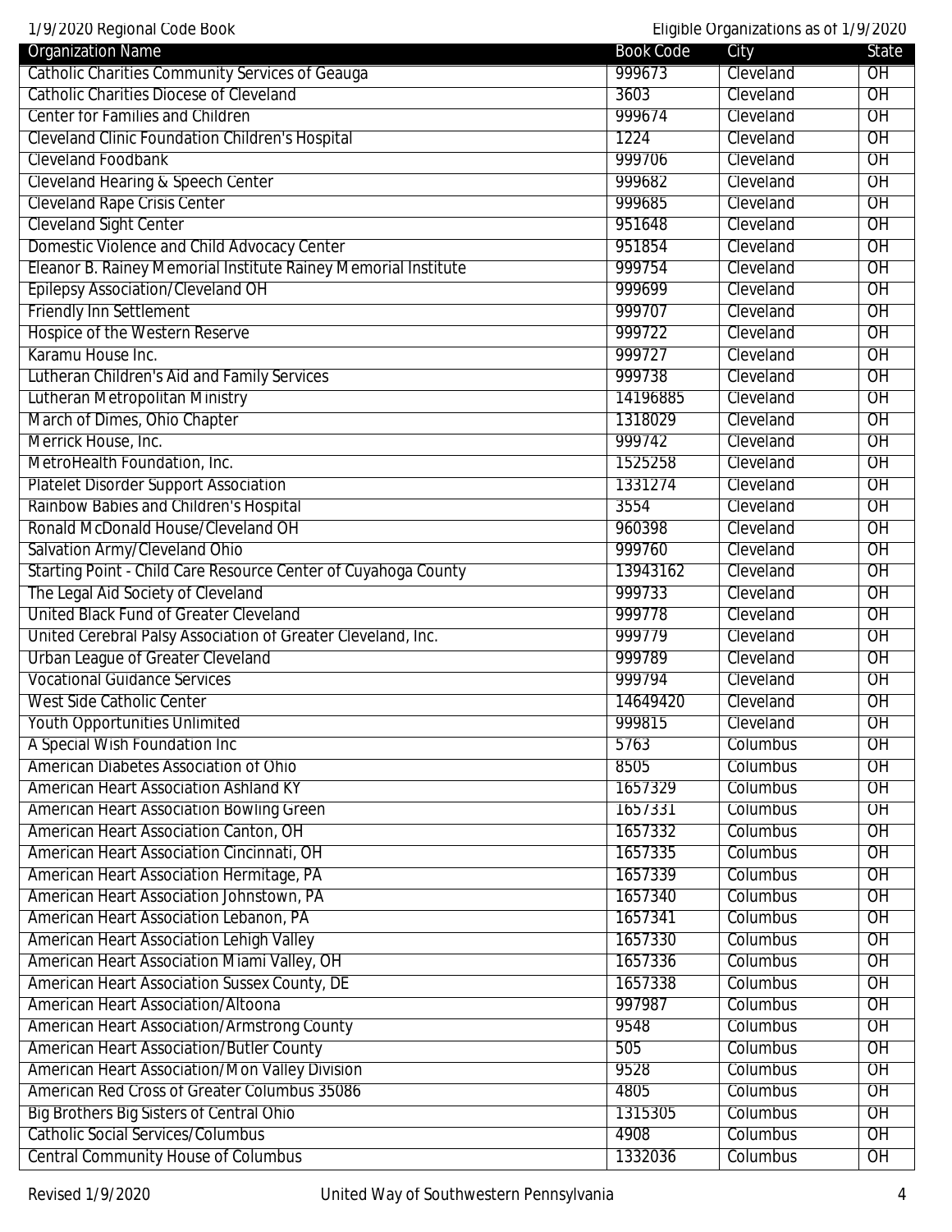| Organization Name | Book Code | City | State |
|---|---|---|---|
| Catholic Charities Community Services of Geauga | 999673 | Cleveland | OH |
| Catholic Charities Diocese of Cleveland | 3603 | Cleveland | OH |
| Center for Families and Children | 999674 | Cleveland | OH |
| Cleveland Clinic Foundation Children's Hospital | 1224 | Cleveland | OH |
| Cleveland Foodbank | 999706 | Cleveland | OH |
| Cleveland Hearing & Speech Center | 999682 | Cleveland | OH |
| Cleveland Rape Crisis Center | 999685 | Cleveland | OH |
| Cleveland Sight Center | 951648 | Cleveland | OH |
| Domestic Violence and Child Advocacy Center | 951854 | Cleveland | OH |
| Eleanor B. Rainey Memorial Institute Rainey Memorial Institute | 999754 | Cleveland | OH |
| Epilepsy Association/Cleveland OH | 999699 | Cleveland | OH |
| Friendly Inn Settlement | 999707 | Cleveland | OH |
| Hospice of the Western Reserve | 999722 | Cleveland | OH |
| Karamu House Inc. | 999727 | Cleveland | OH |
| Lutheran Children's Aid and Family Services | 999738 | Cleveland | OH |
| Lutheran Metropolitan Ministry | 14196885 | Cleveland | OH |
| March of Dimes, Ohio Chapter | 1318029 | Cleveland | OH |
| Merrick House, Inc. | 999742 | Cleveland | OH |
| MetroHealth Foundation, Inc. | 1525258 | Cleveland | OH |
| Platelet Disorder Support Association | 1331274 | Cleveland | OH |
| Rainbow Babies and Children's Hospital | 3554 | Cleveland | OH |
| Ronald McDonald House/Cleveland OH | 960398 | Cleveland | OH |
| Salvation Army/Cleveland Ohio | 999760 | Cleveland | OH |
| Starting Point - Child Care Resource Center of Cuyahoga County | 13943162 | Cleveland | OH |
| The Legal Aid Society of Cleveland | 999733 | Cleveland | OH |
| United Black Fund of Greater Cleveland | 999778 | Cleveland | OH |
| United Cerebral Palsy Association of Greater Cleveland, Inc. | 999779 | Cleveland | OH |
| Urban League of Greater Cleveland | 999789 | Cleveland | OH |
| Vocational Guidance Services | 999794 | Cleveland | OH |
| West Side Catholic Center | 14649420 | Cleveland | OH |
| Youth Opportunities Unlimited | 999815 | Cleveland | OH |
| A Special Wish Foundation Inc | 5763 | Columbus | OH |
| American Diabetes Association of Ohio | 8505 | Columbus | OH |
| American Heart Association Ashland KY | 1657329 | Columbus | OH |
| American Heart Association Bowling Green | 1657331 | Columbus | OH |
| American Heart Association Canton, OH | 1657332 | Columbus | OH |
| American Heart Association Cincinnati, OH | 1657335 | Columbus | OH |
| American Heart Association Hermitage, PA | 1657339 | Columbus | OH |
| American Heart Association Johnstown, PA | 1657340 | Columbus | OH |
| American Heart Association Lebanon, PA | 1657341 | Columbus | OH |
| American Heart Association Lehigh Valley | 1657330 | Columbus | OH |
| American Heart Association Miami Valley, OH | 1657336 | Columbus | OH |
| American Heart Association Sussex County, DE | 1657338 | Columbus | OH |
| American Heart Association/Altoona | 997987 | Columbus | OH |
| American Heart Association/Armstrong County | 9548 | Columbus | OH |
| American Heart Association/Butler County | 505 | Columbus | OH |
| American Heart Association/Mon Valley Division | 9528 | Columbus | OH |
| American Red Cross of Greater Columbus 35086 | 4805 | Columbus | OH |
| Big Brothers Big Sisters of Central Ohio | 1315305 | Columbus | OH |
| Catholic Social Services/Columbus | 4908 | Columbus | OH |
| Central Community House of Columbus | 1332036 | Columbus | OH |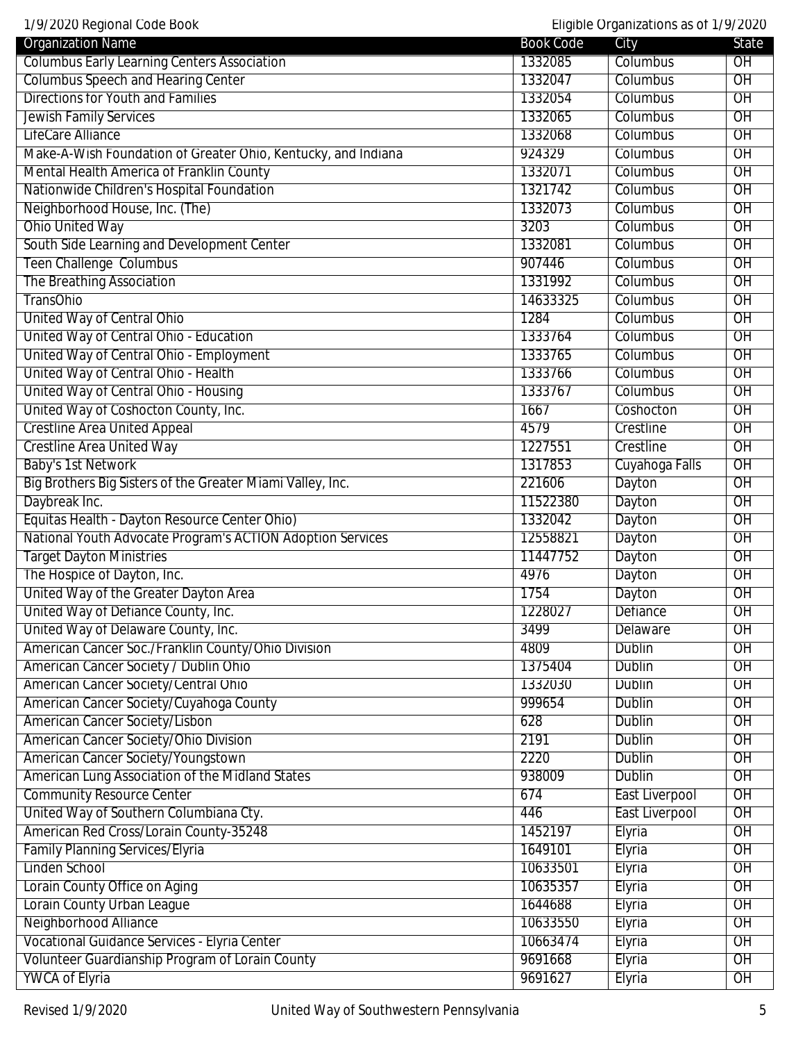| Organization Name | Book Code | City | State |
|---|---|---|---|
| Columbus Early Learning Centers Association | 1332085 | Columbus | OH |
| Columbus Speech and Hearing Center | 1332047 | Columbus | OH |
| Directions for Youth and Families | 1332054 | Columbus | OH |
| Jewish Family Services | 1332065 | Columbus | OH |
| LifeCare Alliance | 1332068 | Columbus | OH |
| Make-A-Wish Foundation of Greater Ohio, Kentucky, and Indiana | 924329 | Columbus | OH |
| Mental Health America of Franklin County | 1332071 | Columbus | OH |
| Nationwide Children's Hospital Foundation | 1321742 | Columbus | OH |
| Neighborhood House, Inc. (The) | 1332073 | Columbus | OH |
| Ohio United Way | 3203 | Columbus | OH |
| South Side Learning and Development Center | 1332081 | Columbus | OH |
| Teen Challenge Columbus | 907446 | Columbus | OH |
| The Breathing Association | 1331992 | Columbus | OH |
| TransOhio | 14633325 | Columbus | OH |
| United Way of Central Ohio | 1284 | Columbus | OH |
| United Way of Central Ohio - Education | 1333764 | Columbus | OH |
| United Way of Central Ohio - Employment | 1333765 | Columbus | OH |
| United Way of Central Ohio - Health | 1333766 | Columbus | OH |
| United Way of Central Ohio - Housing | 1333767 | Columbus | OH |
| United Way of Coshocton County, Inc. | 1667 | Coshocton | OH |
| Crestline Area United Appeal | 4579 | Crestline | OH |
| Crestline Area United Way | 1227551 | Crestline | OH |
| Baby's 1st Network | 1317853 | Cuyahoga Falls | OH |
| Big Brothers Big Sisters of the Greater Miami Valley, Inc. | 221606 | Dayton | OH |
| Daybreak Inc. | 11522380 | Dayton | OH |
| Equitas Health - Dayton Resource Center Ohio) | 1332042 | Dayton | OH |
| National Youth Advocate Program's ACTION Adoption Services | 12558821 | Dayton | OH |
| Target Dayton Ministries | 11447752 | Dayton | OH |
| The Hospice of Dayton, Inc. | 4976 | Dayton | OH |
| United Way of the Greater Dayton Area | 1754 | Dayton | OH |
| United Way of Defiance County, Inc. | 1228027 | Defiance | OH |
| United Way of Delaware County, Inc. | 3499 | Delaware | OH |
| American Cancer Soc./Franklin County/Ohio Division | 4809 | Dublin | OH |
| American Cancer Society / Dublin Ohio | 1375404 | Dublin | OH |
| American Cancer Society/Central Ohio | 1332030 | Dublin | OH |
| American Cancer Society/Cuyahoga County | 999654 | Dublin | OH |
| American Cancer Society/Lisbon | 628 | Dublin | OH |
| American Cancer Society/Ohio Division | 2191 | Dublin | OH |
| American Cancer Society/Youngstown | 2220 | Dublin | OH |
| American Lung Association of the Midland States | 938009 | Dublin | OH |
| Community Resource Center | 674 | East Liverpool | OH |
| United Way of Southern Columbiana Cty. | 446 | East Liverpool | OH |
| American Red Cross/Lorain County-35248 | 1452197 | Elyria | OH |
| Family Planning Services/Elyria | 1649101 | Elyria | OH |
| Linden School | 10633501 | Elyria | OH |
| Lorain County Office on Aging | 10635357 | Elyria | OH |
| Lorain County Urban League | 1644688 | Elyria | OH |
| Neighborhood Alliance | 10633550 | Elyria | OH |
| Vocational Guidance Services - Elyria Center | 10663474 | Elyria | OH |
| Volunteer Guardianship Program of Lorain County | 9691668 | Elyria | OH |
| YWCA of Elyria | 9691627 | Elyria | OH |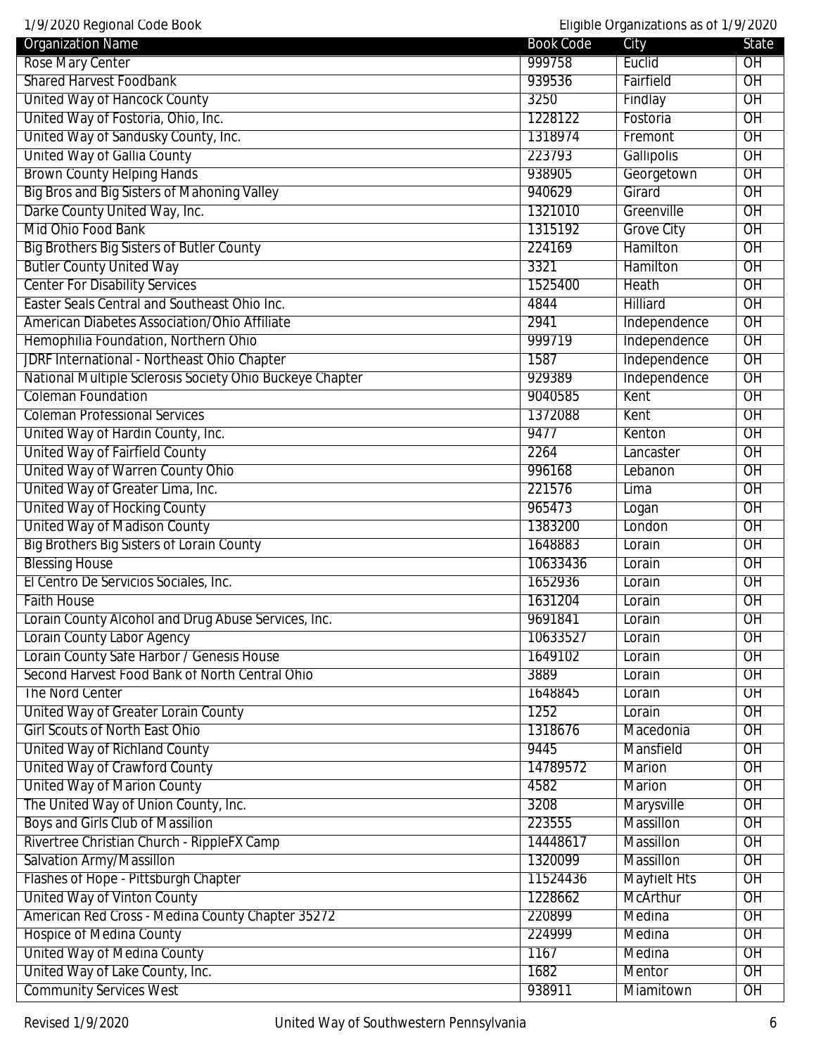| Organization Name | Book Code | City | State |
|---|---|---|---|
| Rose Mary Center | 999758 | Euclid | OH |
| Shared Harvest Foodbank | 939536 | Fairfield | OH |
| United Way of Hancock County | 3250 | Findlay | OH |
| United Way of Fostoria, Ohio, Inc. | 1228122 | Fostoria | OH |
| United Way of Sandusky County, Inc. | 1318974 | Fremont | OH |
| United Way of Gallia County | 223793 | Gallipolis | OH |
| Brown County Helping Hands | 938905 | Georgetown | OH |
| Big Bros and Big Sisters of Mahoning Valley | 940629 | Girard | OH |
| Darke County United Way, Inc. | 1321010 | Greenville | OH |
| Mid Ohio Food Bank | 1315192 | Grove City | OH |
| Big Brothers Big Sisters of Butler County | 224169 | Hamilton | OH |
| Butler County United Way | 3321 | Hamilton | OH |
| Center For Disability Services | 1525400 | Heath | OH |
| Easter Seals Central and Southeast Ohio Inc. | 4844 | Hilliard | OH |
| American Diabetes Association/Ohio Affiliate | 2941 | Independence | OH |
| Hemophilia Foundation, Northern Ohio | 999719 | Independence | OH |
| JDRF International - Northeast Ohio Chapter | 1587 | Independence | OH |
| National Multiple Sclerosis Society Ohio Buckeye Chapter | 929389 | Independence | OH |
| Coleman Foundation | 9040585 | Kent | OH |
| Coleman Professional Services | 1372088 | Kent | OH |
| United Way of Hardin County, Inc. | 9477 | Kenton | OH |
| United Way of Fairfield County | 2264 | Lancaster | OH |
| United Way of Warren County Ohio | 996168 | Lebanon | OH |
| United Way of Greater Lima, Inc. | 221576 | Lima | OH |
| United Way of Hocking County | 965473 | Logan | OH |
| United Way of Madison County | 1383200 | London | OH |
| Big Brothers Big Sisters of Lorain County | 1648883 | Lorain | OH |
| Blessing House | 10633436 | Lorain | OH |
| El Centro De Servicios Sociales, Inc. | 1652936 | Lorain | OH |
| Faith House | 1631204 | Lorain | OH |
| Lorain County Alcohol and Drug Abuse Services, Inc. | 9691841 | Lorain | OH |
| Lorain County Labor Agency | 10633527 | Lorain | OH |
| Lorain County Safe Harbor / Genesis House | 1649102 | Lorain | OH |
| Second Harvest Food Bank of North Central Ohio | 3889 | Lorain | OH |
| The Nord Center | 1648845 | Lorain | OH |
| United Way of Greater Lorain County | 1252 | Lorain | OH |
| Girl Scouts of North East Ohio | 1318676 | Macedonia | OH |
| United Way of Richland County | 9445 | Mansfield | OH |
| United Way of Crawford County | 14789572 | Marion | OH |
| United Way of Marion County | 4582 | Marion | OH |
| The United Way of Union County, Inc. | 3208 | Marysville | OH |
| Boys and Girls Club of Massillon | 223555 | Massillon | OH |
| Rivertree Christian Church - RippleFX Camp | 14448617 | Massillon | OH |
| Salvation Army/Massillon | 1320099 | Massillon | OH |
| Flashes of Hope - Pittsburgh Chapter | 11524436 | Mayfielt Hts | OH |
| United Way of Vinton County | 1228662 | McArthur | OH |
| American Red Cross - Medina County Chapter 35272 | 220899 | Medina | OH |
| Hospice of Medina County | 224999 | Medina | OH |
| United Way of Medina County | 1167 | Medina | OH |
| United Way of Lake County, Inc. | 1682 | Mentor | OH |
| Community Services West | 938911 | Miamitown | OH |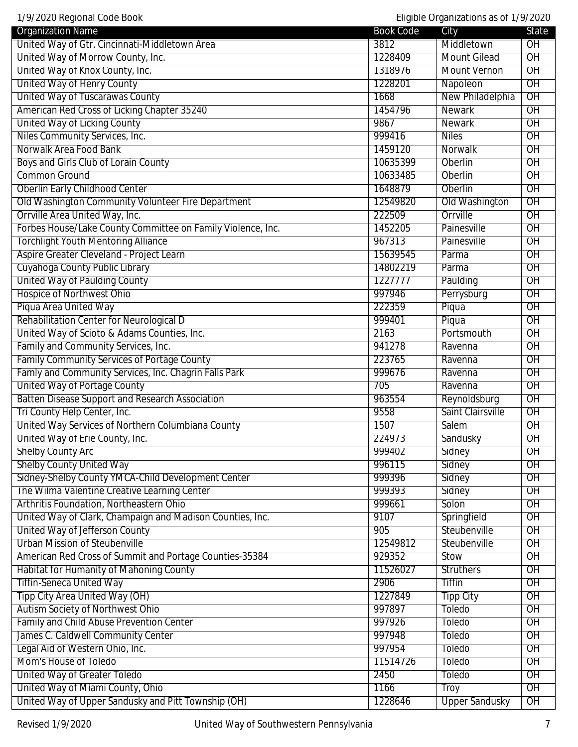| Organization Name | Book Code | City | State |
|---|---|---|---|
| United Way of Gtr. Cincinnati-Middletown Area | 3812 | Middletown | OH |
| United Way of Morrow County, Inc. | 1228409 | Mount Gilead | OH |
| United Way of Knox County, Inc. | 1318976 | Mount Vernon | OH |
| United Way of Henry County | 1228201 | Napoleon | OH |
| United Way of Tuscarawas County | 1668 | New Philadelphia | OH |
| American Red Cross of Licking Chapter 35240 | 1454796 | Newark | OH |
| United Way of Licking County | 9867 | Newark | OH |
| Niles Community Services, Inc. | 999416 | Niles | OH |
| Norwalk Area Food Bank | 1459120 | Norwalk | OH |
| Boys and Girls Club of Lorain County | 10635399 | Oberlin | OH |
| Common Ground | 10633485 | Oberlin | OH |
| Oberlin Early Childhood Center | 1648879 | Oberlin | OH |
| Old Washington Community Volunteer Fire Department | 12549820 | Old Washington | OH |
| Orrville Area United Way, Inc. | 222509 | Orrville | OH |
| Forbes House/Lake County Committee on Family Violence, Inc. | 1452205 | Painesville | OH |
| Torchlight Youth Mentoring Alliance | 967313 | Painesville | OH |
| Aspire Greater Cleveland - Project Learn | 15639545 | Parma | OH |
| Cuyahoga County Public Library | 14802219 | Parma | OH |
| United Way of Paulding County | 1227777 | Paulding | OH |
| Hospice of Northwest Ohio | 997946 | Perrysburg | OH |
| Piqua Area United Way | 222359 | Piqua | OH |
| Rehabilitation Center for Neurological D | 999401 | Piqua | OH |
| United Way of Scioto & Adams Counties, Inc. | 2163 | Portsmouth | OH |
| Family and Community Services, Inc. | 941278 | Ravenna | OH |
| Family Community Services of Portage County | 223765 | Ravenna | OH |
| Famly and Community Services, Inc. Chagrin Falls Park | 999676 | Ravenna | OH |
| United Way of Portage County | 705 | Ravenna | OH |
| Batten Disease Support and Research Association | 963554 | Reynoldsburg | OH |
| Tri County Help Center, Inc. | 9558 | Saint Clairsville | OH |
| United Way Services of Northern Columbiana County | 1507 | Salem | OH |
| United Way of Erie County, Inc. | 224973 | Sandusky | OH |
| Shelby County Arc | 999402 | Sidney | OH |
| Shelby County United Way | 996115 | Sidney | OH |
| Sidney-Shelby County YMCA-Child Development Center | 999396 | Sidney | OH |
| The Wilma Valentine Creative Learning Center | 999393 | Sidney | OH |
| Arthritis Foundation, Northeastern Ohio | 999661 | Solon | OH |
| United Way of Clark, Champaign and Madison Counties, Inc. | 9107 | Springfield | OH |
| United Way of Jefferson County | 905 | Steubenville | OH |
| Urban Mission of Steubenville | 12549812 | Steubenville | OH |
| American Red Cross of Summit and Portage Counties-35384 | 929352 | Stow | OH |
| Habitat for Humanity of Mahoning County | 11526027 | Struthers | OH |
| Tiffin-Seneca United Way | 2906 | Tiffin | OH |
| Tipp City Area United Way (OH) | 1227849 | Tipp City | OH |
| Autism Society of Northwest Ohio | 997897 | Toledo | OH |
| Family and Child Abuse Prevention Center | 997926 | Toledo | OH |
| James C. Caldwell Community Center | 997948 | Toledo | OH |
| Legal Aid of Western Ohio, Inc. | 997954 | Toledo | OH |
| Mom's House of Toledo | 11514726 | Toledo | OH |
| United Way of Greater Toledo | 2450 | Toledo | OH |
| United Way of Miami County, Ohio | 1166 | Troy | OH |
| United Way of Upper Sandusky and Pitt Township (OH) | 1228646 | Upper Sandusky | OH |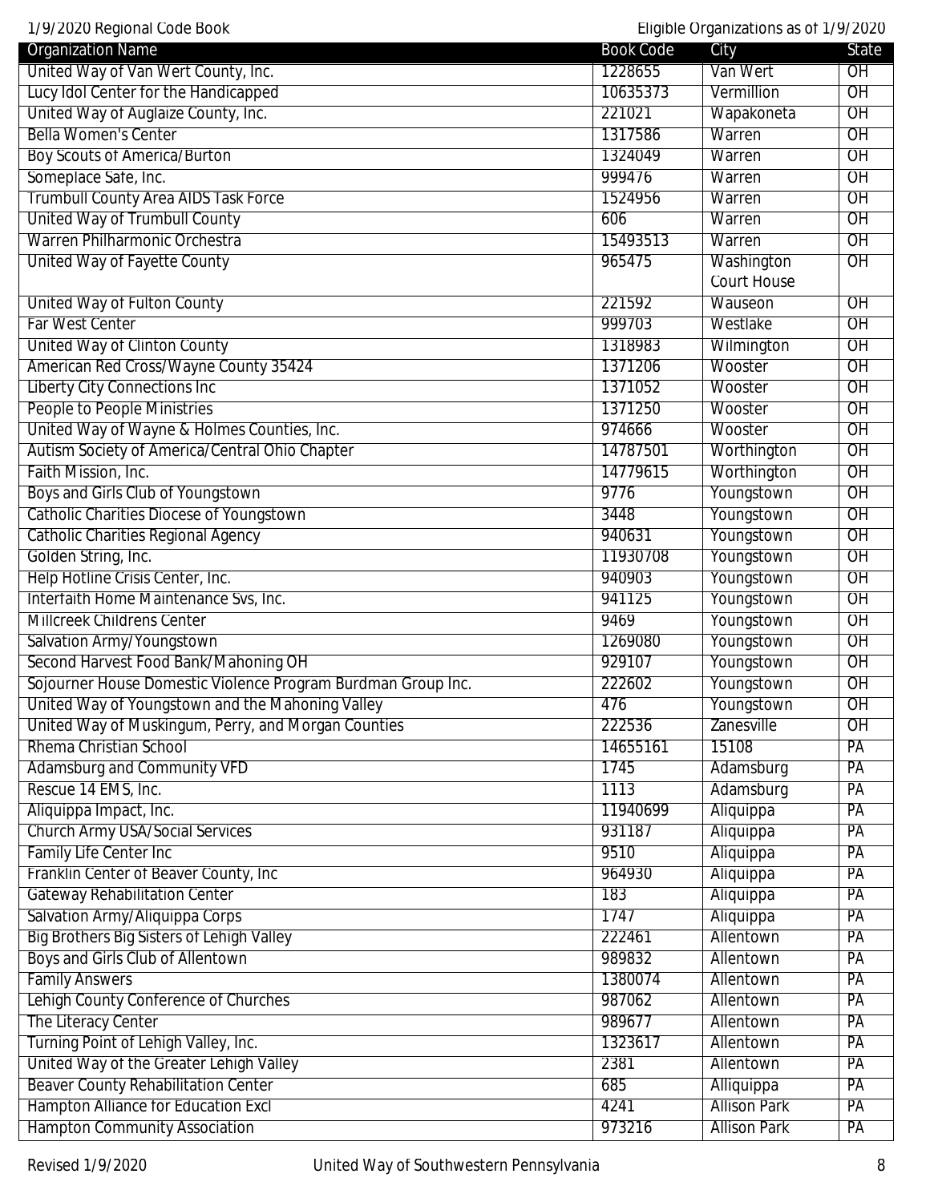| Organization Name | Book Code | City | State |
|---|---|---|---|
| United Way of Van Wert County, Inc. | 1228655 | Van Wert | OH |
| Lucy Idol Center for the Handicapped | 10635373 | Vermillion | OH |
| United Way of Auglaize County, Inc. | 221021 | Wapakoneta | OH |
| Bella Women's Center | 1317586 | Warren | OH |
| Boy Scouts of America/Burton | 1324049 | Warren | OH |
| Someplace Safe, Inc. | 999476 | Warren | OH |
| Trumbull County Area AIDS Task Force | 1524956 | Warren | OH |
| United Way of Trumbull County | 606 | Warren | OH |
| Warren Philharmonic Orchestra | 15493513 | Warren | OH |
| United Way of Fayette County | 965475 | Washington Court House | OH |
| United Way of Fulton County | 221592 | Wauseon | OH |
| Far West Center | 999703 | Westlake | OH |
| United Way of Clinton County | 1318983 | Wilmington | OH |
| American Red Cross/Wayne County 35424 | 1371206 | Wooster | OH |
| Liberty City Connections Inc | 1371052 | Wooster | OH |
| People to People Ministries | 1371250 | Wooster | OH |
| United Way of Wayne & Holmes Counties, Inc. | 974666 | Wooster | OH |
| Autism Society of America/Central Ohio Chapter | 14787501 | Worthington | OH |
| Faith Mission, Inc. | 14779615 | Worthington | OH |
| Boys and Girls Club of Youngstown | 9776 | Youngstown | OH |
| Catholic Charities Diocese of Youngstown | 3448 | Youngstown | OH |
| Catholic Charities Regional Agency | 940631 | Youngstown | OH |
| Golden String, Inc. | 11930708 | Youngstown | OH |
| Help Hotline Crisis Center, Inc. | 940903 | Youngstown | OH |
| Interfaith Home Maintenance Svs, Inc. | 941125 | Youngstown | OH |
| Millcreek Childrens Center | 9469 | Youngstown | OH |
| Salvation Army/Youngstown | 1269080 | Youngstown | OH |
| Second Harvest Food Bank/Mahoning OH | 929107 | Youngstown | OH |
| Sojourner House Domestic Violence Program Burdman Group Inc. | 222602 | Youngstown | OH |
| United Way of Youngstown and the Mahoning Valley | 476 | Youngstown | OH |
| United Way of Muskingum, Perry, and Morgan Counties | 222536 | Zanesville | OH |
| Rhema Christian School | 14655161 | 15108 | PA |
| Adamsburg and Community VFD | 1745 | Adamsburg | PA |
| Rescue 14 EMS, Inc. | 1113 | Adamsburg | PA |
| Aliquippa Impact, Inc. | 11940699 | Aliquippa | PA |
| Church Army USA/Social Services | 931187 | Aliquippa | PA |
| Family Life Center Inc | 9510 | Aliquippa | PA |
| Franklin Center of Beaver County, Inc | 964930 | Aliquippa | PA |
| Gateway Rehabilitation Center | 183 | Aliquippa | PA |
| Salvation Army/Aliquippa Corps | 1747 | Aliquippa | PA |
| Big Brothers Big Sisters of Lehigh Valley | 222461 | Allentown | PA |
| Boys and Girls Club of Allentown | 989832 | Allentown | PA |
| Family Answers | 1380074 | Allentown | PA |
| Lehigh County Conference of Churches | 987062 | Allentown | PA |
| The Literacy Center | 989677 | Allentown | PA |
| Turning Point of Lehigh Valley, Inc. | 1323617 | Allentown | PA |
| United Way of the Greater Lehigh Valley | 2381 | Allentown | PA |
| Beaver County Rehabilitation Center | 685 | Alliquippa | PA |
| Hampton Alliance for Education Excl | 4241 | Allison Park | PA |
| Hampton Community Association | 973216 | Allison Park | PA |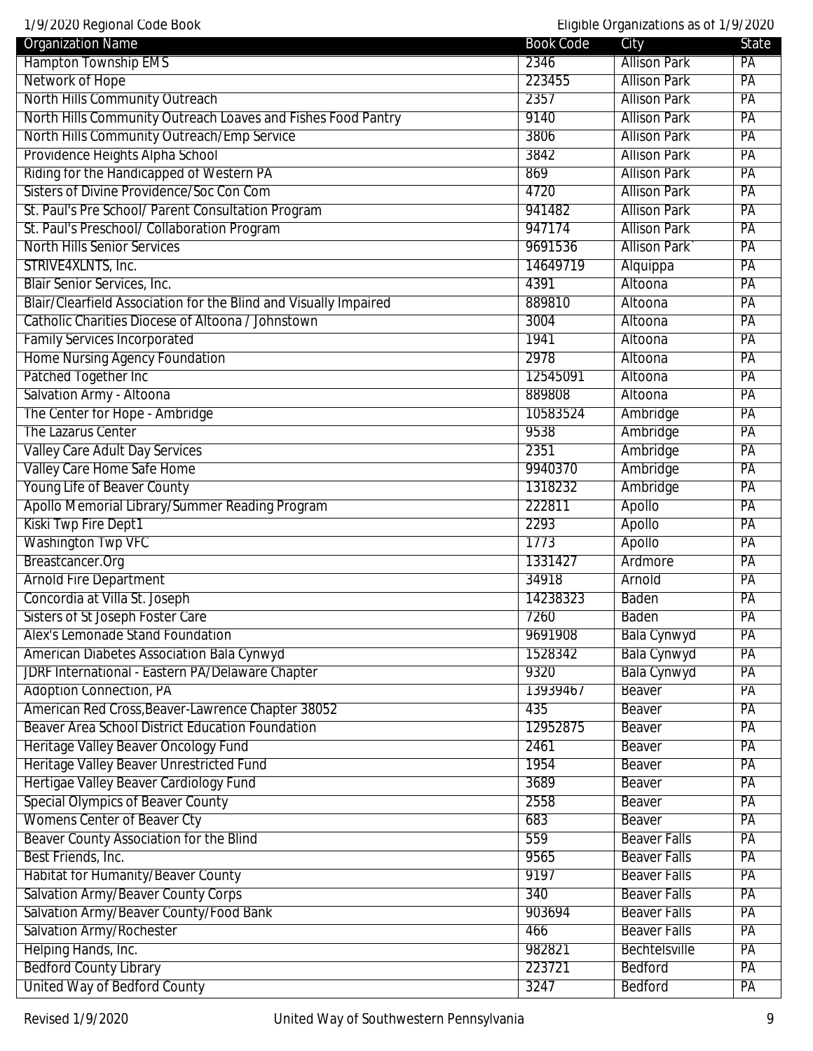| Organization Name | Book Code | City | State |
|---|---|---|---|
| Hampton Township EMS | 2346 | Allison Park | PA |
| Network of Hope | 223455 | Allison Park | PA |
| North Hills Community Outreach | 2357 | Allison Park | PA |
| North Hills Community Outreach Loaves and Fishes Food Pantry | 9140 | Allison Park | PA |
| North Hills Community Outreach/Emp Service | 3806 | Allison Park | PA |
| Providence Heights Alpha School | 3842 | Allison Park | PA |
| Riding for the Handicapped of Western PA | 869 | Allison Park | PA |
| Sisters of Divine Providence/Soc Con Com | 4720 | Allison Park | PA |
| St. Paul's Pre School/ Parent Consultation Program | 941482 | Allison Park | PA |
| St. Paul's Preschool/ Collaboration Program | 947174 | Allison Park | PA |
| North Hills Senior Services | 9691536 | Allison Park` | PA |
| STRIVE4XLNTS, Inc. | 14649719 | Alquippa | PA |
| Blair Senior Services, Inc. | 4391 | Altoona | PA |
| Blair/Clearfield Association for the Blind and Visually Impaired | 889810 | Altoona | PA |
| Catholic Charities Diocese of Altoona / Johnstown | 3004 | Altoona | PA |
| Family Services Incorporated | 1941 | Altoona | PA |
| Home Nursing Agency Foundation | 2978 | Altoona | PA |
| Patched Together Inc | 12545091 | Altoona | PA |
| Salvation Army - Altoona | 889808 | Altoona | PA |
| The Center for Hope - Ambridge | 10583524 | Ambridge | PA |
| The Lazarus Center | 9538 | Ambridge | PA |
| Valley Care Adult Day Services | 2351 | Ambridge | PA |
| Valley Care Home Safe Home | 9940370 | Ambridge | PA |
| Young Life of Beaver County | 1318232 | Ambridge | PA |
| Apollo Memorial Library/Summer Reading Program | 222811 | Apollo | PA |
| Kiski Twp Fire Dept1 | 2293 | Apollo | PA |
| Washington Twp VFC | 1773 | Apollo | PA |
| Breastcancer.Org | 1331427 | Ardmore | PA |
| Arnold Fire Department | 34918 | Arnold | PA |
| Concordia at Villa St. Joseph | 14238323 | Baden | PA |
| Sisters of St Joseph Foster Care | 7260 | Baden | PA |
| Alex's Lemonade Stand Foundation | 9691908 | Bala Cynwyd | PA |
| American Diabetes Association Bala Cynwyd | 1528342 | Bala Cynwyd | PA |
| JDRF International - Eastern PA/Delaware Chapter | 9320 | Bala Cynwyd | PA |
| Adoption Connection, PA | 13939467 | Beaver | PA |
| American Red Cross,Beaver-Lawrence Chapter 38052 | 435 | Beaver | PA |
| Beaver Area School District Education Foundation | 12952875 | Beaver | PA |
| Heritage Valley Beaver Oncology Fund | 2461 | Beaver | PA |
| Heritage Valley Beaver Unrestricted Fund | 1954 | Beaver | PA |
| Hertigae Valley Beaver Cardiology Fund | 3689 | Beaver | PA |
| Special Olympics of Beaver County | 2558 | Beaver | PA |
| Womens Center of Beaver Cty | 683 | Beaver | PA |
| Beaver County Association for the Blind | 559 | Beaver Falls | PA |
| Best Friends, Inc. | 9565 | Beaver Falls | PA |
| Habitat for Humanity/Beaver County | 9197 | Beaver Falls | PA |
| Salvation Army/Beaver County Corps | 340 | Beaver Falls | PA |
| Salvation Army/Beaver County/Food Bank | 903694 | Beaver Falls | PA |
| Salvation Army/Rochester | 466 | Beaver Falls | PA |
| Helping Hands, Inc. | 982821 | Bechtelsville | PA |
| Bedford County Library | 223721 | Bedford | PA |
| United Way of Bedford County | 3247 | Bedford | PA |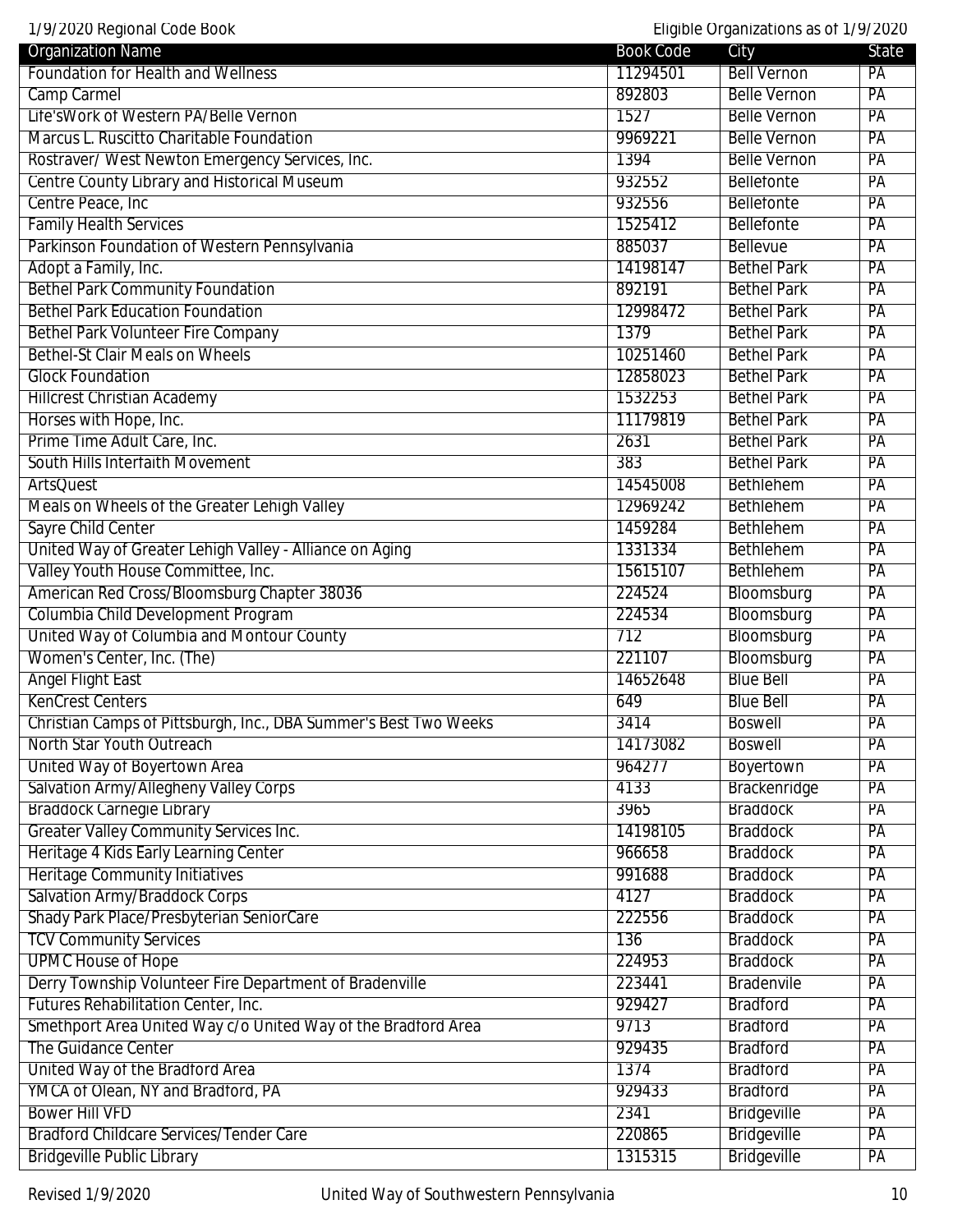| Organization Name | Book Code | City | State |
| --- | --- | --- | --- |
| Foundation for Health and Wellness | 11294501 | Bell Vernon | PA |
| Camp Carmel | 892803 | Belle Vernon | PA |
| Life'sWork of Western PA/Belle Vernon | 1527 | Belle Vernon | PA |
| Marcus L. Ruscitto Charitable Foundation | 9969221 | Belle Vernon | PA |
| Rostraver/ West Newton Emergency Services, Inc. | 1394 | Belle Vernon | PA |
| Centre County Library and Historical Museum | 932552 | Bellefonte | PA |
| Centre Peace, Inc | 932556 | Bellefonte | PA |
| Family Health Services | 1525412 | Bellefonte | PA |
| Parkinson Foundation of Western Pennsylvania | 885037 | Bellevue | PA |
| Adopt a Family, Inc. | 14198147 | Bethel Park | PA |
| Bethel Park Community Foundation | 892191 | Bethel Park | PA |
| Bethel Park Education Foundation | 12998472 | Bethel Park | PA |
| Bethel Park Volunteer Fire Company | 1379 | Bethel Park | PA |
| Bethel-St Clair Meals on Wheels | 10251460 | Bethel Park | PA |
| Glock Foundation | 12858023 | Bethel Park | PA |
| Hillcrest Christian Academy | 1532253 | Bethel Park | PA |
| Horses with Hope, Inc. | 11179819 | Bethel Park | PA |
| Prime Time Adult Care, Inc. | 2631 | Bethel Park | PA |
| South Hills Interfaith Movement | 383 | Bethel Park | PA |
| ArtsQuest | 14545008 | Bethlehem | PA |
| Meals on Wheels of the Greater Lehigh Valley | 12969242 | Bethlehem | PA |
| Sayre Child Center | 1459284 | Bethlehem | PA |
| United Way of Greater Lehigh Valley - Alliance on Aging | 1331334 | Bethlehem | PA |
| Valley Youth House Committee, Inc. | 15615107 | Bethlehem | PA |
| American Red Cross/Bloomsburg Chapter 38036 | 224524 | Bloomsburg | PA |
| Columbia Child Development Program | 224534 | Bloomsburg | PA |
| United Way of Columbia and Montour County | 712 | Bloomsburg | PA |
| Women's Center, Inc. (The) | 221107 | Bloomsburg | PA |
| Angel Flight East | 14652648 | Blue Bell | PA |
| KenCrest Centers | 649 | Blue Bell | PA |
| Christian Camps of Pittsburgh, Inc., DBA Summer's Best Two Weeks | 3414 | Boswell | PA |
| North Star Youth Outreach | 14173082 | Boswell | PA |
| United Way of Boyertown Area | 964277 | Boyertown | PA |
| Salvation Army/Allegheny Valley Corps | 4133 | Brackenridge | PA |
| Braddock Carnegie Library | 3965 | Braddock | PA |
| Greater Valley Community Services Inc. | 14198105 | Braddock | PA |
| Heritage 4 Kids Early Learning Center | 966658 | Braddock | PA |
| Heritage Community Initiatives | 991688 | Braddock | PA |
| Salvation Army/Braddock Corps | 4127 | Braddock | PA |
| Shady Park Place/Presbyterian SeniorCare | 222556 | Braddock | PA |
| TCV Community Services | 136 | Braddock | PA |
| UPMC House of Hope | 224953 | Braddock | PA |
| Derry Township Volunteer Fire Department of Bradenville | 223441 | Bradenvile | PA |
| Futures Rehabilitation Center, Inc. | 929427 | Bradford | PA |
| Smethport Area United Way c/o United Way of the Bradford Area | 9713 | Bradford | PA |
| The Guidance Center | 929435 | Bradford | PA |
| United Way of the Bradford Area | 1374 | Bradford | PA |
| YMCA of Olean, NY and Bradford, PA | 929433 | Bradford | PA |
| Bower Hill VFD | 2341 | Bridgeville | PA |
| Bradford Childcare Services/Tender Care | 220865 | Bridgeville | PA |
| Bridgeville Public Library | 1315315 | Bridgeville | PA |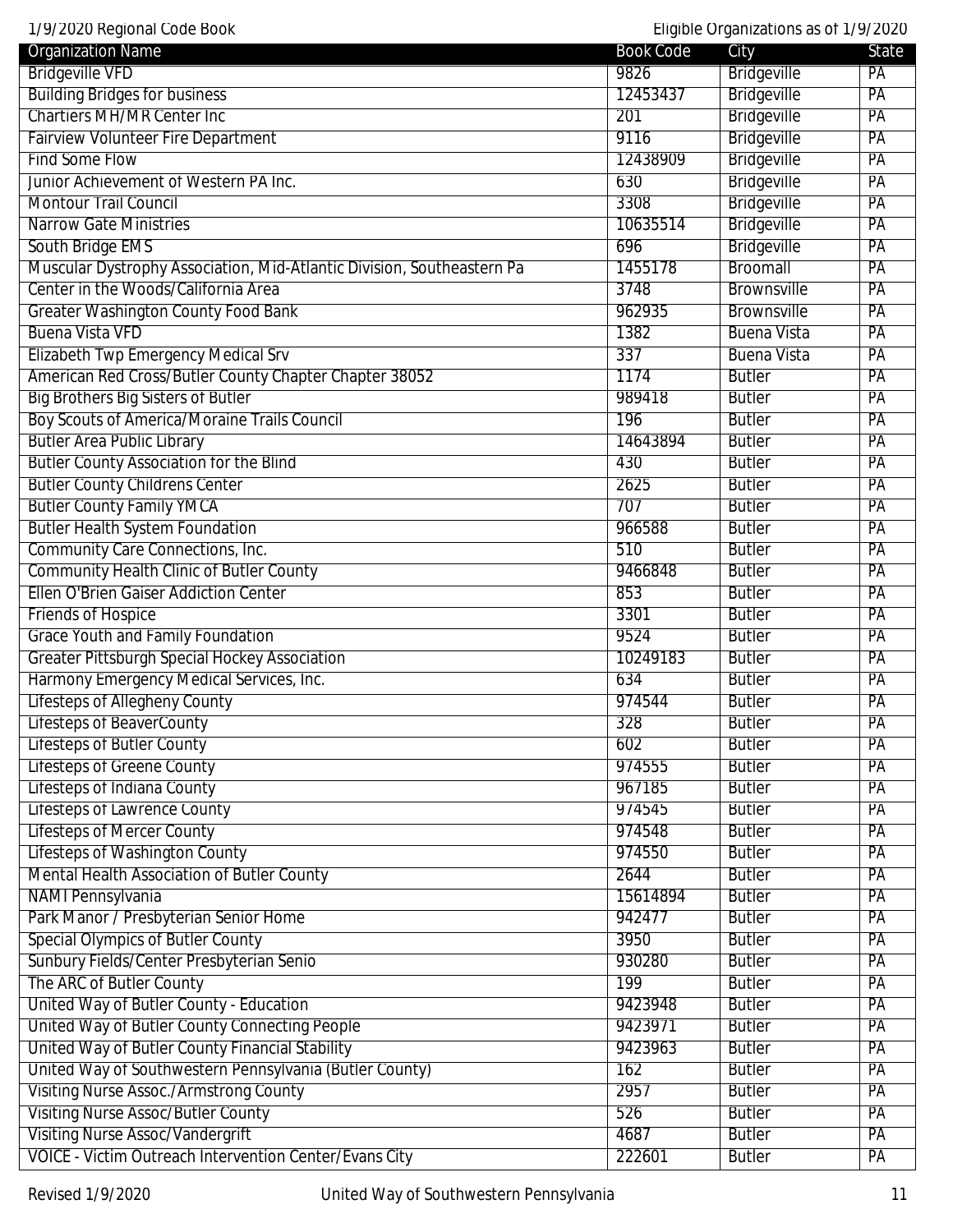| Organization Name | Book Code | City | State |
|---|---|---|---|
| Bridgeville VFD | 9826 | Bridgeville | PA |
| Building Bridges for business | 12453437 | Bridgeville | PA |
| Chartiers MH/MR Center Inc | 201 | Bridgeville | PA |
| Fairview Volunteer Fire Department | 9116 | Bridgeville | PA |
| Find Some Flow | 12438909 | Bridgeville | PA |
| Junior Achievement of Western PA Inc. | 630 | Bridgeville | PA |
| Montour Trail Council | 3308 | Bridgeville | PA |
| Narrow Gate Ministries | 10635514 | Bridgeville | PA |
| South Bridge EMS | 696 | Bridgeville | PA |
| Muscular Dystrophy Association, Mid-Atlantic Division, Southeastern Pa | 1455178 | Broomall | PA |
| Center in the Woods/California Area | 3748 | Brownsville | PA |
| Greater Washington County Food Bank | 962935 | Brownsville | PA |
| Buena Vista VFD | 1382 | Buena Vista | PA |
| Elizabeth Twp Emergency Medical Srv | 337 | Buena Vista | PA |
| American Red Cross/Butler County Chapter Chapter 38052 | 1174 | Butler | PA |
| Big Brothers Big Sisters of Butler | 989418 | Butler | PA |
| Boy Scouts of America/Moraine Trails Council | 196 | Butler | PA |
| Butler Area Public Library | 14643894 | Butler | PA |
| Butler County Association for the Blind | 430 | Butler | PA |
| Butler County Childrens Center | 2625 | Butler | PA |
| Butler County Family YMCA | 707 | Butler | PA |
| Butler Health System Foundation | 966588 | Butler | PA |
| Community Care Connections, Inc. | 510 | Butler | PA |
| Community Health Clinic of Butler County | 9466848 | Butler | PA |
| Ellen O'Brien Gaiser Addiction Center | 853 | Butler | PA |
| Friends of Hospice | 3301 | Butler | PA |
| Grace Youth and Family Foundation | 9524 | Butler | PA |
| Greater Pittsburgh Special Hockey Association | 10249183 | Butler | PA |
| Harmony Emergency Medical Services, Inc. | 634 | Butler | PA |
| Lifesteps of Allegheny County | 974544 | Butler | PA |
| Lifesteps of BeaverCounty | 328 | Butler | PA |
| Lifesteps of Butler County | 602 | Butler | PA |
| Lifesteps of Greene County | 974555 | Butler | PA |
| Lifesteps of Indiana County | 967185 | Butler | PA |
| Lifesteps of Lawrence County | 974545 | Butler | PA |
| Lifesteps of Mercer County | 974548 | Butler | PA |
| Lifesteps of Washington County | 974550 | Butler | PA |
| Mental Health Association of Butler County | 2644 | Butler | PA |
| NAMI Pennsylvania | 15614894 | Butler | PA |
| Park Manor / Presbyterian Senior Home | 942477 | Butler | PA |
| Special Olympics of Butler County | 3950 | Butler | PA |
| Sunbury Fields/Center Presbyterian Senio | 930280 | Butler | PA |
| The ARC of Butler County | 199 | Butler | PA |
| United Way of Butler County - Education | 9423948 | Butler | PA |
| United Way of Butler County Connecting People | 9423971 | Butler | PA |
| United Way of Butler County Financial Stability | 9423963 | Butler | PA |
| United Way of Southwestern Pennsylvania (Butler County) | 162 | Butler | PA |
| Visiting Nurse Assoc./Armstrong County | 2957 | Butler | PA |
| Visiting Nurse Assoc/Butler County | 526 | Butler | PA |
| Visiting Nurse Assoc/Vandergrift | 4687 | Butler | PA |
| VOICE - Victim Outreach Intervention Center/Evans City | 222601 | Butler | PA |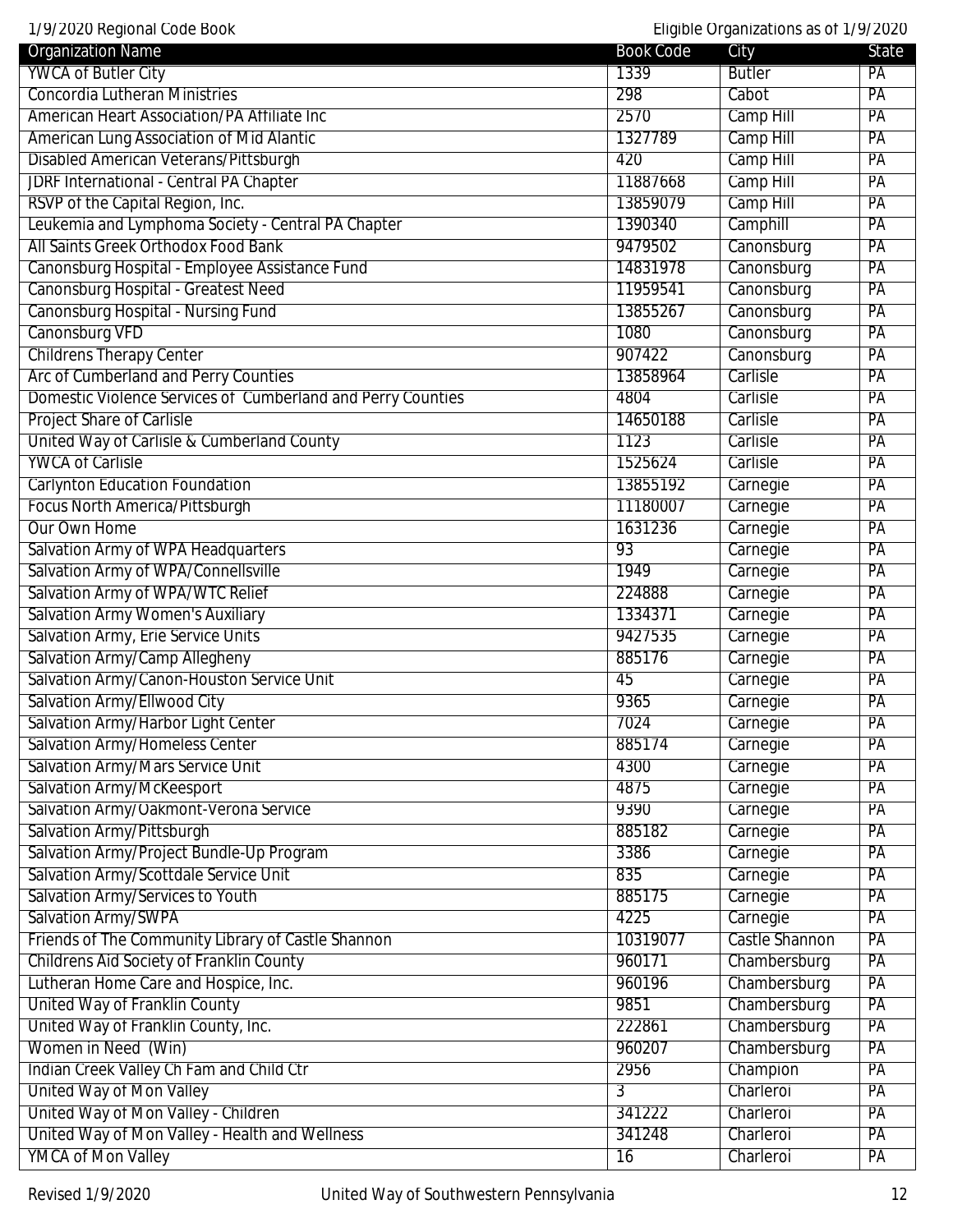| Organization Name | Book Code | City | State |
|---|---|---|---|
| YWCA of Butler City | 1339 | Butler | PA |
| Concordia Lutheran Ministries | 298 | Cabot | PA |
| American Heart Association/PA Affiliate Inc | 2570 | Camp Hill | PA |
| American Lung Association of Mid Alantic | 1327789 | Camp Hill | PA |
| Disabled American Veterans/Pittsburgh | 420 | Camp Hill | PA |
| JDRF International - Central PA Chapter | 11887668 | Camp Hill | PA |
| RSVP of the Capital Region, Inc. | 13859079 | Camp Hill | PA |
| Leukemia and Lymphoma Society - Central PA Chapter | 1390340 | Camphill | PA |
| All Saints Greek Orthodox Food Bank | 9479502 | Canonsburg | PA |
| Canonsburg Hospital - Employee Assistance Fund | 14831978 | Canonsburg | PA |
| Canonsburg Hospital - Greatest Need | 11959541 | Canonsburg | PA |
| Canonsburg Hospital - Nursing Fund | 13855267 | Canonsburg | PA |
| Canonsburg VFD | 1080 | Canonsburg | PA |
| Childrens Therapy Center | 907422 | Canonsburg | PA |
| Arc of Cumberland and Perry Counties | 13858964 | Carlisle | PA |
| Domestic Violence Services of Cumberland and Perry Counties | 4804 | Carlisle | PA |
| Project Share of Carlisle | 14650188 | Carlisle | PA |
| United Way of Carlisle & Cumberland County | 1123 | Carlisle | PA |
| YWCA of Carlisle | 1525624 | Carlisle | PA |
| Carlynton Education Foundation | 13855192 | Carnegie | PA |
| Focus North America/Pittsburgh | 11180007 | Carnegie | PA |
| Our Own Home | 1631236 | Carnegie | PA |
| Salvation Army of WPA Headquarters | 93 | Carnegie | PA |
| Salvation Army of WPA/Connellsville | 1949 | Carnegie | PA |
| Salvation Army of WPA/WTC Relief | 224888 | Carnegie | PA |
| Salvation Army Women's Auxiliary | 1334371 | Carnegie | PA |
| Salvation Army, Erie Service Units | 9427535 | Carnegie | PA |
| Salvation Army/Camp Allegheny | 885176 | Carnegie | PA |
| Salvation Army/Canon-Houston Service Unit | 45 | Carnegie | PA |
| Salvation Army/Ellwood City | 9365 | Carnegie | PA |
| Salvation Army/Harbor Light Center | 7024 | Carnegie | PA |
| Salvation Army/Homeless Center | 885174 | Carnegie | PA |
| Salvation Army/Mars Service Unit | 4300 | Carnegie | PA |
| Salvation Army/McKeesport | 4875 | Carnegie | PA |
| Salvation Army/Oakmont-Verona Service | 9390 | Carnegie | PA |
| Salvation Army/Pittsburgh | 885182 | Carnegie | PA |
| Salvation Army/Project Bundle-Up Program | 3386 | Carnegie | PA |
| Salvation Army/Scottdale Service Unit | 835 | Carnegie | PA |
| Salvation Army/Services to Youth | 885175 | Carnegie | PA |
| Salvation Army/SWPA | 4225 | Carnegie | PA |
| Friends of The Community Library of Castle Shannon | 10319077 | Castle Shannon | PA |
| Childrens Aid Society of Franklin County | 960171 | Chambersburg | PA |
| Lutheran Home Care and Hospice, Inc. | 960196 | Chambersburg | PA |
| United Way of Franklin County | 9851 | Chambersburg | PA |
| United Way of Franklin County, Inc. | 222861 | Chambersburg | PA |
| Women in Need (Win) | 960207 | Chambersburg | PA |
| Indian Creek Valley Ch Fam and Child Ctr | 2956 | Champion | PA |
| United Way of Mon Valley | 3 | Charleroi | PA |
| United Way of Mon Valley - Children | 341222 | Charleroi | PA |
| United Way of Mon Valley - Health and Wellness | 341248 | Charleroi | PA |
| YMCA of Mon Valley | 16 | Charleroi | PA |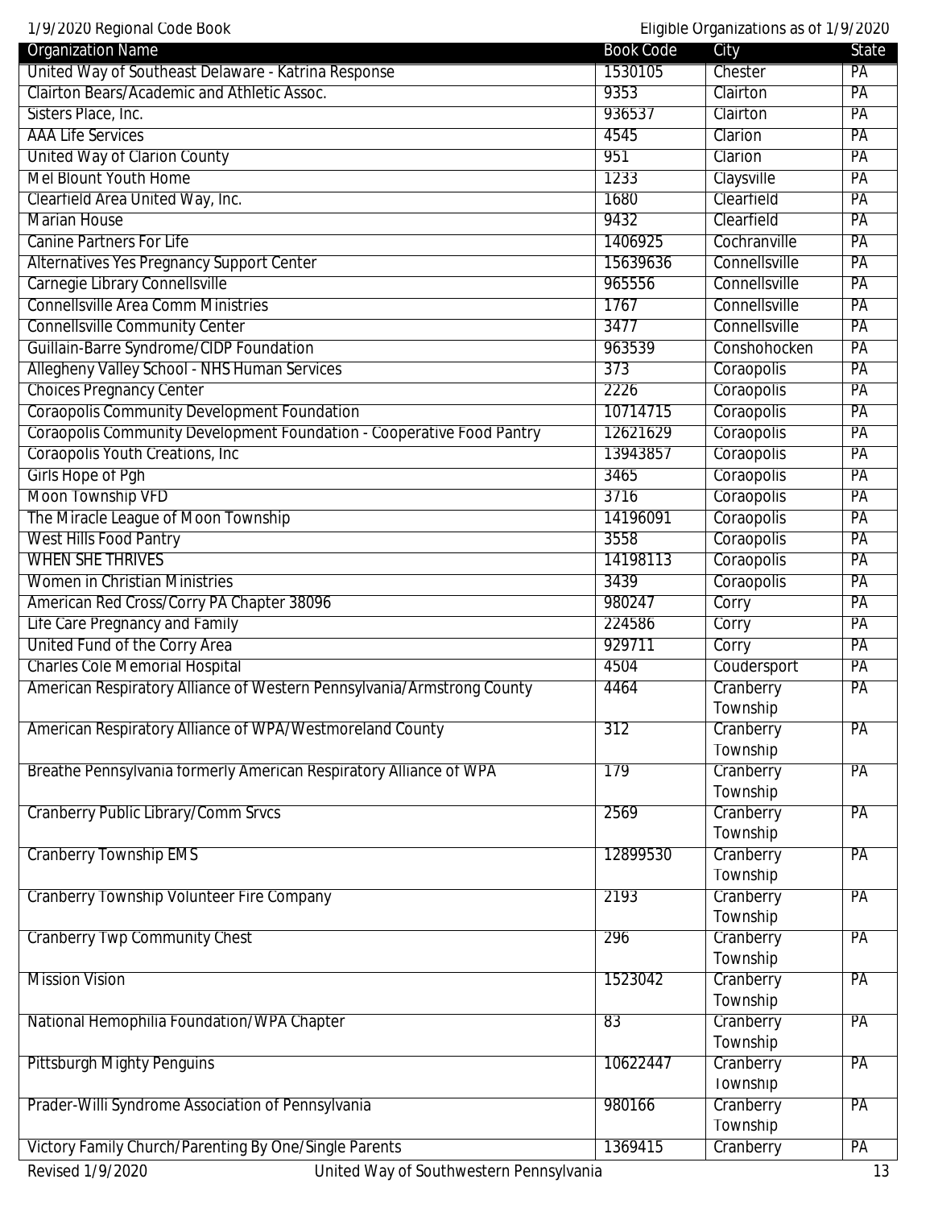| Organization Name | Book Code | City | State |
|---|---|---|---|
| United Way of Southeast Delaware - Katrina Response | 1530105 | Chester | PA |
| Clairton Bears/Academic and Athletic Assoc. | 9353 | Clairton | PA |
| Sisters Place, Inc. | 936537 | Clairton | PA |
| AAA Life Services | 4545 | Clarion | PA |
| United Way of Clarion County | 951 | Clarion | PA |
| Mel Blount Youth Home | 1233 | Claysville | PA |
| Clearfield Area United Way, Inc. | 1680 | Clearfield | PA |
| Marian House | 9432 | Clearfield | PA |
| Canine Partners For Life | 1406925 | Cochranville | PA |
| Alternatives Yes Pregnancy Support Center | 15639636 | Connellsville | PA |
| Carnegie Library Connellsville | 965556 | Connellsville | PA |
| Connellsville Area Comm Ministries | 1767 | Connellsville | PA |
| Connellsville Community Center | 3477 | Connellsville | PA |
| Guillain-Barre Syndrome/CIDP Foundation | 963539 | Conshohocken | PA |
| Allegheny Valley School - NHS Human Services | 373 | Coraopolis | PA |
| Choices Pregnancy Center | 2226 | Coraopolis | PA |
| Coraopolis Community Development Foundation | 10714715 | Coraopolis | PA |
| Coraopolis Community Development Foundation - Cooperative Food Pantry | 12621629 | Coraopolis | PA |
| Coraopolis Youth Creations, Inc | 13943857 | Coraopolis | PA |
| Girls Hope of Pgh | 3465 | Coraopolis | PA |
| Moon Township VFD | 3716 | Coraopolis | PA |
| The Miracle League of Moon Township | 14196091 | Coraopolis | PA |
| West Hills Food Pantry | 3558 | Coraopolis | PA |
| WHEN SHE THRIVES | 14198113 | Coraopolis | PA |
| Women in Christian Ministries | 3439 | Coraopolis | PA |
| American Red Cross/Corry PA Chapter 38096 | 980247 | Corry | PA |
| Life Care Pregnancy and Family | 224586 | Corry | PA |
| United Fund of the Corry Area | 929711 | Corry | PA |
| Charles Cole Memorial Hospital | 4504 | Coudersport | PA |
| American Respiratory Alliance of Western Pennsylvania/Armstrong County | 4464 | Cranberry Township | PA |
| American Respiratory Alliance of WPA/Westmoreland County | 312 | Cranberry Township | PA |
| Breathe Pennsylvania formerly American Respiratory Alliance of WPA | 179 | Cranberry Township | PA |
| Cranberry Public Library/Comm Srvcs | 2569 | Cranberry Township | PA |
| Cranberry Township EMS | 12899530 | Cranberry Township | PA |
| Cranberry Township Volunteer Fire Company | 2193 | Cranberry Township | PA |
| Cranberry Twp Community Chest | 296 | Cranberry Township | PA |
| Mission Vision | 1523042 | Cranberry Township | PA |
| National Hemophilia Foundation/WPA Chapter | 83 | Cranberry Township | PA |
| Pittsburgh Mighty Penguins | 10622447 | Cranberry Township | PA |
| Prader-Willi Syndrome Association of Pennsylvania | 980166 | Cranberry Township | PA |
| Victory Family Church/Parenting By One/Single Parents | 1369415 | Cranberry | PA |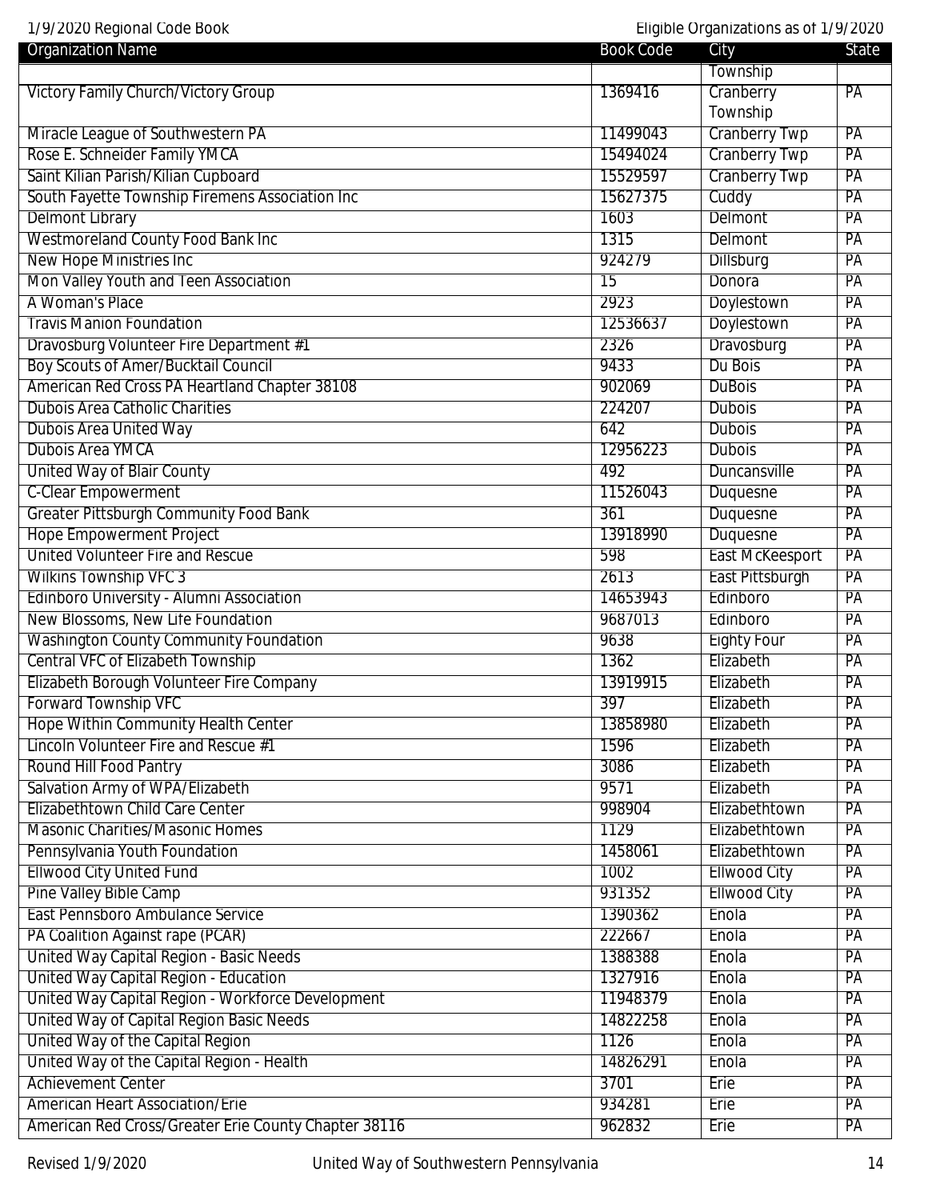| Organization Name | Book Code | City | State |
|---|---|---|---|
| | | Township | |
| Victory Family Church/Victory Group | 1369416 | Cranberry Township | PA |
| Miracle League of Southwestern PA | 11499043 | Cranberry Twp | PA |
| Rose E. Schneider Family YMCA | 15494024 | Cranberry Twp | PA |
| Saint Kilian Parish/Kilian Cupboard | 15529597 | Cranberry Twp | PA |
| South Fayette Township Firemens Association Inc | 15627375 | Cuddy | PA |
| Delmont Library | 1603 | Delmont | PA |
| Westmoreland County Food Bank Inc | 1315 | Delmont | PA |
| New Hope Ministries Inc | 924279 | Dillsburg | PA |
| Mon Valley Youth and Teen Association | 15 | Donora | PA |
| A Woman's Place | 2923 | Doylestown | PA |
| Travis Manion Foundation | 12536637 | Doylestown | PA |
| Dravosburg Volunteer Fire Department #1 | 2326 | Dravosburg | PA |
| Boy Scouts of Amer/Bucktail Council | 9433 | Du Bois | PA |
| American Red Cross PA Heartland Chapter 38108 | 902069 | DuBois | PA |
| Dubois Area Catholic Charities | 224207 | Dubois | PA |
| Dubois Area United Way | 642 | Dubois | PA |
| Dubois Area YMCA | 12956223 | Dubois | PA |
| United Way of Blair County | 492 | Duncansville | PA |
| C-Clear Empowerment | 11526043 | Duquesne | PA |
| Greater Pittsburgh Community Food Bank | 361 | Duquesne | PA |
| Hope Empowerment Project | 13918990 | Duquesne | PA |
| United Volunteer Fire and Rescue | 598 | East McKeesport | PA |
| Wilkins Township VFC 3 | 2613 | East Pittsburgh | PA |
| Edinboro University - Alumni Association | 14653943 | Edinboro | PA |
| New Blossoms, New Life Foundation | 9687013 | Edinboro | PA |
| Washington County Community Foundation | 9638 | Eighty Four | PA |
| Central VFC of Elizabeth Township | 1362 | Elizabeth | PA |
| Elizabeth Borough Volunteer Fire Company | 13919915 | Elizabeth | PA |
| Forward Township VFC | 397 | Elizabeth | PA |
| Hope Within Community Health Center | 13858980 | Elizabeth | PA |
| Lincoln Volunteer Fire and Rescue #1 | 1596 | Elizabeth | PA |
| Round Hill Food Pantry | 3086 | Elizabeth | PA |
| Salvation Army of WPA/Elizabeth | 9571 | Elizabeth | PA |
| Elizabethtown Child Care Center | 998904 | Elizabethtown | PA |
| Masonic Charities/Masonic Homes | 1129 | Elizabethtown | PA |
| Pennsylvania Youth Foundation | 1458061 | Elizabethtown | PA |
| Ellwood City United Fund | 1002 | Ellwood City | PA |
| Pine Valley Bible Camp | 931352 | Ellwood City | PA |
| East Pennsboro Ambulance Service | 1390362 | Enola | PA |
| PA Coalition Against rape (PCAR) | 222667 | Enola | PA |
| United Way Capital Region - Basic Needs | 1388388 | Enola | PA |
| United Way Capital Region - Education | 1327916 | Enola | PA |
| United Way Capital Region - Workforce Development | 11948379 | Enola | PA |
| United Way of Capital Region Basic Needs | 14822258 | Enola | PA |
| United Way of the Capital Region | 1126 | Enola | PA |
| United Way of the Capital Region - Health | 14826291 | Enola | PA |
| Achievement Center | 3701 | Erie | PA |
| American Heart Association/Erie | 934281 | Erie | PA |
| American Red Cross/Greater Erie County Chapter 38116 | 962832 | Erie | PA |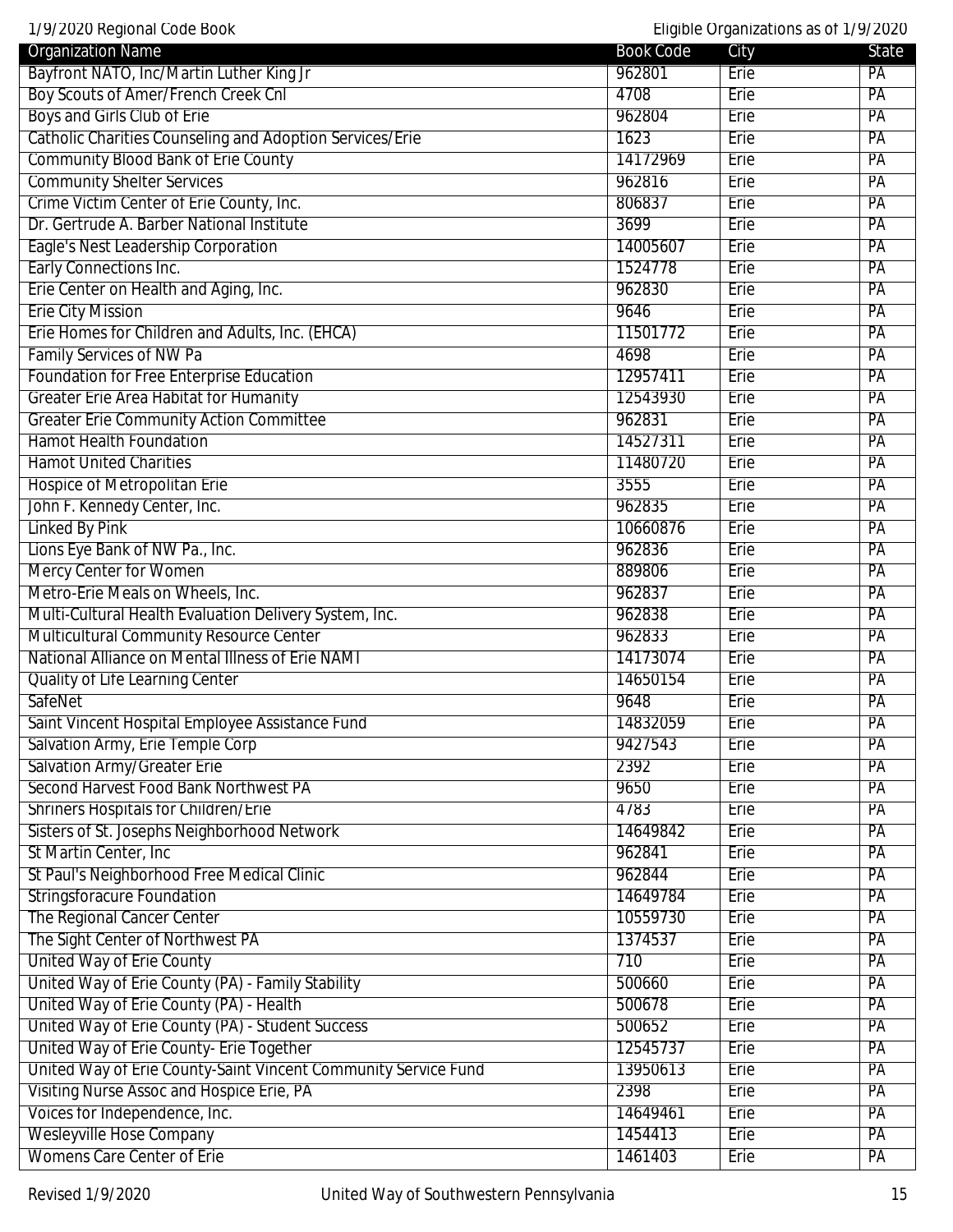| Organization Name | Book Code | City | State |
|---|---|---|---|
| Bayfront NATO, Inc/Martin Luther King Jr | 962801 | Erie | PA |
| Boy Scouts of Amer/French Creek Cnl | 4708 | Erie | PA |
| Boys and Girls Club of Erie | 962804 | Erie | PA |
| Catholic Charities Counseling and Adoption Services/Erie | 1623 | Erie | PA |
| Community Blood Bank of Erie County | 14172969 | Erie | PA |
| Community Shelter Services | 962816 | Erie | PA |
| Crime Victim Center of Erie County, Inc. | 806837 | Erie | PA |
| Dr. Gertrude A. Barber National Institute | 3699 | Erie | PA |
| Eagle's Nest Leadership Corporation | 14005607 | Erie | PA |
| Early Connections Inc. | 1524778 | Erie | PA |
| Erie Center on Health and Aging, Inc. | 962830 | Erie | PA |
| Erie City Mission | 9646 | Erie | PA |
| Erie Homes for Children and Adults, Inc. (EHCA) | 11501772 | Erie | PA |
| Family Services of NW Pa | 4698 | Erie | PA |
| Foundation for Free Enterprise Education | 12957411 | Erie | PA |
| Greater Erie Area Habitat for Humanity | 12543930 | Erie | PA |
| Greater Erie Community Action Committee | 962831 | Erie | PA |
| Hamot Health Foundation | 14527311 | Erie | PA |
| Hamot United Charities | 11480720 | Erie | PA |
| Hospice of Metropolitan Erie | 3555 | Erie | PA |
| John F. Kennedy Center, Inc. | 962835 | Erie | PA |
| Linked By Pink | 10660876 | Erie | PA |
| Lions Eye Bank of NW Pa., Inc. | 962836 | Erie | PA |
| Mercy Center for Women | 889806 | Erie | PA |
| Metro-Erie Meals on Wheels, Inc. | 962837 | Erie | PA |
| Multi-Cultural Health Evaluation Delivery System, Inc. | 962838 | Erie | PA |
| Multicultural Community Resource Center | 962833 | Erie | PA |
| National Alliance on Mental Illness of Erie NAMI | 14173074 | Erie | PA |
| Quality of Life Learning Center | 14650154 | Erie | PA |
| SafeNet | 9648 | Erie | PA |
| Saint Vincent Hospital Employee Assistance Fund | 14832059 | Erie | PA |
| Salvation Army, Erie Temple Corp | 9427543 | Erie | PA |
| Salvation Army/Greater Erie | 2392 | Erie | PA |
| Second Harvest Food Bank Northwest PA | 9650 | Erie | PA |
| Shriners Hospitals for Children/Erie | 4783 | Erie | PA |
| Sisters of St. Josephs Neighborhood Network | 14649842 | Erie | PA |
| St Martin Center, Inc | 962841 | Erie | PA |
| St Paul's Neighborhood Free Medical Clinic | 962844 | Erie | PA |
| Stringsforacure Foundation | 14649784 | Erie | PA |
| The Regional Cancer Center | 10559730 | Erie | PA |
| The Sight Center of Northwest PA | 1374537 | Erie | PA |
| United Way of Erie County | 710 | Erie | PA |
| United Way of Erie County (PA) - Family Stability | 500660 | Erie | PA |
| United Way of Erie County (PA) - Health | 500678 | Erie | PA |
| United Way of Erie County (PA) - Student Success | 500652 | Erie | PA |
| United Way of Erie County- Erie Together | 12545737 | Erie | PA |
| United Way of Erie County-Saint Vincent Community Service Fund | 13950613 | Erie | PA |
| Visiting Nurse Assoc and Hospice Erie, PA | 2398 | Erie | PA |
| Voices for Independence, Inc. | 14649461 | Erie | PA |
| Wesleyville Hose Company | 1454413 | Erie | PA |
| Womens Care Center of Erie | 1461403 | Erie | PA |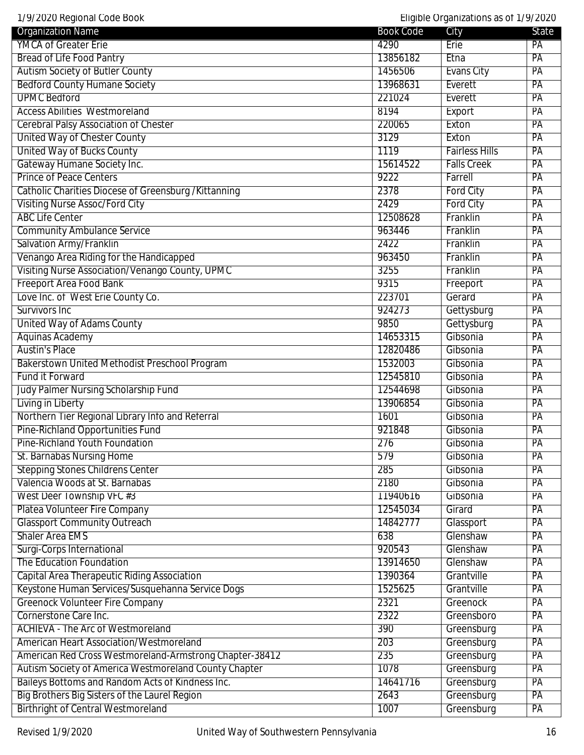| Organization Name | Book Code | City | State |
|---|---|---|---|
| YMCA of Greater Erie | 4290 | Erie | PA |
| Bread of Life Food Pantry | 13856182 | Etna | PA |
| Autism Society of Butler County | 1456506 | Evans City | PA |
| Bedford County Humane Society | 13968631 | Everett | PA |
| UPMC Bedford | 221024 | Everett | PA |
| Access Abilities Westmoreland | 8194 | Export | PA |
| Cerebral Palsy Association of Chester | 220065 | Exton | PA |
| United Way of Chester County | 3129 | Exton | PA |
| United Way of Bucks County | 1119 | Fairless Hills | PA |
| Gateway Humane Society Inc. | 15614522 | Falls Creek | PA |
| Prince of Peace Centers | 9222 | Farrell | PA |
| Catholic Charities Diocese of Greensburg /Kittanning | 2378 | Ford City | PA |
| Visiting Nurse Assoc/Ford City | 2429 | Ford City | PA |
| ABC Life Center | 12508628 | Franklin | PA |
| Community Ambulance Service | 963446 | Franklin | PA |
| Salvation Army/Franklin | 2422 | Franklin | PA |
| Venango Area Riding for the Handicapped | 963450 | Franklin | PA |
| Visiting Nurse Association/Venango County, UPMC | 3255 | Franklin | PA |
| Freeport Area Food Bank | 9315 | Freeport | PA |
| Love Inc. of West Erie County Co. | 223701 | Gerard | PA |
| Survivors Inc | 924273 | Gettysburg | PA |
| United Way of Adams County | 9850 | Gettysburg | PA |
| Aquinas Academy | 14653315 | Gibsonia | PA |
| Austin's Place | 12820486 | Gibsonia | PA |
| Bakerstown United Methodist Preschool Program | 1532003 | Gibsonia | PA |
| Fund it Forward | 12545810 | Gibsonia | PA |
| Judy Palmer Nursing Scholarship Fund | 12544698 | Gibsonia | PA |
| Living in Liberty | 13906854 | Gibsonia | PA |
| Northern Tier Regional Library Info and Referral | 1601 | Gibsonia | PA |
| Pine-Richland Opportunities Fund | 921848 | Gibsonia | PA |
| Pine-Richland Youth Foundation | 276 | Gibsonia | PA |
| St. Barnabas Nursing Home | 579 | Gibsonia | PA |
| Stepping Stones Childrens Center | 285 | Gibsonia | PA |
| Valencia Woods at St. Barnabas | 2180 | Gibsonia | PA |
| West Deer Township VFC #3 | 11940616 | Gibsonia | PA |
| Platea Volunteer Fire Company | 12545034 | Girard | PA |
| Glassport Community Outreach | 14842777 | Glassport | PA |
| Shaler Area EMS | 638 | Glenshaw | PA |
| Surgi-Corps International | 920543 | Glenshaw | PA |
| The Education Foundation | 13914650 | Glenshaw | PA |
| Capital Area Therapeutic Riding Association | 1390364 | Grantville | PA |
| Keystone Human Services/Susquehanna Service Dogs | 1525625 | Grantville | PA |
| Greenock Volunteer Fire Company | 2321 | Greenock | PA |
| Cornerstone Care Inc. | 2322 | Greensboro | PA |
| ACHIEVA - The Arc of Westmoreland | 390 | Greensburg | PA |
| American Heart Association/Westmoreland | 203 | Greensburg | PA |
| American Red Cross Westmoreland-Armstrong Chapter-38412 | 235 | Greensburg | PA |
| Autism Society of America Westmoreland County Chapter | 1078 | Greensburg | PA |
| Baileys Bottoms and Random Acts of Kindness Inc. | 14641716 | Greensburg | PA |
| Big Brothers Big Sisters of the Laurel Region | 2643 | Greensburg | PA |
| Birthright of Central Westmoreland | 1007 | Greensburg | PA |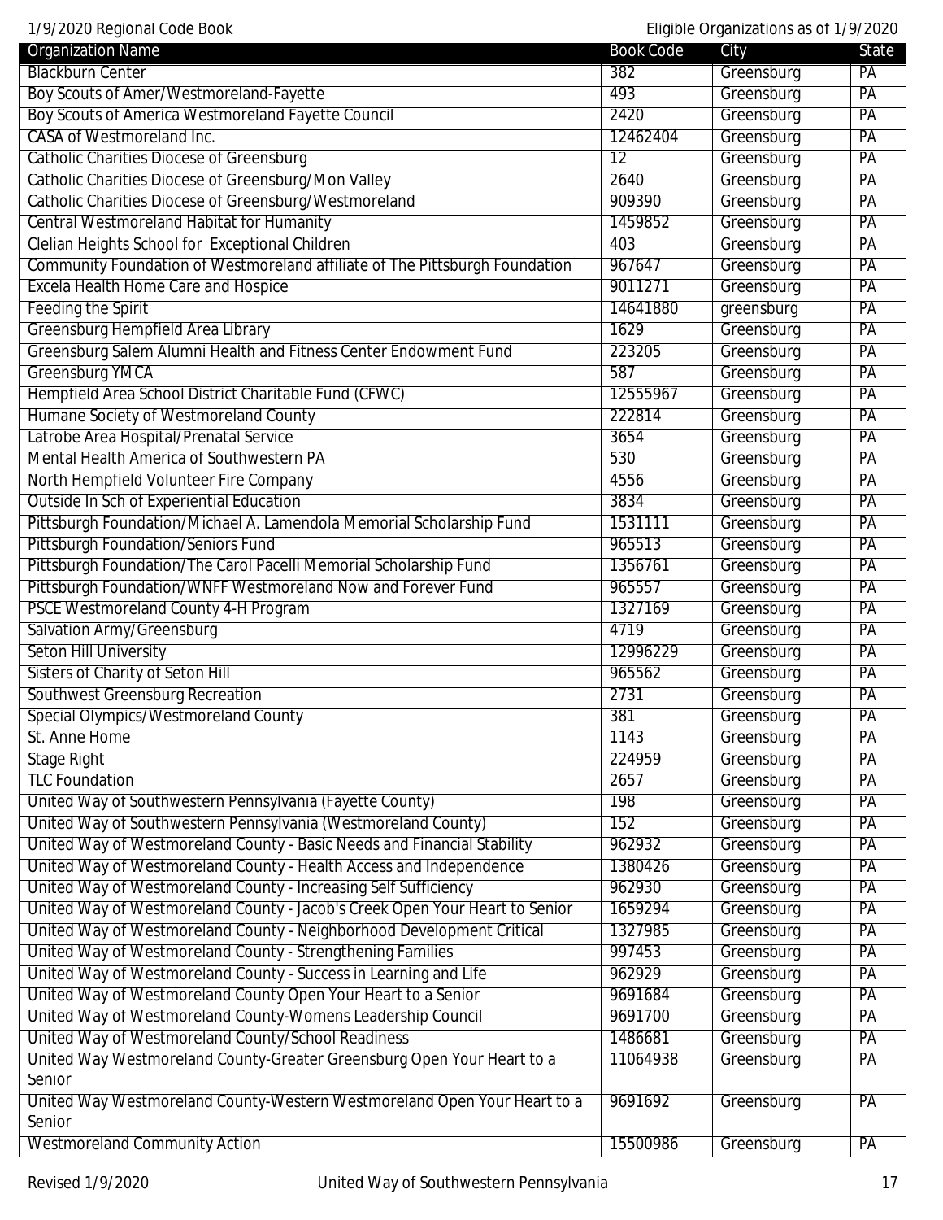| Organization Name | Book Code | City | State |
|---|---|---|---|
| Blackburn Center | 382 | Greensburg | PA |
| Boy Scouts of Amer/Westmoreland-Fayette | 493 | Greensburg | PA |
| Boy Scouts of America Westmoreland Fayette Council | 2420 | Greensburg | PA |
| CASA of Westmoreland Inc. | 12462404 | Greensburg | PA |
| Catholic Charities Diocese of Greensburg | 12 | Greensburg | PA |
| Catholic Charities Diocese of Greensburg/Mon Valley | 2640 | Greensburg | PA |
| Catholic Charities Diocese of Greensburg/Westmoreland | 909390 | Greensburg | PA |
| Central Westmoreland Habitat for Humanity | 1459852 | Greensburg | PA |
| Clelian Heights School for Exceptional Children | 403 | Greensburg | PA |
| Community Foundation of Westmoreland affiliate of The Pittsburgh Foundation | 967647 | Greensburg | PA |
| Excela Health Home Care and Hospice | 9011271 | Greensburg | PA |
| Feeding the Spirit | 14641880 | greensburg | PA |
| Greensburg Hempfield Area Library | 1629 | Greensburg | PA |
| Greensburg Salem Alumni Health and Fitness Center Endowment Fund | 223205 | Greensburg | PA |
| Greensburg YMCA | 587 | Greensburg | PA |
| Hempfield Area School District Charitable Fund (CFWC) | 12555967 | Greensburg | PA |
| Humane Society of Westmoreland County | 222814 | Greensburg | PA |
| Latrobe Area Hospital/Prenatal Service | 3654 | Greensburg | PA |
| Mental Health America of Southwestern PA | 530 | Greensburg | PA |
| North Hempfield Volunteer Fire Company | 4556 | Greensburg | PA |
| Outside In Sch of Experiential Education | 3834 | Greensburg | PA |
| Pittsburgh Foundation/Michael A. Lamendola Memorial Scholarship Fund | 1531111 | Greensburg | PA |
| Pittsburgh Foundation/Seniors Fund | 965513 | Greensburg | PA |
| Pittsburgh Foundation/The Carol Pacelli Memorial Scholarship Fund | 1356761 | Greensburg | PA |
| Pittsburgh Foundation/WNFF Westmoreland Now and Forever Fund | 965557 | Greensburg | PA |
| PSCE Westmoreland County 4-H Program | 1327169 | Greensburg | PA |
| Salvation Army/Greensburg | 4719 | Greensburg | PA |
| Seton Hill University | 12996229 | Greensburg | PA |
| Sisters of Charity of Seton Hill | 965562 | Greensburg | PA |
| Southwest Greensburg Recreation | 2731 | Greensburg | PA |
| Special Olympics/Westmoreland County | 381 | Greensburg | PA |
| St. Anne Home | 1143 | Greensburg | PA |
| Stage Right | 224959 | Greensburg | PA |
| TLC Foundation | 2657 | Greensburg | PA |
| United Way of Southwestern Pennsylvania (Fayette County) | 198 | Greensburg | PA |
| United Way of Southwestern Pennsylvania (Westmoreland County) | 152 | Greensburg | PA |
| United Way of Westmoreland County - Basic Needs and Financial Stability | 962932 | Greensburg | PA |
| United Way of Westmoreland County - Health Access and Independence | 1380426 | Greensburg | PA |
| United Way of Westmoreland County - Increasing Self Sufficiency | 962930 | Greensburg | PA |
| United Way of Westmoreland County - Jacob's Creek Open Your Heart to Senior | 1659294 | Greensburg | PA |
| United Way of Westmoreland County - Neighborhood Development Critical | 1327985 | Greensburg | PA |
| United Way of Westmoreland County - Strengthening Families | 997453 | Greensburg | PA |
| United Way of Westmoreland County - Success in Learning and Life | 962929 | Greensburg | PA |
| United Way of Westmoreland County Open Your Heart to a Senior | 9691684 | Greensburg | PA |
| United Way of Westmoreland County-Womens Leadership Council | 9691700 | Greensburg | PA |
| United Way of Westmoreland County/School Readiness | 1486681 | Greensburg | PA |
| United Way Westmoreland County-Greater Greensburg Open Your Heart to a Senior | 11064938 | Greensburg | PA |
| United Way Westmoreland County-Western Westmoreland Open Your Heart to a Senior | 9691692 | Greensburg | PA |
| Westmoreland Community Action | 15500986 | Greensburg | PA |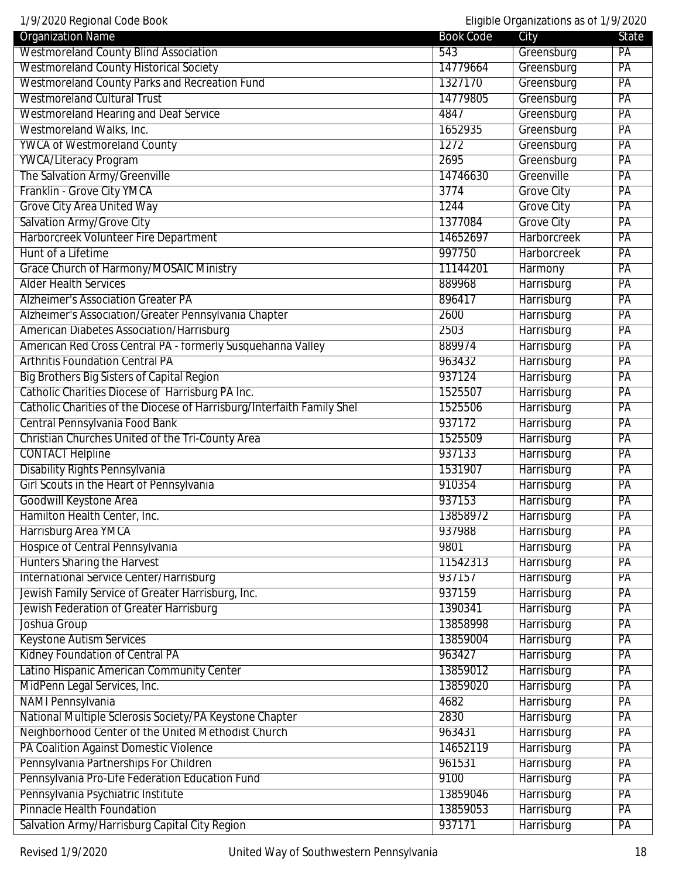| Organization Name | Book Code | City | State |
|---|---|---|---|
| Westmoreland County Blind Association | 543 | Greensburg | PA |
| Westmoreland County Historical Society | 14779664 | Greensburg | PA |
| Westmoreland County Parks and Recreation Fund | 1327170 | Greensburg | PA |
| Westmoreland Cultural Trust | 14779805 | Greensburg | PA |
| Westmoreland Hearing and Deaf Service | 4847 | Greensburg | PA |
| Westmoreland Walks, Inc. | 1652935 | Greensburg | PA |
| YWCA of Westmoreland County | 1272 | Greensburg | PA |
| YWCA/Literacy Program | 2695 | Greensburg | PA |
| The Salvation Army/Greenville | 14746630 | Greenville | PA |
| Franklin - Grove City YMCA | 3774 | Grove City | PA |
| Grove City Area United Way | 1244 | Grove City | PA |
| Salvation Army/Grove City | 1377084 | Grove City | PA |
| Harborcreek Volunteer Fire Department | 14652697 | Harborcreek | PA |
| Hunt of a Lifetime | 997750 | Harborcreek | PA |
| Grace Church of Harmony/MOSAIC Ministry | 11144201 | Harmony | PA |
| Alder Health Services | 889968 | Harrisburg | PA |
| Alzheimer's Association Greater PA | 896417 | Harrisburg | PA |
| Alzheimer's Association/Greater Pennsylvania Chapter | 2600 | Harrisburg | PA |
| American Diabetes Association/Harrisburg | 2503 | Harrisburg | PA |
| American Red Cross Central PA - formerly Susquehanna Valley | 889974 | Harrisburg | PA |
| Arthritis Foundation Central PA | 963432 | Harrisburg | PA |
| Big Brothers Big Sisters of Capital Region | 937124 | Harrisburg | PA |
| Catholic Charities Diocese of Harrisburg PA Inc. | 1525507 | Harrisburg | PA |
| Catholic Charities of the Diocese of Harrisburg/Interfaith Family Shel | 1525506 | Harrisburg | PA |
| Central Pennsylvania Food Bank | 937172 | Harrisburg | PA |
| Christian Churches United of the Tri-County Area | 1525509 | Harrisburg | PA |
| CONTACT Helpline | 937133 | Harrisburg | PA |
| Disability Rights Pennsylvania | 1531907 | Harrisburg | PA |
| Girl Scouts in the Heart of Pennsylvania | 910354 | Harrisburg | PA |
| Goodwill Keystone Area | 937153 | Harrisburg | PA |
| Hamilton Health Center, Inc. | 13858972 | Harrisburg | PA |
| Harrisburg Area YMCA | 937988 | Harrisburg | PA |
| Hospice of Central Pennsylvania | 9801 | Harrisburg | PA |
| Hunters Sharing the Harvest | 11542313 | Harrisburg | PA |
| International Service Center/Harrisburg | 937157 | Harrisburg | PA |
| Jewish Family Service of Greater Harrisburg, Inc. | 937159 | Harrisburg | PA |
| Jewish Federation of Greater Harrisburg | 1390341 | Harrisburg | PA |
| Joshua Group | 13858998 | Harrisburg | PA |
| Keystone Autism Services | 13859004 | Harrisburg | PA |
| Kidney Foundation of Central PA | 963427 | Harrisburg | PA |
| Latino Hispanic American Community Center | 13859012 | Harrisburg | PA |
| MidPenn Legal Services, Inc. | 13859020 | Harrisburg | PA |
| NAMI Pennsylvania | 4682 | Harrisburg | PA |
| National Multiple Sclerosis Society/PA Keystone Chapter | 2830 | Harrisburg | PA |
| Neighborhood Center of the United Methodist Church | 963431 | Harrisburg | PA |
| PA Coalition Against Domestic Violence | 14652119 | Harrisburg | PA |
| Pennsylvania Partnerships For Children | 961531 | Harrisburg | PA |
| Pennsylvania Pro-Life Federation Education Fund | 9100 | Harrisburg | PA |
| Pennsylvania Psychiatric Institute | 13859046 | Harrisburg | PA |
| Pinnacle Health Foundation | 13859053 | Harrisburg | PA |
| Salvation Army/Harrisburg Capital City Region | 937171 | Harrisburg | PA |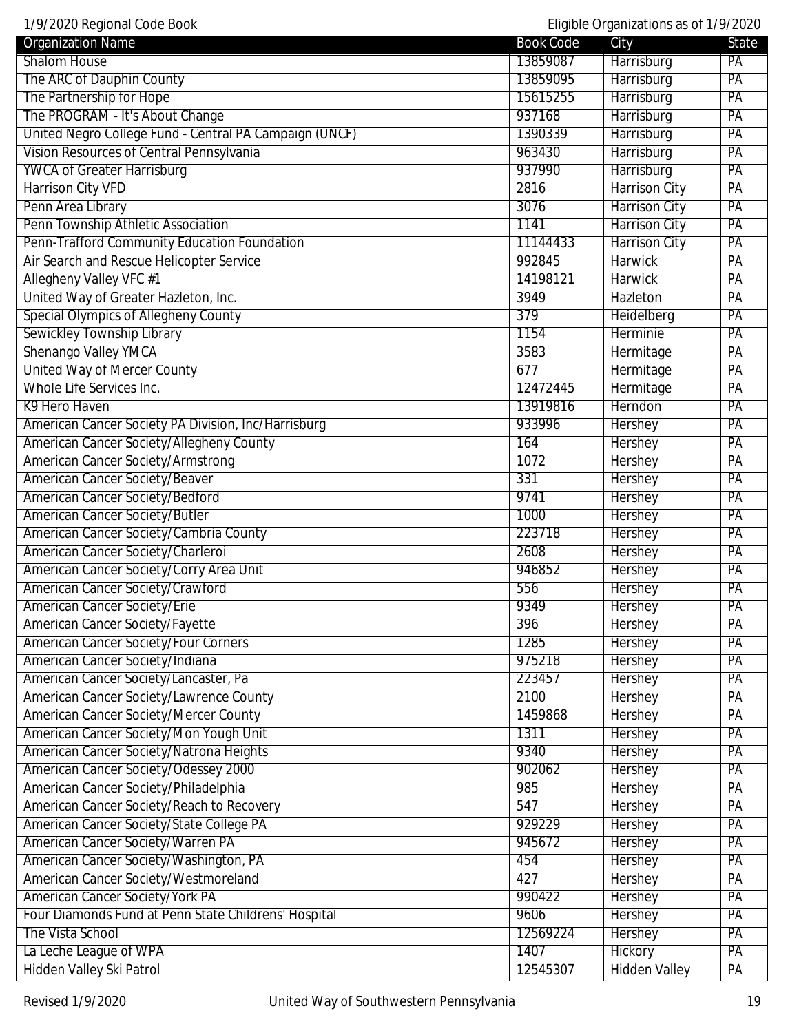| Organization Name | Book Code | City | State |
|---|---|---|---|
| Shalom House | 13859087 | Harrisburg | PA |
| The ARC of Dauphin County | 13859095 | Harrisburg | PA |
| The Partnership for Hope | 15615255 | Harrisburg | PA |
| The PROGRAM - It's About Change | 937168 | Harrisburg | PA |
| United Negro College Fund - Central PA Campaign (UNCF) | 1390339 | Harrisburg | PA |
| Vision Resources of Central Pennsylvania | 963430 | Harrisburg | PA |
| YWCA of Greater Harrisburg | 937990 | Harrisburg | PA |
| Harrison City VFD | 2816 | Harrison City | PA |
| Penn Area Library | 3076 | Harrison City | PA |
| Penn Township Athletic Association | 1141 | Harrison City | PA |
| Penn-Trafford Community Education Foundation | 11144433 | Harrison City | PA |
| Air Search and Rescue Helicopter Service | 992845 | Harwick | PA |
| Allegheny Valley VFC #1 | 14198121 | Harwick | PA |
| United Way of Greater Hazleton, Inc. | 3949 | Hazleton | PA |
| Special Olympics of Allegheny County | 379 | Heidelberg | PA |
| Sewickley Township Library | 1154 | Herminie | PA |
| Shenango Valley YMCA | 3583 | Hermitage | PA |
| United Way of Mercer County | 677 | Hermitage | PA |
| Whole Life Services Inc. | 12472445 | Hermitage | PA |
| K9 Hero Haven | 13919816 | Herndon | PA |
| American Cancer Society PA Division, Inc/Harrisburg | 933996 | Hershey | PA |
| American Cancer Society/Allegheny County | 164 | Hershey | PA |
| American Cancer Society/Armstrong | 1072 | Hershey | PA |
| American Cancer Society/Beaver | 331 | Hershey | PA |
| American Cancer Society/Bedford | 9741 | Hershey | PA |
| American Cancer Society/Butler | 1000 | Hershey | PA |
| American Cancer Society/Cambria County | 223718 | Hershey | PA |
| American Cancer Society/Charleroi | 2608 | Hershey | PA |
| American Cancer Society/Corry Area Unit | 946852 | Hershey | PA |
| American Cancer Society/Crawford | 556 | Hershey | PA |
| American Cancer Society/Erie | 9349 | Hershey | PA |
| American Cancer Society/Fayette | 396 | Hershey | PA |
| American Cancer Society/Four Corners | 1285 | Hershey | PA |
| American Cancer Society/Indiana | 975218 | Hershey | PA |
| American Cancer Society/Lancaster, Pa | 223457 | Hershey | PA |
| American Cancer Society/Lawrence County | 2100 | Hershey | PA |
| American Cancer Society/Mercer County | 1459868 | Hershey | PA |
| American Cancer Society/Mon Yough Unit | 1311 | Hershey | PA |
| American Cancer Society/Natrona Heights | 9340 | Hershey | PA |
| American Cancer Society/Odessey 2000 | 902062 | Hershey | PA |
| American Cancer Society/Philadelphia | 985 | Hershey | PA |
| American Cancer Society/Reach to Recovery | 547 | Hershey | PA |
| American Cancer Society/State College PA | 929229 | Hershey | PA |
| American Cancer Society/Warren PA | 945672 | Hershey | PA |
| American Cancer Society/Washington, PA | 454 | Hershey | PA |
| American Cancer Society/Westmoreland | 427 | Hershey | PA |
| American Cancer Society/York PA | 990422 | Hershey | PA |
| Four Diamonds Fund at Penn State Childrens' Hospital | 9606 | Hershey | PA |
| The Vista School | 12569224 | Hershey | PA |
| La Leche League of WPA | 1407 | Hickory | PA |
| Hidden Valley Ski Patrol | 12545307 | Hidden Valley | PA |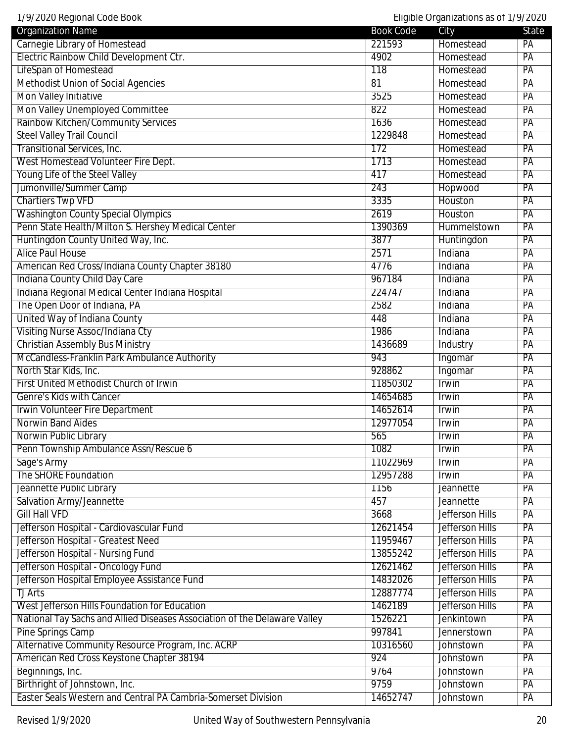| Organization Name | Book Code | City | State |
| --- | --- | --- | --- |
| Carnegie Library of Homestead | 221593 | Homestead | PA |
| Electric Rainbow Child Development Ctr. | 4902 | Homestead | PA |
| LifeSpan of Homestead | 118 | Homestead | PA |
| Methodist Union of Social Agencies | 81 | Homestead | PA |
| Mon Valley Initiative | 3525 | Homestead | PA |
| Mon Valley Unemployed Committee | 822 | Homestead | PA |
| Rainbow Kitchen/Community Services | 1636 | Homestead | PA |
| Steel Valley Trail Council | 1229848 | Homestead | PA |
| Transitional Services, Inc. | 172 | Homestead | PA |
| West Homestead Volunteer Fire Dept. | 1713 | Homestead | PA |
| Young Life of the Steel Valley | 417 | Homestead | PA |
| Jumonville/Summer Camp | 243 | Hopwood | PA |
| Chartiers Twp VFD | 3335 | Houston | PA |
| Washington County Special Olympics | 2619 | Houston | PA |
| Penn State Health/Milton S. Hershey Medical Center | 1390369 | Hummelstown | PA |
| Huntingdon County United Way, Inc. | 3877 | Huntingdon | PA |
| Alice Paul House | 2571 | Indiana | PA |
| American Red Cross/Indiana County Chapter 38180 | 4776 | Indiana | PA |
| Indiana County Child Day Care | 967184 | Indiana | PA |
| Indiana Regional Medical Center Indiana Hospital | 224747 | Indiana | PA |
| The Open Door of Indiana, PA | 2582 | Indiana | PA |
| United Way of Indiana County | 448 | Indiana | PA |
| Visiting Nurse Assoc/Indiana Cty | 1986 | Indiana | PA |
| Christian Assembly Bus Ministry | 1436689 | Industry | PA |
| McCandless-Franklin Park Ambulance Authority | 943 | Ingomar | PA |
| North Star Kids, Inc. | 928862 | Ingomar | PA |
| First United Methodist Church of Irwin | 11850302 | Irwin | PA |
| Genre's Kids with Cancer | 14654685 | Irwin | PA |
| Irwin Volunteer Fire Department | 14652614 | Irwin | PA |
| Norwin Band Aides | 12977054 | Irwin | PA |
| Norwin Public Library | 565 | Irwin | PA |
| Penn Township Ambulance Assn/Rescue 6 | 1082 | Irwin | PA |
| Sage's Army | 11022969 | Irwin | PA |
| The SHORE Foundation | 12957288 | Irwin | PA |
| Jeannette Public Library | 1156 | Jeannette | PA |
| Salvation Army/Jeannette | 457 | Jeannette | PA |
| Gill Hall VFD | 3668 | Jefferson Hills | PA |
| Jefferson Hospital - Cardiovascular Fund | 12621454 | Jefferson Hills | PA |
| Jefferson Hospital - Greatest Need | 11959467 | Jefferson Hills | PA |
| Jefferson Hospital - Nursing Fund | 13855242 | Jefferson Hills | PA |
| Jefferson Hospital - Oncology Fund | 12621462 | Jefferson Hills | PA |
| Jefferson Hospital Employee Assistance Fund | 14832026 | Jefferson Hills | PA |
| TJ Arts | 12887774 | Jefferson Hills | PA |
| West Jefferson Hills Foundation for Education | 1462189 | Jefferson Hills | PA |
| National Tay Sachs and Allied Diseases Association of the Delaware Valley | 1526221 | Jenkintown | PA |
| Pine Springs Camp | 997841 | Jennerstown | PA |
| Alternative Community Resource Program, Inc. ACRP | 10316560 | Johnstown | PA |
| American Red Cross Keystone Chapter 38194 | 924 | Johnstown | PA |
| Beginnings, Inc. | 9764 | Johnstown | PA |
| Birthright of Johnstown, Inc. | 9759 | Johnstown | PA |
| Easter Seals Western and Central PA Cambria-Somerset Division | 14652747 | Johnstown | PA |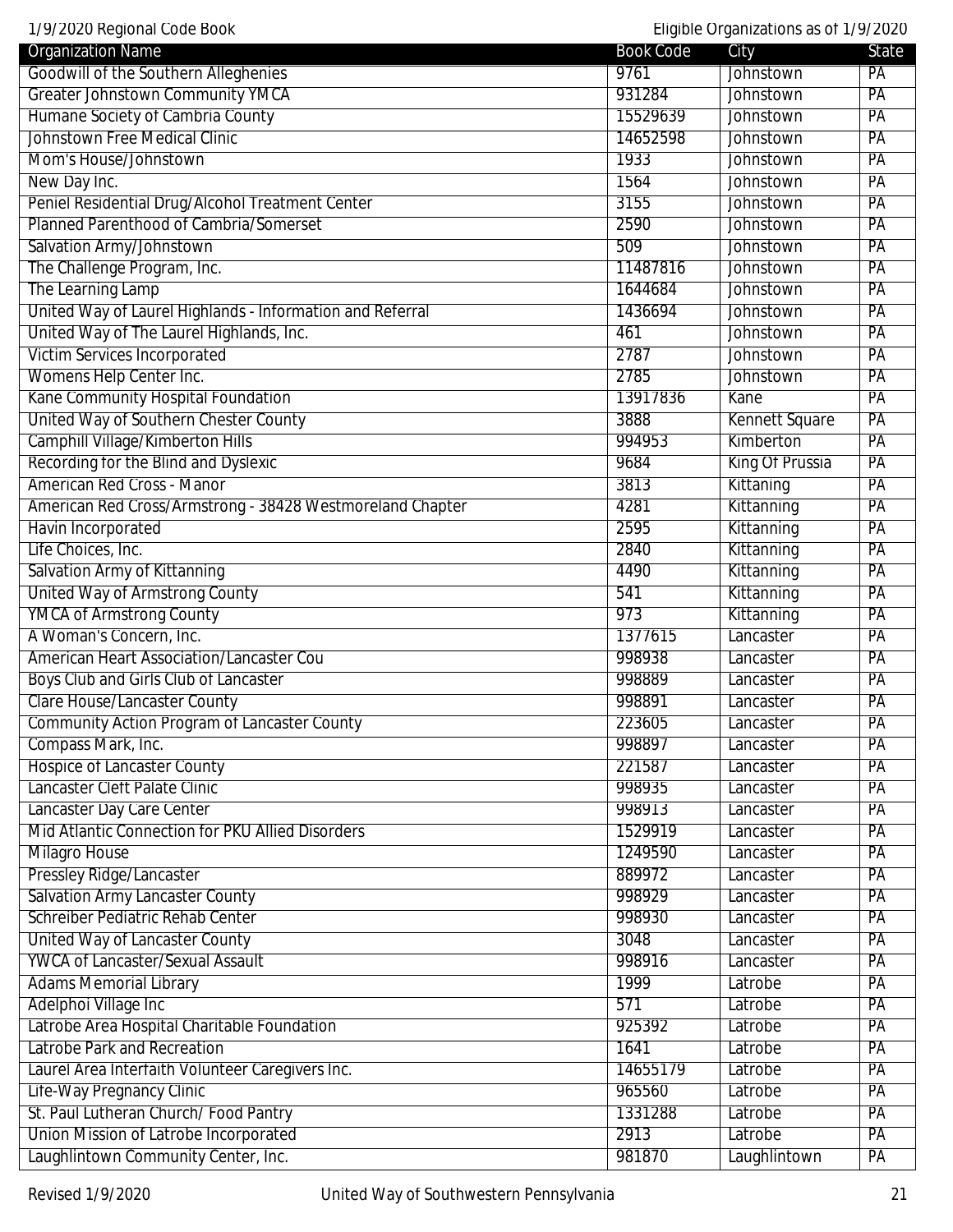| Organization Name | Book Code | City | State |
|---|---|---|---|
| Goodwill of the Southern Alleghenies | 9761 | Johnstown | PA |
| Greater Johnstown Community YMCA | 931284 | Johnstown | PA |
| Humane Society of Cambria County | 15529639 | Johnstown | PA |
| Johnstown Free Medical Clinic | 14652598 | Johnstown | PA |
| Mom's House/Johnstown | 1933 | Johnstown | PA |
| New Day Inc. | 1564 | Johnstown | PA |
| Peniel Residential Drug/Alcohol Treatment Center | 3155 | Johnstown | PA |
| Planned Parenthood of Cambria/Somerset | 2590 | Johnstown | PA |
| Salvation Army/Johnstown | 509 | Johnstown | PA |
| The Challenge Program, Inc. | 11487816 | Johnstown | PA |
| The Learning Lamp | 1644684 | Johnstown | PA |
| United Way of Laurel Highlands - Information and Referral | 1436694 | Johnstown | PA |
| United Way of The Laurel Highlands, Inc. | 461 | Johnstown | PA |
| Victim Services Incorporated | 2787 | Johnstown | PA |
| Womens Help Center Inc. | 2785 | Johnstown | PA |
| Kane Community Hospital Foundation | 13917836 | Kane | PA |
| United Way of Southern Chester County | 3888 | Kennett Square | PA |
| Camphill Village/Kimberton Hills | 994953 | Kimberton | PA |
| Recording for the Blind and Dyslexic | 9684 | King Of Prussia | PA |
| American Red Cross - Manor | 3813 | Kittaning | PA |
| American Red Cross/Armstrong - 38428 Westmoreland Chapter | 4281 | Kittanning | PA |
| Havin Incorporated | 2595 | Kittanning | PA |
| Life Choices, Inc. | 2840 | Kittanning | PA |
| Salvation Army of Kittanning | 4490 | Kittanning | PA |
| United Way of Armstrong County | 541 | Kittanning | PA |
| YMCA of Armstrong County | 973 | Kittanning | PA |
| A Woman's Concern, Inc. | 1377615 | Lancaster | PA |
| American Heart Association/Lancaster Cou | 998938 | Lancaster | PA |
| Boys Club and Girls Club of Lancaster | 998889 | Lancaster | PA |
| Clare House/Lancaster County | 998891 | Lancaster | PA |
| Community Action Program of Lancaster County | 223605 | Lancaster | PA |
| Compass Mark, Inc. | 998897 | Lancaster | PA |
| Hospice of Lancaster County | 221587 | Lancaster | PA |
| Lancaster Cleft Palate Clinic | 998935 | Lancaster | PA |
| Lancaster Day Care Center | 998913 | Lancaster | PA |
| Mid Atlantic Connection for PKU Allied Disorders | 1529919 | Lancaster | PA |
| Milagro House | 1249590 | Lancaster | PA |
| Pressley Ridge/Lancaster | 889972 | Lancaster | PA |
| Salvation Army Lancaster County | 998929 | Lancaster | PA |
| Schreiber Pediatric Rehab Center | 998930 | Lancaster | PA |
| United Way of Lancaster County | 3048 | Lancaster | PA |
| YWCA of Lancaster/Sexual Assault | 998916 | Lancaster | PA |
| Adams Memorial Library | 1999 | Latrobe | PA |
| Adelphoi Village Inc | 571 | Latrobe | PA |
| Latrobe Area Hospital Charitable Foundation | 925392 | Latrobe | PA |
| Latrobe Park and Recreation | 1641 | Latrobe | PA |
| Laurel Area Interfaith Volunteer Caregivers Inc. | 14655179 | Latrobe | PA |
| Life-Way Pregnancy Clinic | 965560 | Latrobe | PA |
| St. Paul Lutheran Church/ Food Pantry | 1331288 | Latrobe | PA |
| Union Mission of Latrobe Incorporated | 2913 | Latrobe | PA |
| Laughlintown Community Center, Inc. | 981870 | Laughlintown | PA |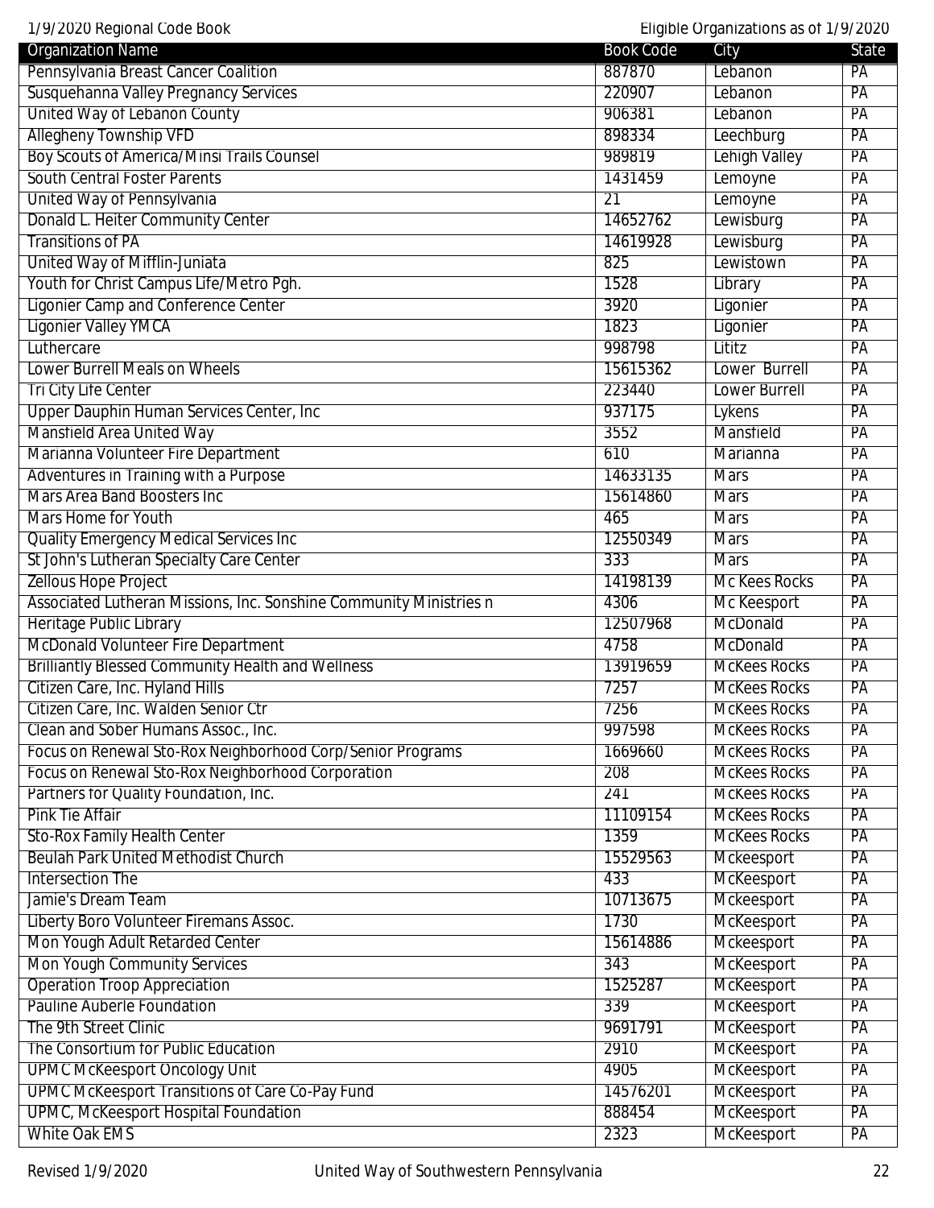| Organization Name | Book Code | City | State |
|---|---|---|---|
| Pennsylvania Breast Cancer Coalition | 887870 | Lebanon | PA |
| Susquehanna Valley Pregnancy Services | 220907 | Lebanon | PA |
| United Way of Lebanon County | 906381 | Lebanon | PA |
| Allegheny Township VFD | 898334 | Leechburg | PA |
| Boy Scouts of America/Minsi Trails Counsel | 989819 | Lehigh Valley | PA |
| South Central Foster Parents | 1431459 | Lemoyne | PA |
| United Way of Pennsylvania | 21 | Lemoyne | PA |
| Donald L. Heiter Community Center | 14652762 | Lewisburg | PA |
| Transitions of PA | 14619928 | Lewisburg | PA |
| United Way of Mifflin-Juniata | 825 | Lewistown | PA |
| Youth for Christ Campus Life/Metro Pgh. | 1528 | Library | PA |
| Ligonier Camp and Conference Center | 3920 | Ligonier | PA |
| Ligonier Valley YMCA | 1823 | Ligonier | PA |
| Luthercare | 998798 | Lititz | PA |
| Lower Burrell Meals on Wheels | 15615362 | Lower Burrell | PA |
| Tri City Life Center | 223440 | Lower Burrell | PA |
| Upper Dauphin Human Services Center, Inc | 937175 | Lykens | PA |
| Mansfield Area United Way | 3552 | Mansfield | PA |
| Marianna Volunteer Fire Department | 610 | Marianna | PA |
| Adventures in Training with a Purpose | 14633135 | Mars | PA |
| Mars Area Band Boosters Inc | 15614860 | Mars | PA |
| Mars Home for Youth | 465 | Mars | PA |
| Quality Emergency Medical Services Inc | 12550349 | Mars | PA |
| St John's Lutheran Specialty Care Center | 333 | Mars | PA |
| Zellous Hope Project | 14198139 | Mc Kees Rocks | PA |
| Associated Lutheran Missions, Inc. Sonshine Community Ministries n | 4306 | Mc Keesport | PA |
| Heritage Public Library | 12507968 | McDonald | PA |
| McDonald Volunteer Fire Department | 4758 | McDonald | PA |
| Brilliantly Blessed Community Health and Wellness | 13919659 | McKees Rocks | PA |
| Citizen Care, Inc. Hyland Hills | 7257 | McKees Rocks | PA |
| Citizen Care, Inc. Walden Senior Ctr | 7256 | McKees Rocks | PA |
| Clean and Sober Humans Assoc., Inc. | 997598 | McKees Rocks | PA |
| Focus on Renewal Sto-Rox Neighborhood Corp/Senior Programs | 1669660 | McKees Rocks | PA |
| Focus on Renewal Sto-Rox Neighborhood Corporation | 208 | McKees Rocks | PA |
| Partners for Quality Foundation, Inc. | 241 | McKees Rocks | PA |
| Pink Tie Affair | 11109154 | McKees Rocks | PA |
| Sto-Rox Family Health Center | 1359 | McKees Rocks | PA |
| Beulah Park United Methodist Church | 15529563 | Mckeesport | PA |
| Intersection The | 433 | McKeesport | PA |
| Jamie's Dream Team | 10713675 | Mckeesport | PA |
| Liberty Boro Volunteer Firemans Assoc. | 1730 | McKeesport | PA |
| Mon Yough Adult Retarded Center | 15614886 | Mckeesport | PA |
| Mon Yough Community Services | 343 | McKeesport | PA |
| Operation Troop Appreciation | 1525287 | McKeesport | PA |
| Pauline Auberle Foundation | 339 | McKeesport | PA |
| The 9th Street Clinic | 9691791 | McKeesport | PA |
| The Consortium for Public Education | 2910 | McKeesport | PA |
| UPMC McKeesport Oncology Unit | 4905 | McKeesport | PA |
| UPMC McKeesport Transitions of Care Co-Pay Fund | 14576201 | McKeesport | PA |
| UPMC, McKeesport Hospital Foundation | 888454 | McKeesport | PA |
| White Oak EMS | 2323 | McKeesport | PA |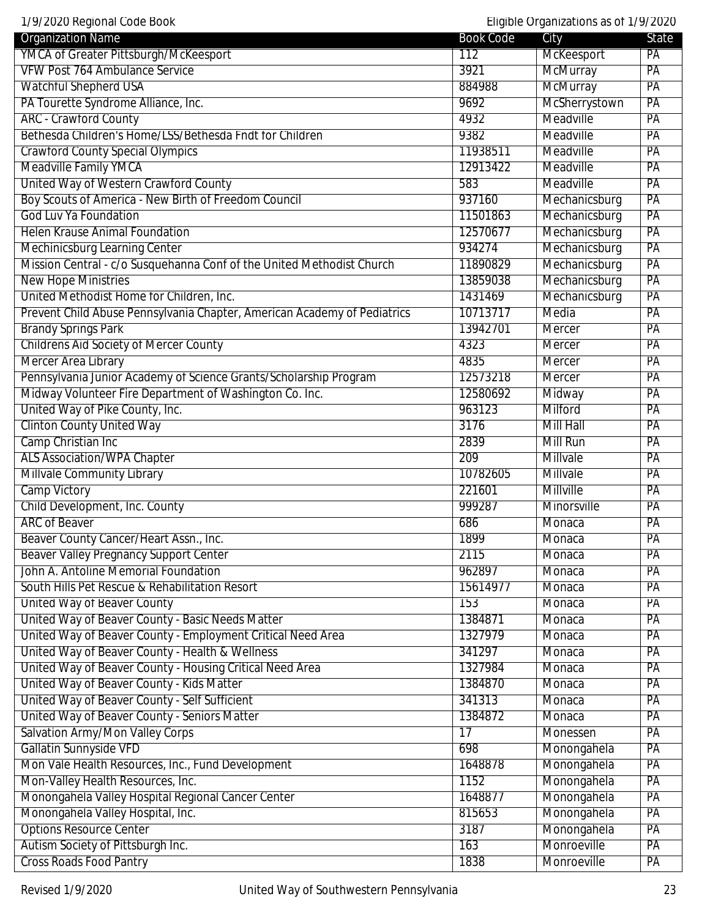| Organization Name | Book Code | City | State |
|---|---|---|---|
| YMCA of Greater Pittsburgh/McKeesport | 112 | McKeesport | PA |
| VFW Post 764 Ambulance Service | 3921 | McMurray | PA |
| Watchful Shepherd USA | 884988 | McMurray | PA |
| PA Tourette Syndrome Alliance, Inc. | 9692 | McSherrystown | PA |
| ARC - Crawford County | 4932 | Meadville | PA |
| Bethesda Children's Home/LSS/Bethesda Fndt for Children | 9382 | Meadville | PA |
| Crawford County Special Olympics | 11938511 | Meadville | PA |
| Meadville Family YMCA | 12913422 | Meadville | PA |
| United Way of Western Crawford County | 583 | Meadville | PA |
| Boy Scouts of America - New Birth of Freedom Council | 937160 | Mechanicsburg | PA |
| God Luv Ya Foundation | 11501863 | Mechanicsburg | PA |
| Helen Krause Animal Foundation | 12570677 | Mechanicsburg | PA |
| Mechinicsburg Learning Center | 934274 | Mechanicsburg | PA |
| Mission Central - c/o Susquehanna Conf of the United Methodist Church | 11890829 | Mechanicsburg | PA |
| New Hope Ministries | 13859038 | Mechanicsburg | PA |
| United Methodist Home for Children, Inc. | 1431469 | Mechanicsburg | PA |
| Prevent Child Abuse Pennsylvania Chapter, American Academy of Pediatrics | 10713717 | Media | PA |
| Brandy Springs Park | 13942701 | Mercer | PA |
| Childrens Aid Society of Mercer County | 4323 | Mercer | PA |
| Mercer Area Library | 4835 | Mercer | PA |
| Pennsylvania Junior Academy of Science Grants/Scholarship Program | 12573218 | Mercer | PA |
| Midway Volunteer Fire Department of Washington Co. Inc. | 12580692 | Midway | PA |
| United Way of Pike County, Inc. | 963123 | Milford | PA |
| Clinton County United Way | 3176 | Mill Hall | PA |
| Camp Christian Inc | 2839 | Mill Run | PA |
| ALS Association/WPA Chapter | 209 | Millvale | PA |
| Millvale Community Library | 10782605 | Millvale | PA |
| Camp Victory | 221601 | Millville | PA |
| Child Development, Inc. County | 999287 | Minorsville | PA |
| ARC of Beaver | 686 | Monaca | PA |
| Beaver County Cancer/Heart Assn., Inc. | 1899 | Monaca | PA |
| Beaver Valley Pregnancy Support Center | 2115 | Monaca | PA |
| John A. Antoline Memorial Foundation | 962897 | Monaca | PA |
| South Hills Pet Rescue & Rehabilitation Resort | 15614977 | Monaca | PA |
| United Way of Beaver County | 153 | Monaca | PA |
| United Way of Beaver County - Basic Needs Matter | 1384871 | Monaca | PA |
| United Way of Beaver County - Employment Critical Need Area | 1327979 | Monaca | PA |
| United Way of Beaver County - Health & Wellness | 341297 | Monaca | PA |
| United Way of Beaver County - Housing Critical Need Area | 1327984 | Monaca | PA |
| United Way of Beaver County - Kids Matter | 1384870 | Monaca | PA |
| United Way of Beaver County - Self Sufficient | 341313 | Monaca | PA |
| United Way of Beaver County - Seniors Matter | 1384872 | Monaca | PA |
| Salvation Army/Mon Valley Corps | 17 | Monessen | PA |
| Gallatin Sunnyside VFD | 698 | Monongahela | PA |
| Mon Vale Health Resources, Inc., Fund Development | 1648878 | Monongahela | PA |
| Mon-Valley Health Resources, Inc. | 1152 | Monongahela | PA |
| Monongahela Valley Hospital Regional Cancer Center | 1648877 | Monongahela | PA |
| Monongahela Valley Hospital, Inc. | 815653 | Monongahela | PA |
| Options Resource Center | 3187 | Monongahela | PA |
| Autism Society of Pittsburgh Inc. | 163 | Monroeville | PA |
| Cross Roads Food Pantry | 1838 | Monroeville | PA |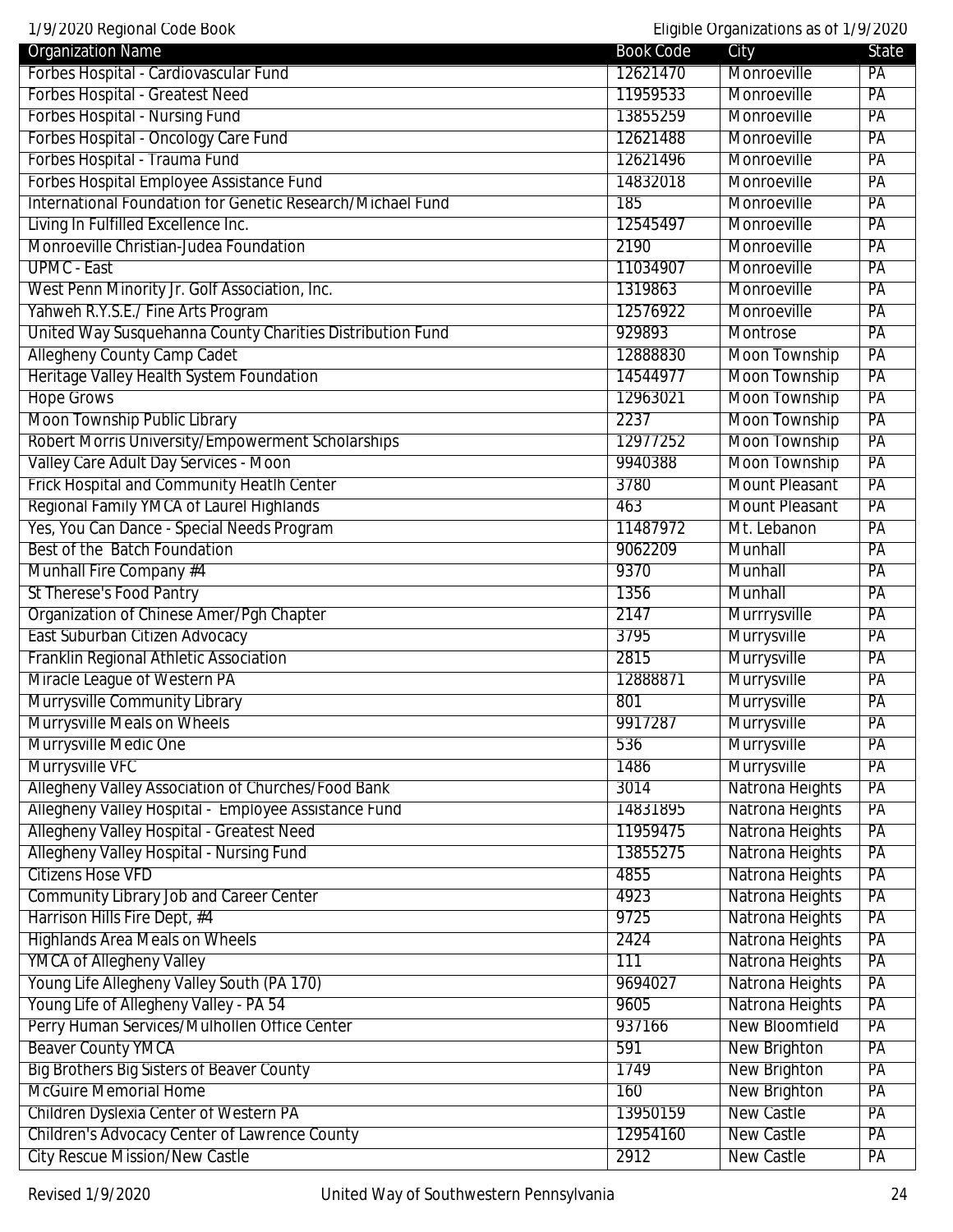| Organization Name | Book Code | City | State |
|---|---|---|---|
| Forbes Hospital - Cardiovascular Fund | 12621470 | Monroeville | PA |
| Forbes Hospital - Greatest Need | 11959533 | Monroeville | PA |
| Forbes Hospital - Nursing Fund | 13855259 | Monroeville | PA |
| Forbes Hospital - Oncology Care Fund | 12621488 | Monroeville | PA |
| Forbes Hospital - Trauma Fund | 12621496 | Monroeville | PA |
| Forbes Hospital Employee Assistance Fund | 14832018 | Monroeville | PA |
| International Foundation for Genetic Research/Michael Fund | 185 | Monroeville | PA |
| Living In Fulfilled Excellence Inc. | 12545497 | Monroeville | PA |
| Monroeville Christian-Judea Foundation | 2190 | Monroeville | PA |
| UPMC - East | 11034907 | Monroeville | PA |
| West Penn Minority Jr. Golf Association, Inc. | 1319863 | Monroeville | PA |
| Yahweh R.Y.S.E./ Fine Arts Program | 12576922 | Monroeville | PA |
| United Way Susquehanna County Charities Distribution Fund | 929893 | Montrose | PA |
| Allegheny County Camp Cadet | 12888830 | Moon Township | PA |
| Heritage Valley Health System Foundation | 14544977 | Moon Township | PA |
| Hope Grows | 12963021 | Moon Township | PA |
| Moon Township Public Library | 2237 | Moon Township | PA |
| Robert Morris University/Empowerment Scholarships | 12977252 | Moon Township | PA |
| Valley Care Adult Day Services - Moon | 9940388 | Moon Township | PA |
| Frick Hospital and Community Heatlh Center | 3780 | Mount Pleasant | PA |
| Regional Family YMCA of Laurel Highlands | 463 | Mount Pleasant | PA |
| Yes, You Can Dance - Special Needs Program | 11487972 | Mt. Lebanon | PA |
| Best of the  Batch Foundation | 9062209 | Munhall | PA |
| Munhall Fire Company #4 | 9370 | Munhall | PA |
| St Therese's Food Pantry | 1356 | Munhall | PA |
| Organization of Chinese Amer/Pgh Chapter | 2147 | Murrrysville | PA |
| East Suburban Citizen Advocacy | 3795 | Murrysville | PA |
| Franklin Regional Athletic Association | 2815 | Murrysville | PA |
| Miracle League of Western PA | 12888871 | Murrysville | PA |
| Murrysville Community Library | 801 | Murrysville | PA |
| Murrysville Meals on Wheels | 9917287 | Murrysville | PA |
| Murrysville Medic One | 536 | Murrysville | PA |
| Murrysville VFC | 1486 | Murrysville | PA |
| Allegheny Valley Association of Churches/Food Bank | 3014 | Natrona Heights | PA |
| Allegheny Valley Hospital -  Employee Assistance Fund | 14831895 | Natrona Heights | PA |
| Allegheny Valley Hospital - Greatest Need | 11959475 | Natrona Heights | PA |
| Allegheny Valley Hospital - Nursing Fund | 13855275 | Natrona Heights | PA |
| Citizens Hose VFD | 4855 | Natrona Heights | PA |
| Community Library Job and Career Center | 4923 | Natrona Heights | PA |
| Harrison Hills Fire Dept, #4 | 9725 | Natrona Heights | PA |
| Highlands Area Meals on Wheels | 2424 | Natrona Heights | PA |
| YMCA of Allegheny Valley | 111 | Natrona Heights | PA |
| Young Life Allegheny Valley South (PA 170) | 9694027 | Natrona Heights | PA |
| Young Life of Allegheny Valley - PA 54 | 9605 | Natrona Heights | PA |
| Perry Human Services/Mulhollen Office Center | 937166 | New Bloomfield | PA |
| Beaver County YMCA | 591 | New Brighton | PA |
| Big Brothers Big Sisters of Beaver County | 1749 | New Brighton | PA |
| McGuire Memorial Home | 160 | New Brighton | PA |
| Children Dyslexia Center of Western PA | 13950159 | New Castle | PA |
| Children's Advocacy Center of Lawrence County | 12954160 | New Castle | PA |
| City Rescue Mission/New Castle | 2912 | New Castle | PA |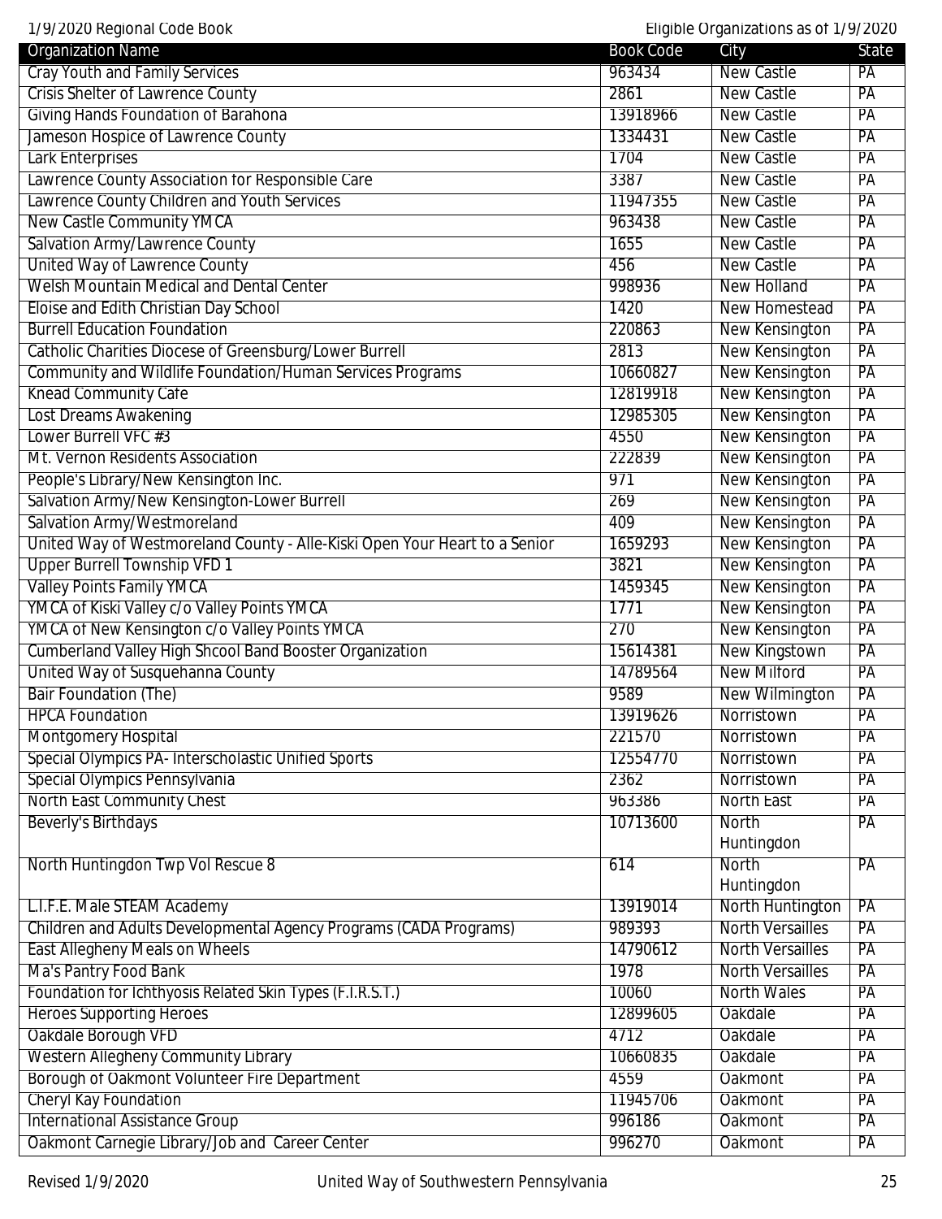| Organization Name | Book Code | City | State |
|---|---|---|---|
| Cray Youth and Family Services | 963434 | New Castle | PA |
| Crisis Shelter of Lawrence County | 2861 | New Castle | PA |
| Giving Hands Foundation of Barahona | 13918966 | New Castle | PA |
| Jameson Hospice of Lawrence County | 1334431 | New Castle | PA |
| Lark Enterprises | 1704 | New Castle | PA |
| Lawrence County Association for Responsible Care | 3387 | New Castle | PA |
| Lawrence County Children and Youth Services | 11947355 | New Castle | PA |
| New Castle Community YMCA | 963438 | New Castle | PA |
| Salvation Army/Lawrence County | 1655 | New Castle | PA |
| United Way of Lawrence County | 456 | New Castle | PA |
| Welsh Mountain Medical and Dental Center | 998936 | New Holland | PA |
| Eloise and Edith Christian Day School | 1420 | New Homestead | PA |
| Burrell Education Foundation | 220863 | New Kensington | PA |
| Catholic Charities Diocese of Greensburg/Lower Burrell | 2813 | New Kensington | PA |
| Community and Wildlife Foundation/Human Services Programs | 10660827 | New Kensington | PA |
| Knead Community Cafe | 12819918 | New Kensington | PA |
| Lost Dreams Awakening | 12985305 | New Kensington | PA |
| Lower Burrell VFC #3 | 4550 | New Kensington | PA |
| Mt. Vernon Residents Association | 222839 | New Kensington | PA |
| People's Library/New Kensington Inc. | 971 | New Kensington | PA |
| Salvation Army/New Kensington-Lower Burrell | 269 | New Kensington | PA |
| Salvation Army/Westmoreland | 409 | New Kensington | PA |
| United Way of Westmoreland County - Alle-Kiski Open Your Heart to a Senior | 1659293 | New Kensington | PA |
| Upper Burrell Township VFD 1 | 3821 | New Kensington | PA |
| Valley Points Family YMCA | 1459345 | New Kensington | PA |
| YMCA of Kiski Valley c/o Valley Points YMCA | 1771 | New Kensington | PA |
| YMCA of New Kensington c/o Valley Points YMCA | 270 | New Kensington | PA |
| Cumberland Valley High Shcool Band Booster Organization | 15614381 | New Kingstown | PA |
| United Way of Susquehanna County | 14789564 | New Milford | PA |
| Bair Foundation (The) | 9589 | New Wilmington | PA |
| HPCA Foundation | 13919626 | Norristown | PA |
| Montgomery Hospital | 221570 | Norristown | PA |
| Special Olympics PA- Interscholastic Unified Sports | 12554770 | Norristown | PA |
| Special Olympics Pennsylvania | 2362 | Norristown | PA |
| North East Community Chest | 963386 | North East | PA |
| Beverly's Birthdays | 10713600 | North Huntingdon | PA |
| North Huntingdon Twp Vol Rescue 8 | 614 | North Huntingdon | PA |
| L.I.F.E. Male STEAM Academy | 13919014 | North Huntington | PA |
| Children and Adults Developmental Agency Programs (CADA Programs) | 989393 | North Versailles | PA |
| East Allegheny Meals on Wheels | 14790612 | North Versailles | PA |
| Ma's Pantry Food Bank | 1978 | North Versailles | PA |
| Foundation for Ichthyosis Related Skin Types (F.I.R.S.T.) | 10060 | North Wales | PA |
| Heroes Supporting Heroes | 12899605 | Oakdale | PA |
| Oakdale Borough VFD | 4712 | Oakdale | PA |
| Western Allegheny Community Library | 10660835 | Oakdale | PA |
| Borough of Oakmont Volunteer Fire Department | 4559 | Oakmont | PA |
| Cheryl Kay Foundation | 11945706 | Oakmont | PA |
| International Assistance Group | 996186 | Oakmont | PA |
| Oakmont Carnegie Library/Job and Career Center | 996270 | Oakmont | PA |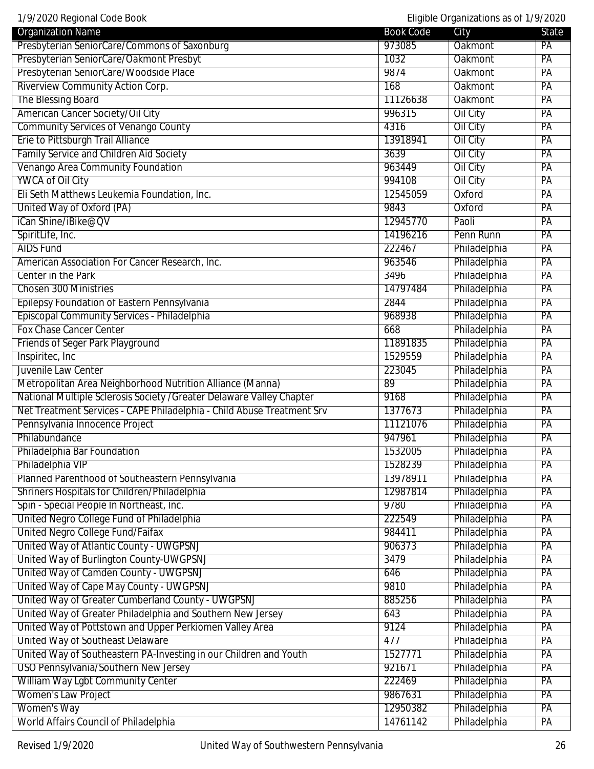| Organization Name | Book Code | City | State |
|---|---|---|---|
| Presbyterian SeniorCare/Commons of Saxonburg | 973085 | Oakmont | PA |
| Presbyterian SeniorCare/Oakmont Presbyt | 1032 | Oakmont | PA |
| Presbyterian SeniorCare/Woodside Place | 9874 | Oakmont | PA |
| Riverview Community Action Corp. | 168 | Oakmont | PA |
| The Blessing Board | 11126638 | Oakmont | PA |
| American Cancer Society/Oil City | 996315 | Oil City | PA |
| Community Services of Venango County | 4316 | Oil City | PA |
| Erie to Pittsburgh Trail Alliance | 13918941 | Oil City | PA |
| Family Service and Children Aid Society | 3639 | Oil City | PA |
| Venango Area Community Foundation | 963449 | Oil City | PA |
| YWCA of Oil City | 994108 | Oil City | PA |
| Eli Seth Matthews Leukemia Foundation, Inc. | 12545059 | Oxford | PA |
| United Way of Oxford (PA) | 9843 | Oxford | PA |
| iCan Shine/iBike@QV | 12945770 | Paoli | PA |
| SpiritLife, Inc. | 14196216 | Penn Runn | PA |
| AIDS Fund | 222467 | Philadelphia | PA |
| American Association For Cancer Research, Inc. | 963546 | Philadelphia | PA |
| Center in the Park | 3496 | Philadelphia | PA |
| Chosen 300 Ministries | 14797484 | Philadelphia | PA |
| Epilepsy Foundation of Eastern Pennsylvania | 2844 | Philadelphia | PA |
| Episcopal Community Services - Philadelphia | 968938 | Philadelphia | PA |
| Fox Chase Cancer Center | 668 | Philadelphia | PA |
| Friends of Seger Park Playground | 11891835 | Philadelphia | PA |
| Inspiritec, Inc | 1529559 | Philadelphia | PA |
| Juvenile Law Center | 223045 | Philadelphia | PA |
| Metropolitan Area Neighborhood Nutrition Alliance (Manna) | 89 | Philadelphia | PA |
| National Multiple Sclerosis Society /Greater Delaware Valley Chapter | 9168 | Philadelphia | PA |
| Net Treatment Services - CAPE Philadelphia - Child Abuse Treatment Srv | 1377673 | Philadelphia | PA |
| Pennsylvania Innocence Project | 11121076 | Philadelphia | PA |
| Philabundance | 947961 | Philadelphia | PA |
| Philadelphia Bar Foundation | 1532005 | Philadelphia | PA |
| Philadelphia VIP | 1528239 | Philadelphia | PA |
| Planned Parenthood of Southeastern Pennsylvania | 13978911 | Philadelphia | PA |
| Shriners Hospitals for Children/Philadelphia | 12987814 | Philadelphia | PA |
| Spin - Special People In Northeast, Inc. | 9780 | Philadelphia | PA |
| United Negro College Fund of Philadelphia | 222549 | Philadelphia | PA |
| United Negro College Fund/Faifax | 984411 | Philadelphia | PA |
| United Way of Atlantic County - UWGPSNJ | 906373 | Philadelphia | PA |
| United Way of Burlington County-UWGPSNJ | 3479 | Philadelphia | PA |
| United Way of Camden County - UWGPSNJ | 646 | Philadelphia | PA |
| United Way of Cape May County - UWGPSNJ | 9810 | Philadelphia | PA |
| United Way of Greater Cumberland County - UWGPSNJ | 885256 | Philadelphia | PA |
| United Way of Greater Philadelphia and Southern New Jersey | 643 | Philadelphia | PA |
| United Way of Pottstown and Upper Perkiomen Valley Area | 9124 | Philadelphia | PA |
| United Way of Southeast Delaware | 477 | Philadelphia | PA |
| United Way of Southeastern PA-Investing in our Children and Youth | 1527771 | Philadelphia | PA |
| USO Pennsylvania/Southern New Jersey | 921671 | Philadelphia | PA |
| William Way Lgbt Community Center | 222469 | Philadelphia | PA |
| Women's Law Project | 9867631 | Philadelphia | PA |
| Women's Way | 12950382 | Philadelphia | PA |
| World Affairs Council of Philadelphia | 14761142 | Philadelphia | PA |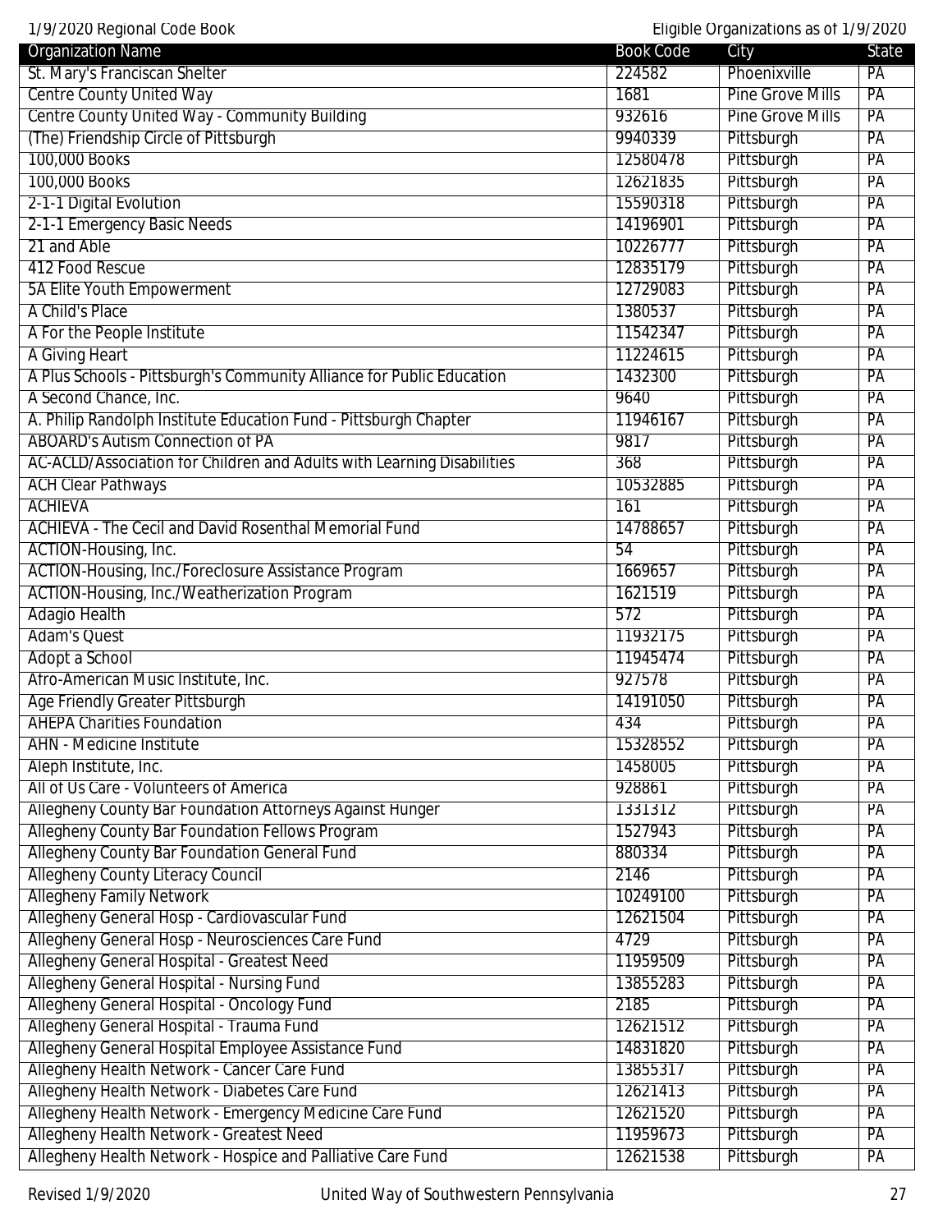| Organization Name | Book Code | City | State |
|---|---|---|---|
| St. Mary's Franciscan Shelter | 224582 | Phoenixville | PA |
| Centre County United Way | 1681 | Pine Grove Mills | PA |
| Centre County United Way - Community Building | 932616 | Pine Grove Mills | PA |
| (The) Friendship Circle of Pittsburgh | 9940339 | Pittsburgh | PA |
| 100,000 Books | 12580478 | Pittsburgh | PA |
| 100,000 Books | 12621835 | Pittsburgh | PA |
| 2-1-1 Digital Evolution | 15590318 | Pittsburgh | PA |
| 2-1-1 Emergency Basic Needs | 14196901 | Pittsburgh | PA |
| 21 and Able | 10226777 | Pittsburgh | PA |
| 412 Food Rescue | 12835179 | Pittsburgh | PA |
| 5A Elite Youth Empowerment | 12729083 | Pittsburgh | PA |
| A Child's Place | 1380537 | Pittsburgh | PA |
| A For the People Institute | 11542347 | Pittsburgh | PA |
| A Giving Heart | 11224615 | Pittsburgh | PA |
| A Plus Schools - Pittsburgh's Community Alliance for Public Education | 1432300 | Pittsburgh | PA |
| A Second Chance, Inc. | 9640 | Pittsburgh | PA |
| A. Philip Randolph Institute Education Fund - Pittsburgh Chapter | 11946167 | Pittsburgh | PA |
| ABOARD's Autism Connection of PA | 9817 | Pittsburgh | PA |
| AC-ACLD/Association for Children and Adults with Learning Disabilities | 368 | Pittsburgh | PA |
| ACH Clear Pathways | 10532885 | Pittsburgh | PA |
| ACHIEVA | 161 | Pittsburgh | PA |
| ACHIEVA - The Cecil and David Rosenthal Memorial Fund | 14788657 | Pittsburgh | PA |
| ACTION-Housing, Inc. | 54 | Pittsburgh | PA |
| ACTION-Housing, Inc./Foreclosure Assistance Program | 1669657 | Pittsburgh | PA |
| ACTION-Housing, Inc./Weatherization Program | 1621519 | Pittsburgh | PA |
| Adagio Health | 572 | Pittsburgh | PA |
| Adam's Quest | 11932175 | Pittsburgh | PA |
| Adopt a School | 11945474 | Pittsburgh | PA |
| Afro-American Music Institute, Inc. | 927578 | Pittsburgh | PA |
| Age Friendly Greater Pittsburgh | 14191050 | Pittsburgh | PA |
| AHEPA Charities Foundation | 434 | Pittsburgh | PA |
| AHN - Medicine Institute | 15328552 | Pittsburgh | PA |
| Aleph Institute, Inc. | 1458005 | Pittsburgh | PA |
| All of Us Care - Volunteers of America | 928861 | Pittsburgh | PA |
| Allegheny County Bar Foundation Attorneys Against Hunger | 1331312 | Pittsburgh | PA |
| Allegheny County Bar Foundation Fellows Program | 1527943 | Pittsburgh | PA |
| Allegheny County Bar Foundation General Fund | 880334 | Pittsburgh | PA |
| Allegheny County Literacy Council | 2146 | Pittsburgh | PA |
| Allegheny Family Network | 10249100 | Pittsburgh | PA |
| Allegheny General Hosp - Cardiovascular Fund | 12621504 | Pittsburgh | PA |
| Allegheny General Hosp - Neurosciences Care Fund | 4729 | Pittsburgh | PA |
| Allegheny General Hospital - Greatest Need | 11959509 | Pittsburgh | PA |
| Allegheny General Hospital - Nursing Fund | 13855283 | Pittsburgh | PA |
| Allegheny General Hospital - Oncology Fund | 2185 | Pittsburgh | PA |
| Allegheny General Hospital - Trauma Fund | 12621512 | Pittsburgh | PA |
| Allegheny General Hospital Employee Assistance Fund | 14831820 | Pittsburgh | PA |
| Allegheny Health Network - Cancer Care Fund | 13855317 | Pittsburgh | PA |
| Allegheny Health Network - Diabetes Care Fund | 12621413 | Pittsburgh | PA |
| Allegheny Health Network - Emergency Medicine Care Fund | 12621520 | Pittsburgh | PA |
| Allegheny Health Network - Greatest Need | 11959673 | Pittsburgh | PA |
| Allegheny Health Network - Hospice and Palliative Care Fund | 12621538 | Pittsburgh | PA |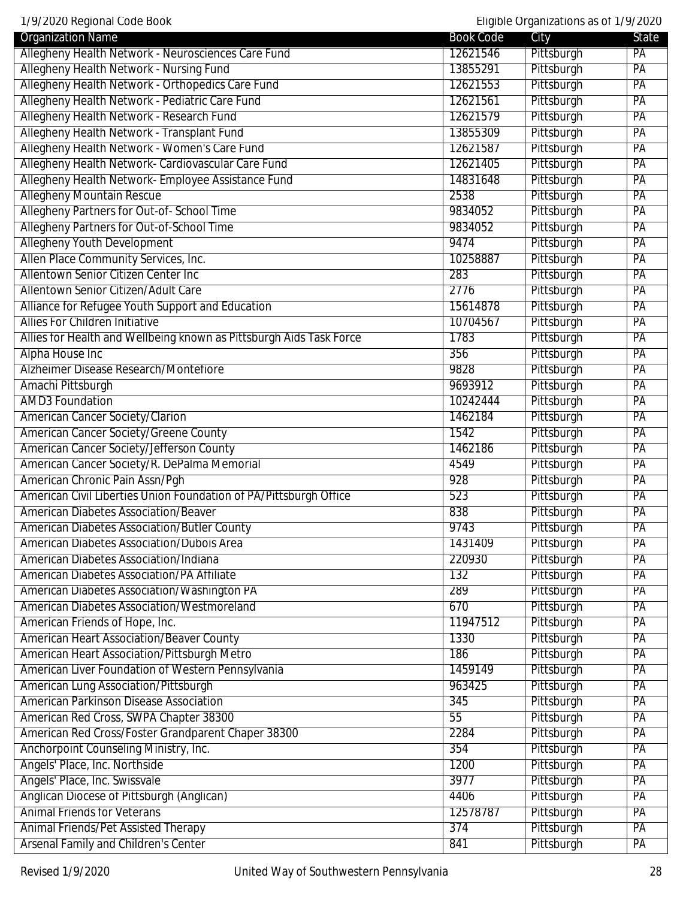| Organization Name | Book Code | City | State |
| --- | --- | --- | --- |
| Allegheny Health Network - Neurosciences Care Fund | 12621546 | Pittsburgh | PA |
| Allegheny Health Network - Nursing Fund | 13855291 | Pittsburgh | PA |
| Allegheny Health Network - Orthopedics Care Fund | 12621553 | Pittsburgh | PA |
| Allegheny Health Network - Pediatric Care Fund | 12621561 | Pittsburgh | PA |
| Allegheny Health Network - Research Fund | 12621579 | Pittsburgh | PA |
| Allegheny Health Network - Transplant Fund | 13855309 | Pittsburgh | PA |
| Allegheny Health Network - Women's Care Fund | 12621587 | Pittsburgh | PA |
| Allegheny Health Network- Cardiovascular Care Fund | 12621405 | Pittsburgh | PA |
| Allegheny Health Network- Employee Assistance Fund | 14831648 | Pittsburgh | PA |
| Allegheny Mountain Rescue | 2538 | Pittsburgh | PA |
| Allegheny Partners for Out-of- School Time | 9834052 | Pittsburgh | PA |
| Allegheny Partners for Out-of-School Time | 9834052 | Pittsburgh | PA |
| Allegheny Youth Development | 9474 | Pittsburgh | PA |
| Allen Place Community Services, Inc. | 10258887 | Pittsburgh | PA |
| Allentown Senior Citizen Center Inc | 283 | Pittsburgh | PA |
| Allentown Senior Citizen/Adult Care | 2776 | Pittsburgh | PA |
| Alliance for Refugee Youth Support and Education | 15614878 | Pittsburgh | PA |
| Allies For Children Initiative | 10704567 | Pittsburgh | PA |
| Allies for Health and Wellbeing known as Pittsburgh Aids Task Force | 1783 | Pittsburgh | PA |
| Alpha House Inc | 356 | Pittsburgh | PA |
| Alzheimer Disease Research/Montefiore | 9828 | Pittsburgh | PA |
| Amachi Pittsburgh | 9693912 | Pittsburgh | PA |
| AMD3 Foundation | 10242444 | Pittsburgh | PA |
| American Cancer Society/Clarion | 1462184 | Pittsburgh | PA |
| American Cancer Society/Greene County | 1542 | Pittsburgh | PA |
| American Cancer Society/Jefferson County | 1462186 | Pittsburgh | PA |
| American Cancer Society/R. DePalma Memorial | 4549 | Pittsburgh | PA |
| American Chronic Pain Assn/Pgh | 928 | Pittsburgh | PA |
| American Civil Liberties Union Foundation of PA/Pittsburgh Office | 523 | Pittsburgh | PA |
| American Diabetes Association/Beaver | 838 | Pittsburgh | PA |
| American Diabetes Association/Butler County | 9743 | Pittsburgh | PA |
| American Diabetes Association/Dubois Area | 1431409 | Pittsburgh | PA |
| American Diabetes Association/Indiana | 220930 | Pittsburgh | PA |
| American Diabetes Association/PA Affiliate | 132 | Pittsburgh | PA |
| American Diabetes Association/Washington PA | 289 | Pittsburgh | PA |
| American Diabetes Association/Westmoreland | 670 | Pittsburgh | PA |
| American Friends of Hope, Inc. | 11947512 | Pittsburgh | PA |
| American Heart Association/Beaver County | 1330 | Pittsburgh | PA |
| American Heart Association/Pittsburgh Metro | 186 | Pittsburgh | PA |
| American Liver Foundation of Western Pennsylvania | 1459149 | Pittsburgh | PA |
| American Lung Association/Pittsburgh | 963425 | Pittsburgh | PA |
| American Parkinson Disease Association | 345 | Pittsburgh | PA |
| American Red Cross, SWPA Chapter 38300 | 55 | Pittsburgh | PA |
| American Red Cross/Foster Grandparent Chaper 38300 | 2284 | Pittsburgh | PA |
| Anchorpoint Counseling Ministry, Inc. | 354 | Pittsburgh | PA |
| Angels' Place, Inc. Northside | 1200 | Pittsburgh | PA |
| Angels' Place, Inc. Swissvale | 3977 | Pittsburgh | PA |
| Anglican Diocese of Pittsburgh (Anglican) | 4406 | Pittsburgh | PA |
| Animal Friends for Veterans | 12578787 | Pittsburgh | PA |
| Animal Friends/Pet Assisted Therapy | 374 | Pittsburgh | PA |
| Arsenal Family and Children's Center | 841 | Pittsburgh | PA |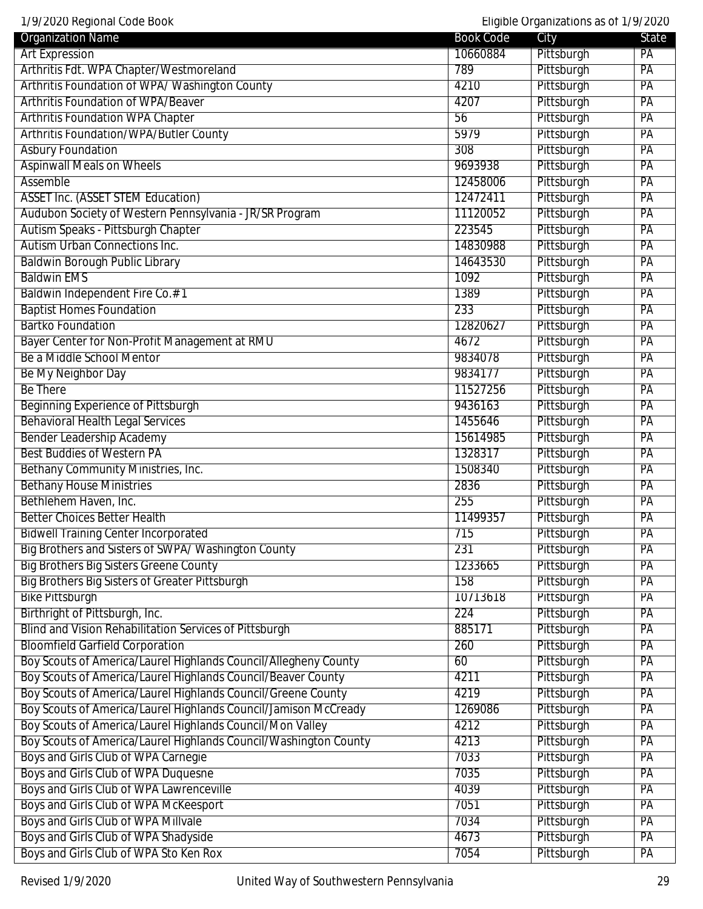| Organization Name | Book Code | City | State |
|---|---|---|---|
| Art Expression | 10660884 | Pittsburgh | PA |
| Arthritis Fdt. WPA Chapter/Westmoreland | 789 | Pittsburgh | PA |
| Arthritis Foundation of WPA/ Washington County | 4210 | Pittsburgh | PA |
| Arthritis Foundation of WPA/Beaver | 4207 | Pittsburgh | PA |
| Arthritis Foundation WPA Chapter | 56 | Pittsburgh | PA |
| Arthritis Foundation/WPA/Butler County | 5979 | Pittsburgh | PA |
| Asbury Foundation | 308 | Pittsburgh | PA |
| Aspinwall Meals on Wheels | 9693938 | Pittsburgh | PA |
| Assemble | 12458006 | Pittsburgh | PA |
| ASSET Inc. (ASSET STEM Education) | 12472411 | Pittsburgh | PA |
| Audubon Society of Western Pennsylvania - JR/SR Program | 11120052 | Pittsburgh | PA |
| Autism Speaks - Pittsburgh Chapter | 223545 | Pittsburgh | PA |
| Autism Urban Connections Inc. | 14830988 | Pittsburgh | PA |
| Baldwin Borough Public Library | 14643530 | Pittsburgh | PA |
| Baldwin EMS | 1092 | Pittsburgh | PA |
| Baldwin Independent Fire Co.#1 | 1389 | Pittsburgh | PA |
| Baptist Homes Foundation | 233 | Pittsburgh | PA |
| Bartko Foundation | 12820627 | Pittsburgh | PA |
| Bayer Center for Non-Profit Management at RMU | 4672 | Pittsburgh | PA |
| Be a Middle School Mentor | 9834078 | Pittsburgh | PA |
| Be My Neighbor Day | 9834177 | Pittsburgh | PA |
| Be There | 11527256 | Pittsburgh | PA |
| Beginning Experience of Pittsburgh | 9436163 | Pittsburgh | PA |
| Behavioral Health Legal Services | 1455646 | Pittsburgh | PA |
| Bender Leadership Academy | 15614985 | Pittsburgh | PA |
| Best Buddies of Western PA | 1328317 | Pittsburgh | PA |
| Bethany Community Ministries, Inc. | 1508340 | Pittsburgh | PA |
| Bethany House Ministries | 2836 | Pittsburgh | PA |
| Bethlehem Haven, Inc. | 255 | Pittsburgh | PA |
| Better Choices Better Health | 11499357 | Pittsburgh | PA |
| Bidwell Training Center Incorporated | 715 | Pittsburgh | PA |
| Big Brothers and Sisters of SWPA/ Washington County | 231 | Pittsburgh | PA |
| Big Brothers Big Sisters Greene County | 1233665 | Pittsburgh | PA |
| Big Brothers Big Sisters of Greater Pittsburgh | 158 | Pittsburgh | PA |
| Bike Pittsburgh | 10713618 | Pittsburgh | PA |
| Birthright of Pittsburgh, Inc. | 224 | Pittsburgh | PA |
| Blind and Vision Rehabilitation Services of Pittsburgh | 885171 | Pittsburgh | PA |
| Bloomfield Garfield Corporation | 260 | Pittsburgh | PA |
| Boy Scouts of America/Laurel Highlands Council/Allegheny County | 60 | Pittsburgh | PA |
| Boy Scouts of America/Laurel Highlands Council/Beaver County | 4211 | Pittsburgh | PA |
| Boy Scouts of America/Laurel Highlands Council/Greene County | 4219 | Pittsburgh | PA |
| Boy Scouts of America/Laurel Highlands Council/Jamison McCready | 1269086 | Pittsburgh | PA |
| Boy Scouts of America/Laurel Highlands Council/Mon Valley | 4212 | Pittsburgh | PA |
| Boy Scouts of America/Laurel Highlands Council/Washington County | 4213 | Pittsburgh | PA |
| Boys and Girls Club of WPA Carnegie | 7033 | Pittsburgh | PA |
| Boys and Girls Club of WPA Duquesne | 7035 | Pittsburgh | PA |
| Boys and Girls Club of WPA Lawrenceville | 4039 | Pittsburgh | PA |
| Boys and Girls Club of WPA McKeesport | 7051 | Pittsburgh | PA |
| Boys and Girls Club of WPA Millvale | 7034 | Pittsburgh | PA |
| Boys and Girls Club of WPA Shadyside | 4673 | Pittsburgh | PA |
| Boys and Girls Club of WPA Sto Ken Rox | 7054 | Pittsburgh | PA |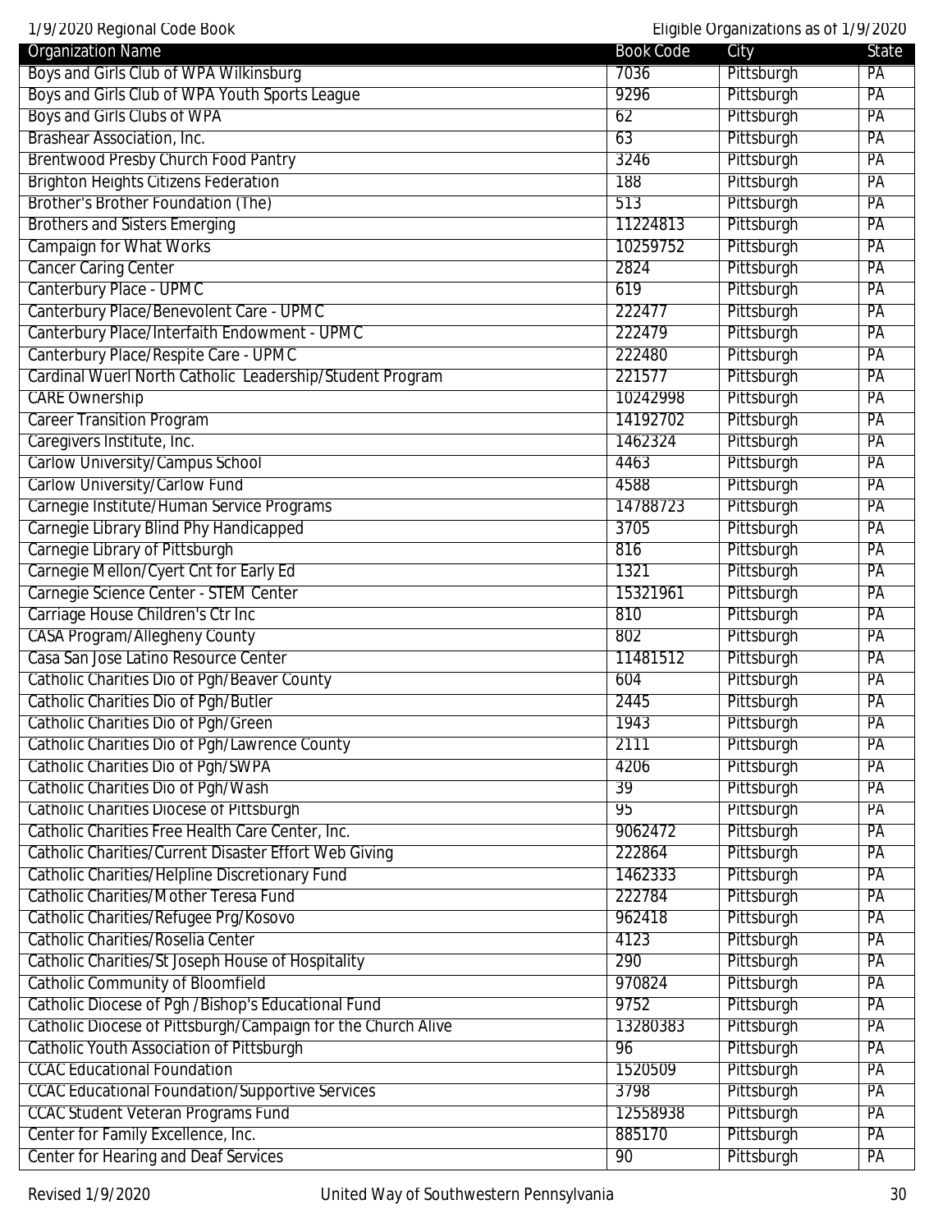| Organization Name | Book Code | City | State |
|---|---|---|---|
| Boys and Girls Club of WPA Wilkinsburg | 7036 | Pittsburgh | PA |
| Boys and Girls Club of WPA Youth Sports League | 9296 | Pittsburgh | PA |
| Boys and Girls Clubs of WPA | 62 | Pittsburgh | PA |
| Brashear Association, Inc. | 63 | Pittsburgh | PA |
| Brentwood Presby Church Food Pantry | 3246 | Pittsburgh | PA |
| Brighton Heights Citizens Federation | 188 | Pittsburgh | PA |
| Brother's Brother Foundation (The) | 513 | Pittsburgh | PA |
| Brothers and Sisters Emerging | 11224813 | Pittsburgh | PA |
| Campaign for What Works | 10259752 | Pittsburgh | PA |
| Cancer Caring Center | 2824 | Pittsburgh | PA |
| Canterbury Place - UPMC | 619 | Pittsburgh | PA |
| Canterbury Place/Benevolent Care - UPMC | 222477 | Pittsburgh | PA |
| Canterbury Place/Interfaith Endowment - UPMC | 222479 | Pittsburgh | PA |
| Canterbury Place/Respite Care - UPMC | 222480 | Pittsburgh | PA |
| Cardinal Wuerl North Catholic Leadership/Student Program | 221577 | Pittsburgh | PA |
| CARE Ownership | 10242998 | Pittsburgh | PA |
| Career Transition Program | 14192702 | Pittsburgh | PA |
| Caregivers Institute, Inc. | 1462324 | Pittsburgh | PA |
| Carlow University/Campus School | 4463 | Pittsburgh | PA |
| Carlow University/Carlow Fund | 4588 | Pittsburgh | PA |
| Carnegie Institute/Human Service Programs | 14788723 | Pittsburgh | PA |
| Carnegie Library Blind Phy Handicapped | 3705 | Pittsburgh | PA |
| Carnegie Library of Pittsburgh | 816 | Pittsburgh | PA |
| Carnegie Mellon/Cyert Cnt for Early Ed | 1321 | Pittsburgh | PA |
| Carnegie Science Center - STEM Center | 15321961 | Pittsburgh | PA |
| Carriage House Children's Ctr Inc | 810 | Pittsburgh | PA |
| CASA Program/Allegheny County | 802 | Pittsburgh | PA |
| Casa San Jose Latino Resource Center | 11481512 | Pittsburgh | PA |
| Catholic Charities Dio of Pgh/Beaver County | 604 | Pittsburgh | PA |
| Catholic Charities Dio of Pgh/Butler | 2445 | Pittsburgh | PA |
| Catholic Charities Dio of Pgh/Green | 1943 | Pittsburgh | PA |
| Catholic Charities Dio of Pgh/Lawrence County | 2111 | Pittsburgh | PA |
| Catholic Charities Dio of Pgh/SWPA | 4206 | Pittsburgh | PA |
| Catholic Charities Dio of Pgh/Wash | 39 | Pittsburgh | PA |
| Catholic Charities Diocese of Pittsburgh | 95 | Pittsburgh | PA |
| Catholic Charities Free Health Care Center, Inc. | 9062472 | Pittsburgh | PA |
| Catholic Charities/Current Disaster Effort Web Giving | 222864 | Pittsburgh | PA |
| Catholic Charities/Helpline Discretionary Fund | 1462333 | Pittsburgh | PA |
| Catholic Charities/Mother Teresa Fund | 222784 | Pittsburgh | PA |
| Catholic Charities/Refugee Prg/Kosovo | 962418 | Pittsburgh | PA |
| Catholic Charities/Roselia Center | 4123 | Pittsburgh | PA |
| Catholic Charities/St Joseph House of Hospitality | 290 | Pittsburgh | PA |
| Catholic Community of Bloomfield | 970824 | Pittsburgh | PA |
| Catholic Diocese of Pgh /Bishop's Educational Fund | 9752 | Pittsburgh | PA |
| Catholic Diocese of Pittsburgh/Campaign for the Church Alive | 13280383 | Pittsburgh | PA |
| Catholic Youth Association of Pittsburgh | 96 | Pittsburgh | PA |
| CCAC Educational Foundation | 1520509 | Pittsburgh | PA |
| CCAC Educational Foundation/Supportive Services | 3798 | Pittsburgh | PA |
| CCAC Student Veteran Programs Fund | 12558938 | Pittsburgh | PA |
| Center for Family Excellence, Inc. | 885170 | Pittsburgh | PA |
| Center for Hearing and Deaf Services | 90 | Pittsburgh | PA |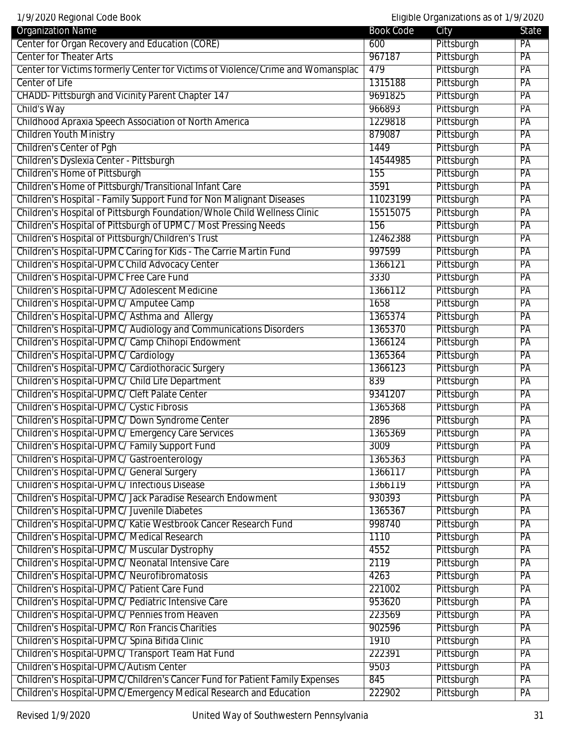| Organization Name | Book Code | City | State |
|---|---|---|---|
| Center for Organ Recovery and Education (CORE) | 600 | Pittsburgh | PA |
| Center for Theater Arts | 967187 | Pittsburgh | PA |
| Center for Victims formerly Center for Victims of Violence/Crime and Womansplac | 479 | Pittsburgh | PA |
| Center of Life | 1315188 | Pittsburgh | PA |
| CHADD- Pittsburgh and Vicinity Parent Chapter 147 | 9691825 | Pittsburgh | PA |
| Child's Way | 966893 | Pittsburgh | PA |
| Childhood Apraxia Speech Association of North America | 1229818 | Pittsburgh | PA |
| Children Youth Ministry | 879087 | Pittsburgh | PA |
| Children's Center of Pgh | 1449 | Pittsburgh | PA |
| Children's Dyslexia Center - Pittsburgh | 14544985 | Pittsburgh | PA |
| Children's Home of Pittsburgh | 155 | Pittsburgh | PA |
| Children's Home of Pittsburgh/Transitional Infant Care | 3591 | Pittsburgh | PA |
| Children's Hospital - Family Support Fund for Non Malignant Diseases | 11023199 | Pittsburgh | PA |
| Children's Hospital of Pittsburgh Foundation/Whole Child Wellness Clinic | 15515075 | Pittsburgh | PA |
| Children's Hospital of Pittsburgh of UPMC / Most Pressing Needs | 156 | Pittsburgh | PA |
| Children's Hospital of Pittsburgh/Children's Trust | 12462388 | Pittsburgh | PA |
| Children's Hospital-UPMC Caring for Kids - The Carrie Martin Fund | 997599 | Pittsburgh | PA |
| Children's Hospital-UPMC Child Advocacy Center | 1366121 | Pittsburgh | PA |
| Children's Hospital-UPMC Free Care Fund | 3330 | Pittsburgh | PA |
| Children's Hospital-UPMC/ Adolescent Medicine | 1366112 | Pittsburgh | PA |
| Children's Hospital-UPMC/ Amputee Camp | 1658 | Pittsburgh | PA |
| Children's Hospital-UPMC/ Asthma and Allergy | 1365374 | Pittsburgh | PA |
| Children's Hospital-UPMC/ Audiology and Communications Disorders | 1365370 | Pittsburgh | PA |
| Children's Hospital-UPMC/ Camp Chihopi Endowment | 1366124 | Pittsburgh | PA |
| Children's Hospital-UPMC/ Cardiology | 1365364 | Pittsburgh | PA |
| Children's Hospital-UPMC/ Cardiothoracic Surgery | 1366123 | Pittsburgh | PA |
| Children's Hospital-UPMC/ Child Life Department | 839 | Pittsburgh | PA |
| Children's Hospital-UPMC/ Cleft Palate Center | 9341207 | Pittsburgh | PA |
| Children's Hospital-UPMC/ Cystic Fibrosis | 1365368 | Pittsburgh | PA |
| Children's Hospital-UPMC/ Down Syndrome Center | 2896 | Pittsburgh | PA |
| Children's Hospital-UPMC/ Emergency Care Services | 1365369 | Pittsburgh | PA |
| Children's Hospital-UPMC/ Family Support Fund | 3009 | Pittsburgh | PA |
| Children's Hospital-UPMC/ Gastroenterology | 1365363 | Pittsburgh | PA |
| Children's Hospital-UPMC/ General Surgery | 1366117 | Pittsburgh | PA |
| Children's Hospital-UPMC/ Infectious Disease | 1366119 | Pittsburgh | PA |
| Children's Hospital-UPMC/ Jack Paradise Research Endowment | 930393 | Pittsburgh | PA |
| Children's Hospital-UPMC/ Juvenile Diabetes | 1365367 | Pittsburgh | PA |
| Children's Hospital-UPMC/ Katie Westbrook Cancer Research Fund | 998740 | Pittsburgh | PA |
| Children's Hospital-UPMC/ Medical Research | 1110 | Pittsburgh | PA |
| Children's Hospital-UPMC/ Muscular Dystrophy | 4552 | Pittsburgh | PA |
| Children's Hospital-UPMC/ Neonatal Intensive Care | 2119 | Pittsburgh | PA |
| Children's Hospital-UPMC/ Neurofibromatosis | 4263 | Pittsburgh | PA |
| Children's Hospital-UPMC/ Patient Care Fund | 221002 | Pittsburgh | PA |
| Children's Hospital-UPMC/ Pediatric Intensive Care | 953620 | Pittsburgh | PA |
| Children's Hospital-UPMC/ Pennies from Heaven | 223569 | Pittsburgh | PA |
| Children's Hospital-UPMC/ Ron Francis Charities | 902596 | Pittsburgh | PA |
| Children's Hospital-UPMC/ Spina Bifida Clinic | 1910 | Pittsburgh | PA |
| Children's Hospital-UPMC/ Transport Team Hat Fund | 222391 | Pittsburgh | PA |
| Children's Hospital-UPMC/Autism Center | 9503 | Pittsburgh | PA |
| Children's Hospital-UPMC/Children's Cancer Fund for Patient Family Expenses | 845 | Pittsburgh | PA |
| Children's Hospital-UPMC/Emergency Medical Research and Education | 222902 | Pittsburgh | PA |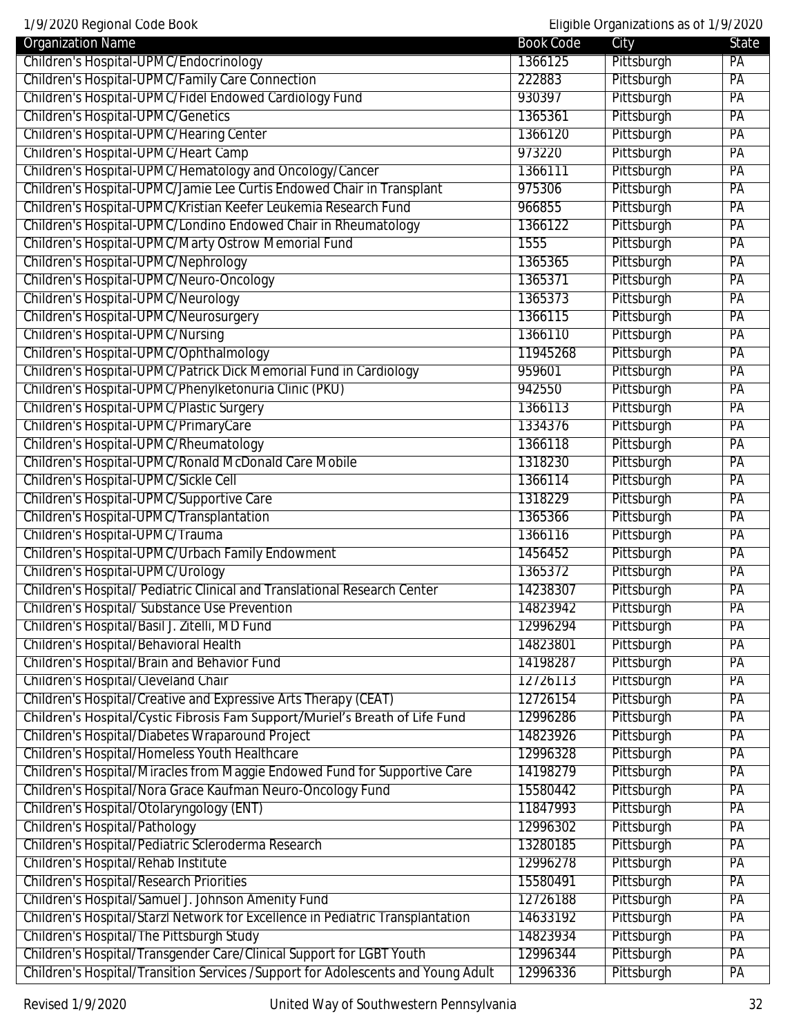| Organization Name | Book Code | City | State |
|---|---|---|---|
| Children's Hospital-UPMC/Endocrinology | 1366125 | Pittsburgh | PA |
| Children's Hospital-UPMC/Family Care Connection | 222883 | Pittsburgh | PA |
| Children's Hospital-UPMC/Fidel Endowed Cardiology Fund | 930397 | Pittsburgh | PA |
| Children's Hospital-UPMC/Genetics | 1365361 | Pittsburgh | PA |
| Children's Hospital-UPMC/Hearing Center | 1366120 | Pittsburgh | PA |
| Children's Hospital-UPMC/Heart Camp | 973220 | Pittsburgh | PA |
| Children's Hospital-UPMC/Hematology and Oncology/Cancer | 1366111 | Pittsburgh | PA |
| Children's Hospital-UPMC/Jamie Lee Curtis Endowed Chair in Transplant | 975306 | Pittsburgh | PA |
| Children's Hospital-UPMC/Kristian Keefer Leukemia Research Fund | 966855 | Pittsburgh | PA |
| Children's Hospital-UPMC/Londino Endowed Chair in Rheumatology | 1366122 | Pittsburgh | PA |
| Children's Hospital-UPMC/Marty Ostrow Memorial Fund | 1555 | Pittsburgh | PA |
| Children's Hospital-UPMC/Nephrology | 1365365 | Pittsburgh | PA |
| Children's Hospital-UPMC/Neuro-Oncology | 1365371 | Pittsburgh | PA |
| Children's Hospital-UPMC/Neurology | 1365373 | Pittsburgh | PA |
| Children's Hospital-UPMC/Neurosurgery | 1366115 | Pittsburgh | PA |
| Children's Hospital-UPMC/Nursing | 1366110 | Pittsburgh | PA |
| Children's Hospital-UPMC/Ophthalmology | 11945268 | Pittsburgh | PA |
| Children's Hospital-UPMC/Patrick Dick Memorial Fund in Cardiology | 959601 | Pittsburgh | PA |
| Children's Hospital-UPMC/Phenylketonuria Clinic (PKU) | 942550 | Pittsburgh | PA |
| Children's Hospital-UPMC/Plastic Surgery | 1366113 | Pittsburgh | PA |
| Children's Hospital-UPMC/PrimaryCare | 1334376 | Pittsburgh | PA |
| Children's Hospital-UPMC/Rheumatology | 1366118 | Pittsburgh | PA |
| Children's Hospital-UPMC/Ronald McDonald Care Mobile | 1318230 | Pittsburgh | PA |
| Children's Hospital-UPMC/Sickle Cell | 1366114 | Pittsburgh | PA |
| Children's Hospital-UPMC/Supportive Care | 1318229 | Pittsburgh | PA |
| Children's Hospital-UPMC/Transplantation | 1365366 | Pittsburgh | PA |
| Children's Hospital-UPMC/Trauma | 1366116 | Pittsburgh | PA |
| Children's Hospital-UPMC/Urbach Family Endowment | 1456452 | Pittsburgh | PA |
| Children's Hospital-UPMC/Urology | 1365372 | Pittsburgh | PA |
| Children's Hospital/ Pediatric Clinical and Translational Research Center | 14238307 | Pittsburgh | PA |
| Children's Hospital/ Substance Use Prevention | 14823942 | Pittsburgh | PA |
| Children's Hospital/Basil J. Zitelli, MD Fund | 12996294 | Pittsburgh | PA |
| Children's Hospital/Behavioral Health | 14823801 | Pittsburgh | PA |
| Children's Hospital/Brain and Behavior Fund | 14198287 | Pittsburgh | PA |
| Children's Hospital/Cleveland Chair | 12726113 | Pittsburgh | PA |
| Children's Hospital/Creative and Expressive Arts Therapy (CEAT) | 12726154 | Pittsburgh | PA |
| Children's Hospital/Cystic Fibrosis Fam Support/Muriel's Breath of Life Fund | 12996286 | Pittsburgh | PA |
| Children's Hospital/Diabetes Wraparound Project | 14823926 | Pittsburgh | PA |
| Children's Hospital/Homeless Youth Healthcare | 12996328 | Pittsburgh | PA |
| Children's Hospital/Miracles from Maggie Endowed Fund for Supportive Care | 14198279 | Pittsburgh | PA |
| Children's Hospital/Nora Grace Kaufman Neuro-Oncology Fund | 15580442 | Pittsburgh | PA |
| Children's Hospital/Otolaryngology (ENT) | 11847993 | Pittsburgh | PA |
| Children's Hospital/Pathology | 12996302 | Pittsburgh | PA |
| Children's Hospital/Pediatric Scleroderma Research | 13280185 | Pittsburgh | PA |
| Children's Hospital/Rehab Institute | 12996278 | Pittsburgh | PA |
| Children's Hospital/Research Priorities | 15580491 | Pittsburgh | PA |
| Children's Hospital/Samuel J. Johnson Amenity Fund | 12726188 | Pittsburgh | PA |
| Children's Hospital/Starzl Network for Excellence in Pediatric Transplantation | 14633192 | Pittsburgh | PA |
| Children's Hospital/The Pittsburgh Study | 14823934 | Pittsburgh | PA |
| Children's Hospital/Transgender Care/Clinical Support for LGBT Youth | 12996344 | Pittsburgh | PA |
| Children's Hospital/Transition Services /Support for Adolescents and Young Adult | 12996336 | Pittsburgh | PA |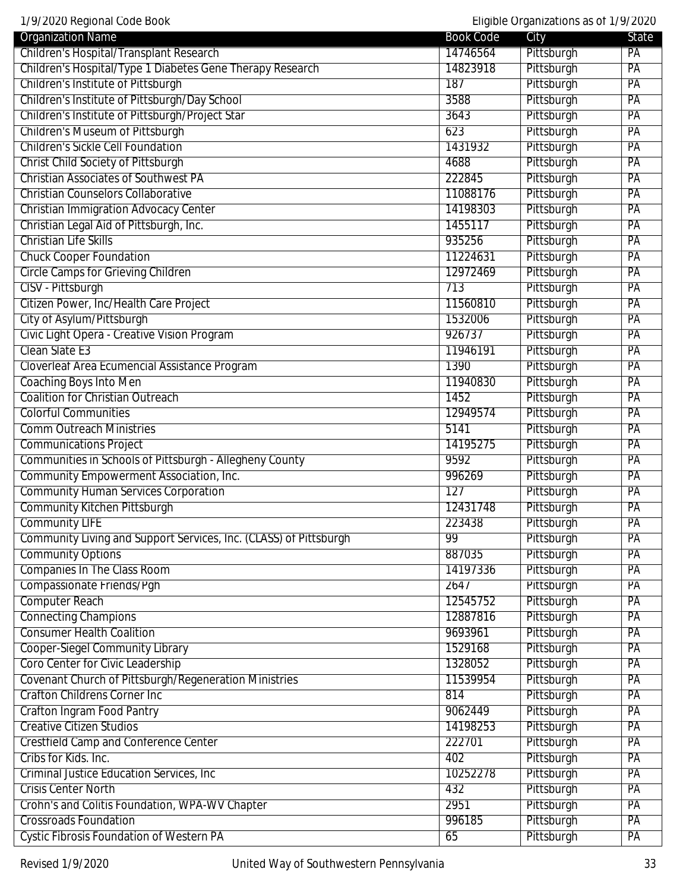| Organization Name | Book Code | City | State |
| --- | --- | --- | --- |
| Children's Hospital/Transplant Research | 14746564 | Pittsburgh | PA |
| Children's Hospital/Type 1 Diabetes Gene Therapy Research | 14823918 | Pittsburgh | PA |
| Children's Institute of Pittsburgh | 187 | Pittsburgh | PA |
| Children's Institute of Pittsburgh/Day School | 3588 | Pittsburgh | PA |
| Children's Institute of Pittsburgh/Project Star | 3643 | Pittsburgh | PA |
| Children's Museum of Pittsburgh | 623 | Pittsburgh | PA |
| Children's Sickle Cell Foundation | 1431932 | Pittsburgh | PA |
| Christ Child Society of Pittsburgh | 4688 | Pittsburgh | PA |
| Christian Associates of Southwest PA | 222845 | Pittsburgh | PA |
| Christian Counselors Collaborative | 11088176 | Pittsburgh | PA |
| Christian Immigration Advocacy Center | 14198303 | Pittsburgh | PA |
| Christian Legal Aid of Pittsburgh, Inc. | 1455117 | Pittsburgh | PA |
| Christian Life Skills | 935256 | Pittsburgh | PA |
| Chuck Cooper Foundation | 11224631 | Pittsburgh | PA |
| Circle Camps for Grieving Children | 12972469 | Pittsburgh | PA |
| CISV - Pittsburgh | 713 | Pittsburgh | PA |
| Citizen Power, Inc/Health Care Project | 11560810 | Pittsburgh | PA |
| City of Asylum/Pittsburgh | 1532006 | Pittsburgh | PA |
| Civic Light Opera - Creative Vision Program | 926737 | Pittsburgh | PA |
| Clean Slate E3 | 11946191 | Pittsburgh | PA |
| Cloverleaf Area Ecumencial Assistance Program | 1390 | Pittsburgh | PA |
| Coaching Boys Into Men | 11940830 | Pittsburgh | PA |
| Coalition for Christian Outreach | 1452 | Pittsburgh | PA |
| Colorful Communities | 12949574 | Pittsburgh | PA |
| Comm Outreach Ministries | 5141 | Pittsburgh | PA |
| Communications Project | 14195275 | Pittsburgh | PA |
| Communities in Schools of Pittsburgh - Allegheny County | 9592 | Pittsburgh | PA |
| Community Empowerment Association, Inc. | 996269 | Pittsburgh | PA |
| Community Human Services Corporation | 127 | Pittsburgh | PA |
| Community Kitchen Pittsburgh | 12431748 | Pittsburgh | PA |
| Community LIFE | 223438 | Pittsburgh | PA |
| Community Living and Support Services, Inc. (CLASS) of Pittsburgh | 99 | Pittsburgh | PA |
| Community Options | 887035 | Pittsburgh | PA |
| Companies In The Class Room | 14197336 | Pittsburgh | PA |
| Compassionate Friends/Pgh | 2647 | Pittsburgh | PA |
| Computer Reach | 12545752 | Pittsburgh | PA |
| Connecting Champions | 12887816 | Pittsburgh | PA |
| Consumer Health Coalition | 9693961 | Pittsburgh | PA |
| Cooper-Siegel Community Library | 1529168 | Pittsburgh | PA |
| Coro Center for Civic Leadership | 1328052 | Pittsburgh | PA |
| Covenant Church of Pittsburgh/Regeneration Ministries | 11539954 | Pittsburgh | PA |
| Crafton Childrens Corner Inc | 814 | Pittsburgh | PA |
| Crafton Ingram Food Pantry | 9062449 | Pittsburgh | PA |
| Creative Citizen Studios | 14198253 | Pittsburgh | PA |
| Crestfield Camp and Conference Center | 222701 | Pittsburgh | PA |
| Cribs for Kids. Inc. | 402 | Pittsburgh | PA |
| Criminal Justice Education Services, Inc | 10252278 | Pittsburgh | PA |
| Crisis Center North | 432 | Pittsburgh | PA |
| Crohn's and Colitis Foundation, WPA-WV Chapter | 2951 | Pittsburgh | PA |
| Crossroads Foundation | 996185 | Pittsburgh | PA |
| Cystic Fibrosis Foundation of Western PA | 65 | Pittsburgh | PA |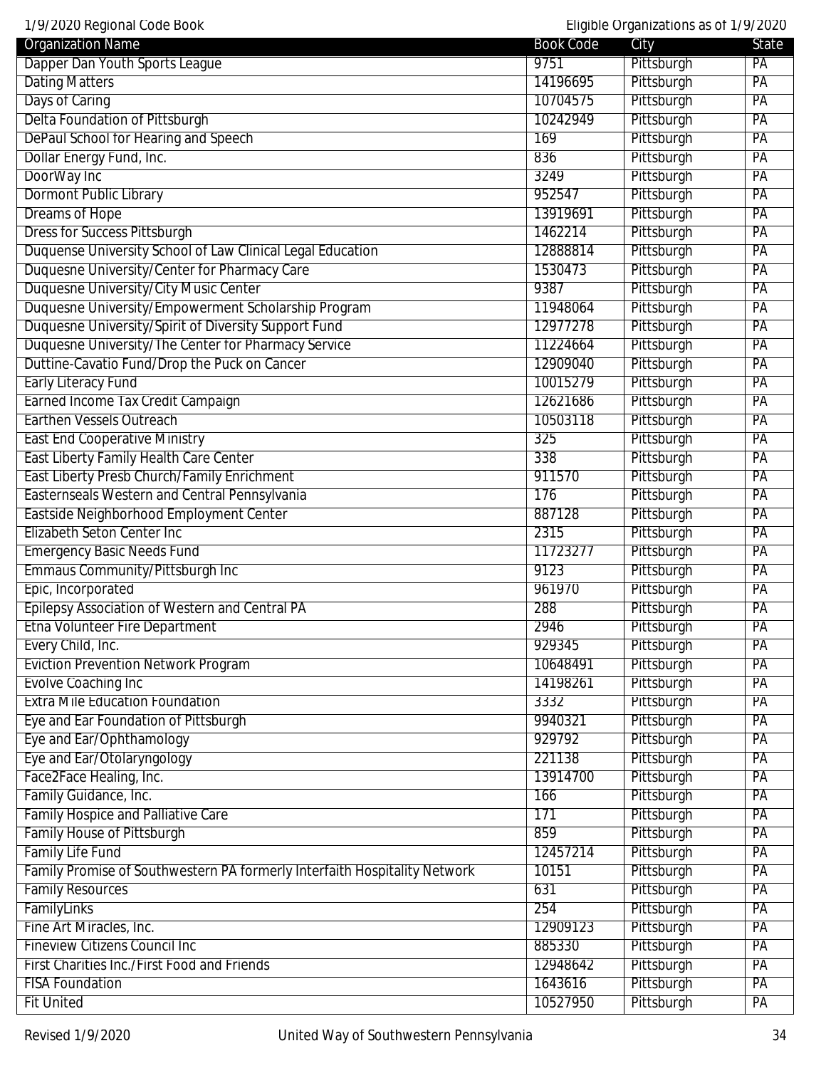| Organization Name | Book Code | City | State |
|---|---|---|---|
| Dapper Dan Youth Sports League | 9751 | Pittsburgh | PA |
| Dating Matters | 14196695 | Pittsburgh | PA |
| Days of Caring | 10704575 | Pittsburgh | PA |
| Delta Foundation of Pittsburgh | 10242949 | Pittsburgh | PA |
| DePaul School for Hearing and Speech | 169 | Pittsburgh | PA |
| Dollar Energy Fund, Inc. | 836 | Pittsburgh | PA |
| DoorWay Inc | 3249 | Pittsburgh | PA |
| Dormont Public Library | 952547 | Pittsburgh | PA |
| Dreams of Hope | 13919691 | Pittsburgh | PA |
| Dress for Success Pittsburgh | 1462214 | Pittsburgh | PA |
| Duquense University School of Law Clinical Legal Education | 12888814 | Pittsburgh | PA |
| Duquesne University/Center for Pharmacy Care | 1530473 | Pittsburgh | PA |
| Duquesne University/City Music Center | 9387 | Pittsburgh | PA |
| Duquesne University/Empowerment Scholarship Program | 11948064 | Pittsburgh | PA |
| Duquesne University/Spirit of Diversity Support Fund | 12977278 | Pittsburgh | PA |
| Duquesne University/The Center for Pharmacy Service | 11224664 | Pittsburgh | PA |
| Duttine-Cavatio Fund/Drop the Puck on Cancer | 12909040 | Pittsburgh | PA |
| Early Literacy Fund | 10015279 | Pittsburgh | PA |
| Earned Income Tax Credit Campaign | 12621686 | Pittsburgh | PA |
| Earthen Vessels Outreach | 10503118 | Pittsburgh | PA |
| East End Cooperative Ministry | 325 | Pittsburgh | PA |
| East Liberty Family Health Care Center | 338 | Pittsburgh | PA |
| East Liberty Presb Church/Family Enrichment | 911570 | Pittsburgh | PA |
| Easternseals Western and Central Pennsylvania | 176 | Pittsburgh | PA |
| Eastside Neighborhood Employment Center | 887128 | Pittsburgh | PA |
| Elizabeth Seton Center Inc | 2315 | Pittsburgh | PA |
| Emergency Basic Needs Fund | 11723277 | Pittsburgh | PA |
| Emmaus Community/Pittsburgh Inc | 9123 | Pittsburgh | PA |
| Epic, Incorporated | 961970 | Pittsburgh | PA |
| Epilepsy Association of Western and Central PA | 288 | Pittsburgh | PA |
| Etna Volunteer Fire Department | 2946 | Pittsburgh | PA |
| Every Child, Inc. | 929345 | Pittsburgh | PA |
| Eviction Prevention Network Program | 10648491 | Pittsburgh | PA |
| Evolve Coaching Inc | 14198261 | Pittsburgh | PA |
| Extra Mile Education Foundation | 3332 | Pittsburgh | PA |
| Eye and Ear Foundation of Pittsburgh | 9940321 | Pittsburgh | PA |
| Eye and Ear/Ophthamology | 929792 | Pittsburgh | PA |
| Eye and Ear/Otolaryngology | 221138 | Pittsburgh | PA |
| Face2Face Healing, Inc. | 13914700 | Pittsburgh | PA |
| Family Guidance, Inc. | 166 | Pittsburgh | PA |
| Family Hospice and Palliative Care | 171 | Pittsburgh | PA |
| Family House of Pittsburgh | 859 | Pittsburgh | PA |
| Family Life Fund | 12457214 | Pittsburgh | PA |
| Family Promise of Southwestern PA formerly Interfaith Hospitality Network | 10151 | Pittsburgh | PA |
| Family Resources | 631 | Pittsburgh | PA |
| FamilyLinks | 254 | Pittsburgh | PA |
| Fine Art Miracles, Inc. | 12909123 | Pittsburgh | PA |
| Fineview Citizens Council Inc | 885330 | Pittsburgh | PA |
| First Charities Inc./First Food and Friends | 12948642 | Pittsburgh | PA |
| FISA Foundation | 1643616 | Pittsburgh | PA |
| Fit United | 10527950 | Pittsburgh | PA |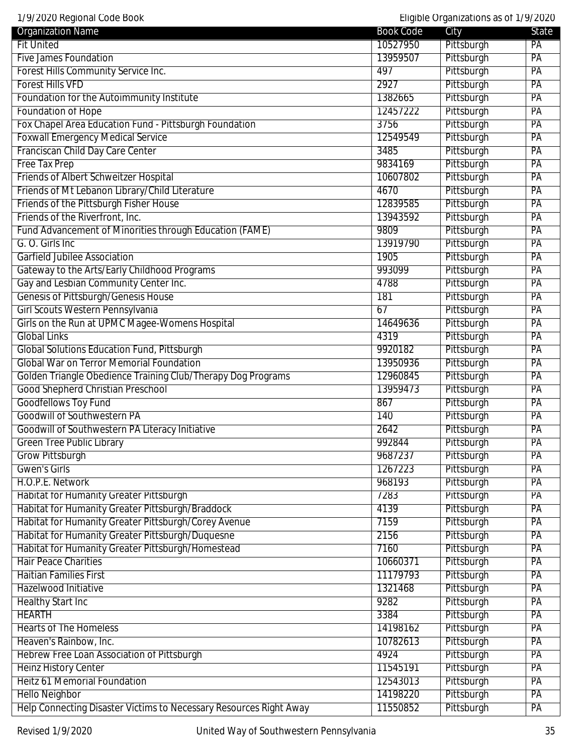| Organization Name | Book Code | City | State |
|---|---|---|---|
| Fit United | 10527950 | Pittsburgh | PA |
| Five James Foundation | 13959507 | Pittsburgh | PA |
| Forest Hills Community Service Inc. | 497 | Pittsburgh | PA |
| Forest Hills VFD | 2927 | Pittsburgh | PA |
| Foundation for the Autoimmunity Institute | 1382665 | Pittsburgh | PA |
| Foundation of Hope | 12457222 | Pittsburgh | PA |
| Fox Chapel Area Education Fund - Pittsburgh Foundation | 3756 | Pittsburgh | PA |
| Foxwall Emergency Medical Service | 12549549 | Pittsburgh | PA |
| Franciscan Child Day Care Center | 3485 | Pittsburgh | PA |
| Free Tax Prep | 9834169 | Pittsburgh | PA |
| Friends of Albert Schweitzer Hospital | 10607802 | Pittsburgh | PA |
| Friends of Mt Lebanon Library/Child Literature | 4670 | Pittsburgh | PA |
| Friends of the Pittsburgh Fisher House | 12839585 | Pittsburgh | PA |
| Friends of the Riverfront, Inc. | 13943592 | Pittsburgh | PA |
| Fund Advancement of Minorities through Education (FAME) | 9809 | Pittsburgh | PA |
| G. O. Girls Inc | 13919790 | Pittsburgh | PA |
| Garfield Jubilee Association | 1905 | Pittsburgh | PA |
| Gateway to the Arts/Early Childhood Programs | 993099 | Pittsburgh | PA |
| Gay and Lesbian Community Center Inc. | 4788 | Pittsburgh | PA |
| Genesis of Pittsburgh/Genesis House | 181 | Pittsburgh | PA |
| Girl Scouts Western Pennsylvania | 67 | Pittsburgh | PA |
| Girls on the Run at UPMC Magee-Womens Hospital | 14649636 | Pittsburgh | PA |
| Global Links | 4319 | Pittsburgh | PA |
| Global Solutions Education Fund, Pittsburgh | 9920182 | Pittsburgh | PA |
| Global War on Terror Memorial Foundation | 13950936 | Pittsburgh | PA |
| Golden Triangle Obedience Training Club/Therapy Dog Programs | 12960845 | Pittsburgh | PA |
| Good Shepherd Christian Preschool | 13959473 | Pittsburgh | PA |
| Goodfellows Toy Fund | 867 | Pittsburgh | PA |
| Goodwill of Southwestern PA | 140 | Pittsburgh | PA |
| Goodwill of Southwestern PA Literacy Initiative | 2642 | Pittsburgh | PA |
| Green Tree Public Library | 992844 | Pittsburgh | PA |
| Grow Pittsburgh | 9687237 | Pittsburgh | PA |
| Gwen's Girls | 1267223 | Pittsburgh | PA |
| H.O.P.E. Network | 968193 | Pittsburgh | PA |
| Habitat for Humanity Greater Pittsburgh | 7283 | Pittsburgh | PA |
| Habitat for Humanity Greater Pittsburgh/Braddock | 4139 | Pittsburgh | PA |
| Habitat for Humanity Greater Pittsburgh/Corey Avenue | 7159 | Pittsburgh | PA |
| Habitat for Humanity Greater Pittsburgh/Duquesne | 2156 | Pittsburgh | PA |
| Habitat for Humanity Greater Pittsburgh/Homestead | 7160 | Pittsburgh | PA |
| Hair Peace Charities | 10660371 | Pittsburgh | PA |
| Haitian Families First | 11179793 | Pittsburgh | PA |
| Hazelwood Initiative | 1321468 | Pittsburgh | PA |
| Healthy Start Inc | 9282 | Pittsburgh | PA |
| HEARTH | 3384 | Pittsburgh | PA |
| Hearts of The Homeless | 14198162 | Pittsburgh | PA |
| Heaven's Rainbow, Inc. | 10782613 | Pittsburgh | PA |
| Hebrew Free Loan Association of Pittsburgh | 4924 | Pittsburgh | PA |
| Heinz History Center | 11545191 | Pittsburgh | PA |
| Heitz 61 Memorial Foundation | 12543013 | Pittsburgh | PA |
| Hello Neighbor | 14198220 | Pittsburgh | PA |
| Help Connecting Disaster Victims to Necessary Resources Right Away | 11550852 | Pittsburgh | PA |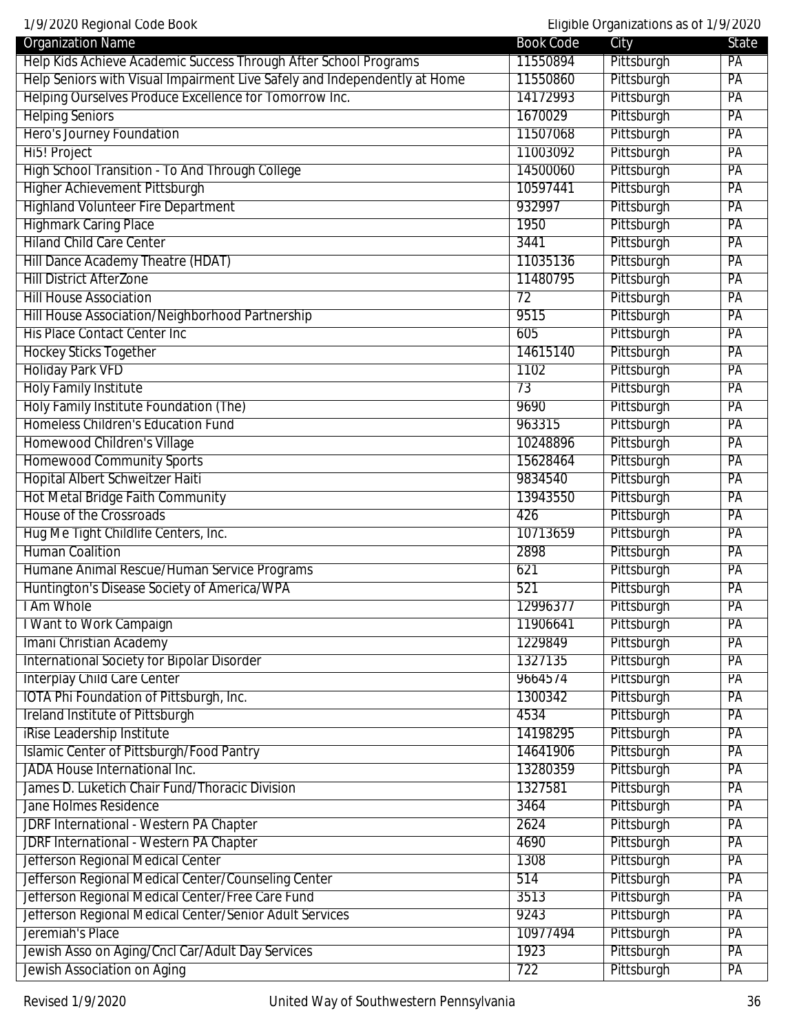| Organization Name | Book Code | City | State |
|---|---|---|---|
| Help Kids Achieve Academic Success Through After School Programs | 11550894 | Pittsburgh | PA |
| Help Seniors with Visual Impairment Live Safely and Independently at Home | 11550860 | Pittsburgh | PA |
| Helping Ourselves Produce Excellence for Tomorrow Inc. | 14172993 | Pittsburgh | PA |
| Helping Seniors | 1670029 | Pittsburgh | PA |
| Hero's Journey Foundation | 11507068 | Pittsburgh | PA |
| Hi5! Project | 11003092 | Pittsburgh | PA |
| High School Transition - To And Through College | 14500060 | Pittsburgh | PA |
| Higher Achievement Pittsburgh | 10597441 | Pittsburgh | PA |
| Highland Volunteer Fire Department | 932997 | Pittsburgh | PA |
| Highmark Caring Place | 1950 | Pittsburgh | PA |
| Hiland Child Care Center | 3441 | Pittsburgh | PA |
| Hill Dance Academy Theatre (HDAT) | 11035136 | Pittsburgh | PA |
| Hill District AfterZone | 11480795 | Pittsburgh | PA |
| Hill House Association | 72 | Pittsburgh | PA |
| Hill House Association/Neighborhood Partnership | 9515 | Pittsburgh | PA |
| His Place Contact Center Inc | 605 | Pittsburgh | PA |
| Hockey Sticks Together | 14615140 | Pittsburgh | PA |
| Holiday Park VFD | 1102 | Pittsburgh | PA |
| Holy Family Institute | 73 | Pittsburgh | PA |
| Holy Family Institute Foundation (The) | 9690 | Pittsburgh | PA |
| Homeless Children's Education Fund | 963315 | Pittsburgh | PA |
| Homewood Children's Village | 10248896 | Pittsburgh | PA |
| Homewood Community Sports | 15628464 | Pittsburgh | PA |
| Hopital Albert Schweitzer Haiti | 9834540 | Pittsburgh | PA |
| Hot Metal Bridge Faith Community | 13943550 | Pittsburgh | PA |
| House of the Crossroads | 426 | Pittsburgh | PA |
| Hug Me Tight Childlife Centers, Inc. | 10713659 | Pittsburgh | PA |
| Human Coalition | 2898 | Pittsburgh | PA |
| Humane Animal Rescue/Human Service Programs | 621 | Pittsburgh | PA |
| Huntington's Disease Society of America/WPA | 521 | Pittsburgh | PA |
| I Am Whole | 12996377 | Pittsburgh | PA |
| I Want to Work Campaign | 11906641 | Pittsburgh | PA |
| Imani Christian Academy | 1229849 | Pittsburgh | PA |
| International Society for Bipolar Disorder | 1327135 | Pittsburgh | PA |
| Interplay Child Care Center | 9664574 | Pittsburgh | PA |
| IOTA Phi Foundation of Pittsburgh, Inc. | 1300342 | Pittsburgh | PA |
| Ireland Institute of Pittsburgh | 4534 | Pittsburgh | PA |
| iRise Leadership Institute | 14198295 | Pittsburgh | PA |
| Islamic Center of Pittsburgh/Food Pantry | 14641906 | Pittsburgh | PA |
| JADA House International Inc. | 13280359 | Pittsburgh | PA |
| James D. Luketich Chair Fund/Thoracic Division | 1327581 | Pittsburgh | PA |
| Jane Holmes Residence | 3464 | Pittsburgh | PA |
| JDRF International - Western PA Chapter | 2624 | Pittsburgh | PA |
| JDRF International - Western PA Chapter | 4690 | Pittsburgh | PA |
| Jefferson Regional Medical Center | 1308 | Pittsburgh | PA |
| Jefferson Regional Medical Center/Counseling Center | 514 | Pittsburgh | PA |
| Jefferson Regional Medical Center/Free Care Fund | 3513 | Pittsburgh | PA |
| Jefferson Regional Medical Center/Senior Adult Services | 9243 | Pittsburgh | PA |
| Jeremiah's Place | 10977494 | Pittsburgh | PA |
| Jewish Asso on Aging/Cncl Car/Adult Day Services | 1923 | Pittsburgh | PA |
| Jewish Association on Aging | 722 | Pittsburgh | PA |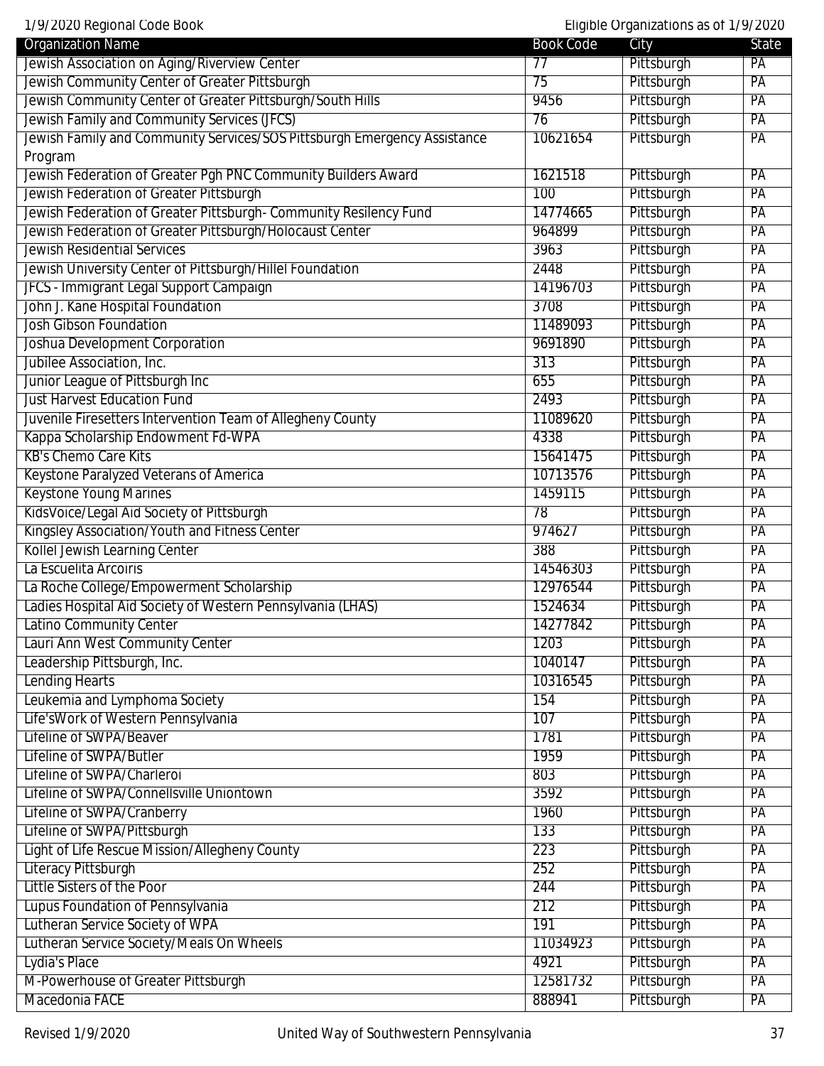| Organization Name | Book Code | City | State |
|---|---|---|---|
| Jewish Association on Aging/Riverview Center | 77 | Pittsburgh | PA |
| Jewish Community Center of Greater Pittsburgh | 75 | Pittsburgh | PA |
| Jewish Community Center of Greater Pittsburgh/South Hills | 9456 | Pittsburgh | PA |
| Jewish Family and Community Services (JFCS) | 76 | Pittsburgh | PA |
| Jewish Family and Community Services/SOS Pittsburgh Emergency Assistance Program | 10621654 | Pittsburgh | PA |
| Jewish Federation of Greater Pgh PNC Community Builders Award | 1621518 | Pittsburgh | PA |
| Jewish Federation of Greater Pittsburgh | 100 | Pittsburgh | PA |
| Jewish Federation of Greater Pittsburgh- Community Resiliency Fund | 14774665 | Pittsburgh | PA |
| Jewish Federation of Greater Pittsburgh/Holocaust Center | 964899 | Pittsburgh | PA |
| Jewish Residential Services | 3963 | Pittsburgh | PA |
| Jewish University Center of Pittsburgh/Hillel Foundation | 2448 | Pittsburgh | PA |
| JFCS - Immigrant Legal Support Campaign | 14196703 | Pittsburgh | PA |
| John J. Kane Hospital Foundation | 3708 | Pittsburgh | PA |
| Josh Gibson Foundation | 11489093 | Pittsburgh | PA |
| Joshua Development Corporation | 9691890 | Pittsburgh | PA |
| Jubilee Association, Inc. | 313 | Pittsburgh | PA |
| Junior League of Pittsburgh Inc | 655 | Pittsburgh | PA |
| Just Harvest Education Fund | 2493 | Pittsburgh | PA |
| Juvenile Firesetters Intervention Team of Allegheny County | 11089620 | Pittsburgh | PA |
| Kappa Scholarship Endowment Fd-WPA | 4338 | Pittsburgh | PA |
| KB's Chemo Care Kits | 15641475 | Pittsburgh | PA |
| Keystone Paralyzed Veterans of America | 10713576 | Pittsburgh | PA |
| Keystone Young Marines | 1459115 | Pittsburgh | PA |
| KidsVoice/Legal Aid Society of Pittsburgh | 78 | Pittsburgh | PA |
| Kingsley Association/Youth and Fitness Center | 974627 | Pittsburgh | PA |
| Kollel Jewish Learning Center | 388 | Pittsburgh | PA |
| La Escuelita Arcoiris | 14546303 | Pittsburgh | PA |
| La Roche College/Empowerment Scholarship | 12976544 | Pittsburgh | PA |
| Ladies Hospital Aid Society of Western Pennsylvania (LHAS) | 1524634 | Pittsburgh | PA |
| Latino Community Center | 14277842 | Pittsburgh | PA |
| Lauri Ann West Community Center | 1203 | Pittsburgh | PA |
| Leadership Pittsburgh, Inc. | 1040147 | Pittsburgh | PA |
| Lending Hearts | 10316545 | Pittsburgh | PA |
| Leukemia and Lymphoma Society | 154 | Pittsburgh | PA |
| Life'sWork of Western Pennsylvania | 107 | Pittsburgh | PA |
| Lifeline of SWPA/Beaver | 1781 | Pittsburgh | PA |
| Lifeline of SWPA/Butler | 1959 | Pittsburgh | PA |
| Lifeline of SWPA/Charleroi | 803 | Pittsburgh | PA |
| Lifeline of SWPA/Connellsville Uniontown | 3592 | Pittsburgh | PA |
| Lifeline of SWPA/Cranberry | 1960 | Pittsburgh | PA |
| Lifeline of SWPA/Pittsburgh | 133 | Pittsburgh | PA |
| Light of Life Rescue Mission/Allegheny County | 223 | Pittsburgh | PA |
| Literacy Pittsburgh | 252 | Pittsburgh | PA |
| Little Sisters of the Poor | 244 | Pittsburgh | PA |
| Lupus Foundation of Pennsylvania | 212 | Pittsburgh | PA |
| Lutheran Service Society of WPA | 191 | Pittsburgh | PA |
| Lutheran Service Society/Meals On Wheels | 11034923 | Pittsburgh | PA |
| Lydia's Place | 4921 | Pittsburgh | PA |
| M-Powerhouse of Greater Pittsburgh | 12581732 | Pittsburgh | PA |
| Macedonia FACE | 888941 | Pittsburgh | PA |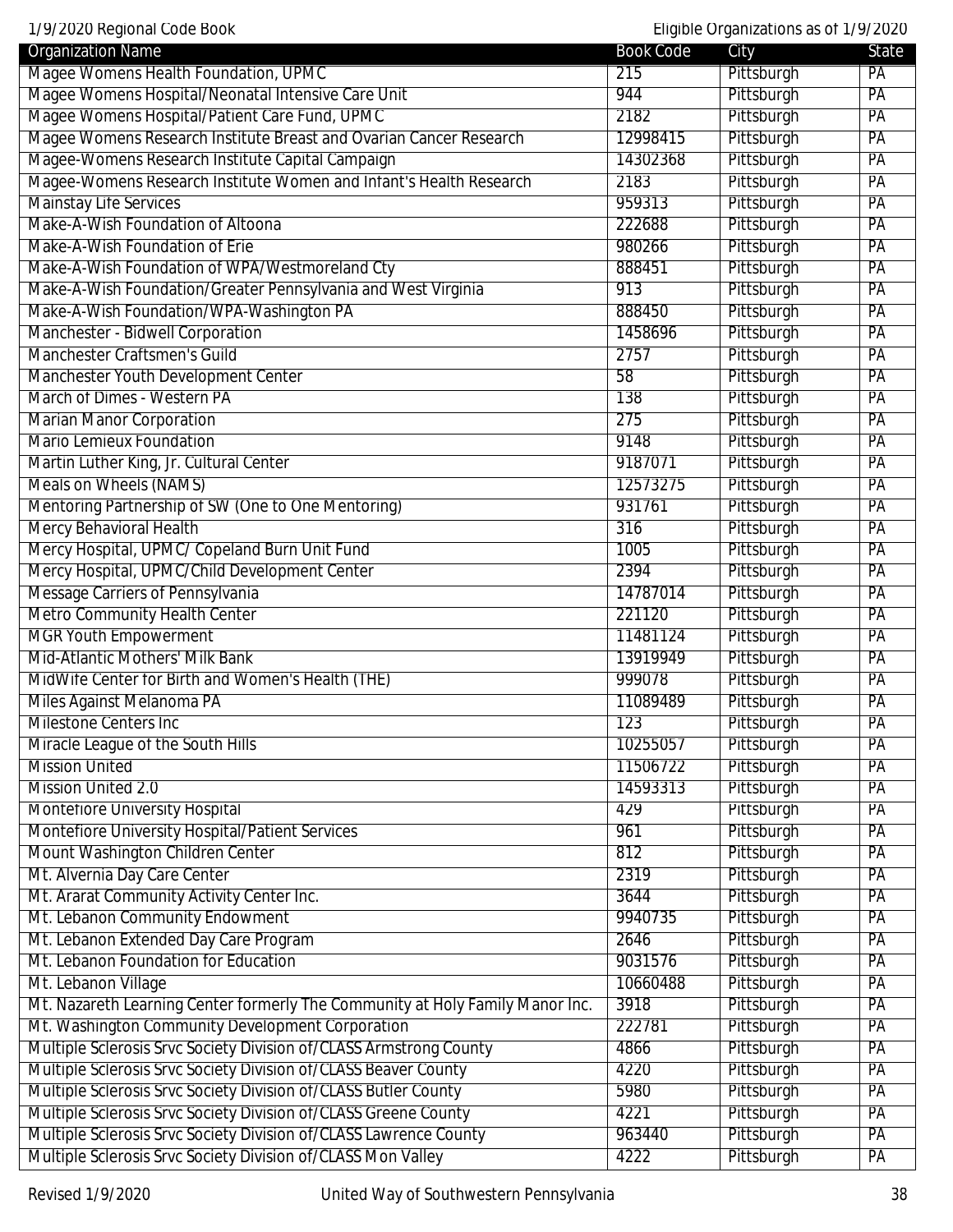| Organization Name | Book Code | City | State |
| --- | --- | --- | --- |
| Magee Womens Health Foundation, UPMC | 215 | Pittsburgh | PA |
| Magee Womens Hospital/Neonatal Intensive Care Unit | 944 | Pittsburgh | PA |
| Magee Womens Hospital/Patient Care Fund, UPMC | 2182 | Pittsburgh | PA |
| Magee Womens Research Institute Breast and Ovarian Cancer Research | 12998415 | Pittsburgh | PA |
| Magee-Womens Research Institute Capital Campaign | 14302368 | Pittsburgh | PA |
| Magee-Womens Research Institute Women and Infant's Health Research | 2183 | Pittsburgh | PA |
| Mainstay Life Services | 959313 | Pittsburgh | PA |
| Make-A-Wish Foundation of Altoona | 222688 | Pittsburgh | PA |
| Make-A-Wish Foundation of Erie | 980266 | Pittsburgh | PA |
| Make-A-Wish Foundation of WPA/Westmoreland Cty | 888451 | Pittsburgh | PA |
| Make-A-Wish Foundation/Greater Pennsylvania and West Virginia | 913 | Pittsburgh | PA |
| Make-A-Wish Foundation/WPA-Washington PA | 888450 | Pittsburgh | PA |
| Manchester - Bidwell Corporation | 1458696 | Pittsburgh | PA |
| Manchester Craftsmen's Guild | 2757 | Pittsburgh | PA |
| Manchester Youth Development Center | 58 | Pittsburgh | PA |
| March of Dimes - Western PA | 138 | Pittsburgh | PA |
| Marian Manor Corporation | 275 | Pittsburgh | PA |
| Mario Lemieux Foundation | 9148 | Pittsburgh | PA |
| Martin Luther King, Jr. Cultural Center | 9187071 | Pittsburgh | PA |
| Meals on Wheels (NAMS) | 12573275 | Pittsburgh | PA |
| Mentoring Partnership of SW (One to One Mentoring) | 931761 | Pittsburgh | PA |
| Mercy Behavioral Health | 316 | Pittsburgh | PA |
| Mercy Hospital, UPMC/ Copeland Burn Unit Fund | 1005 | Pittsburgh | PA |
| Mercy Hospital, UPMC/Child Development Center | 2394 | Pittsburgh | PA |
| Message Carriers of Pennsylvania | 14787014 | Pittsburgh | PA |
| Metro Community Health Center | 221120 | Pittsburgh | PA |
| MGR Youth Empowerment | 11481124 | Pittsburgh | PA |
| Mid-Atlantic Mothers' Milk Bank | 13919949 | Pittsburgh | PA |
| MidWife Center for Birth and Women's Health (THE) | 999078 | Pittsburgh | PA |
| Miles Against Melanoma PA | 11089489 | Pittsburgh | PA |
| Milestone Centers Inc | 123 | Pittsburgh | PA |
| Miracle League of the South Hills | 10255057 | Pittsburgh | PA |
| Mission United | 11506722 | Pittsburgh | PA |
| Mission United 2.0 | 14593313 | Pittsburgh | PA |
| Montefiore University Hospital | 429 | Pittsburgh | PA |
| Montefiore University Hospital/Patient Services | 961 | Pittsburgh | PA |
| Mount Washington Children Center | 812 | Pittsburgh | PA |
| Mt. Alvernia Day Care Center | 2319 | Pittsburgh | PA |
| Mt. Ararat Community Activity Center Inc. | 3644 | Pittsburgh | PA |
| Mt. Lebanon Community Endowment | 9940735 | Pittsburgh | PA |
| Mt. Lebanon Extended Day Care Program | 2646 | Pittsburgh | PA |
| Mt. Lebanon Foundation for Education | 9031576 | Pittsburgh | PA |
| Mt. Lebanon Village | 10660488 | Pittsburgh | PA |
| Mt. Nazareth Learning Center formerly The Community at Holy Family Manor Inc. | 3918 | Pittsburgh | PA |
| Mt. Washington Community Development Corporation | 222781 | Pittsburgh | PA |
| Multiple Sclerosis Srvc Society Division of/CLASS Armstrong County | 4866 | Pittsburgh | PA |
| Multiple Sclerosis Srvc Society Division of/CLASS Beaver County | 4220 | Pittsburgh | PA |
| Multiple Sclerosis Srvc Society Division of/CLASS Butler County | 5980 | Pittsburgh | PA |
| Multiple Sclerosis Srvc Society Division of/CLASS Greene County | 4221 | Pittsburgh | PA |
| Multiple Sclerosis Srvc Society Division of/CLASS Lawrence County | 963440 | Pittsburgh | PA |
| Multiple Sclerosis Srvc Society Division of/CLASS Mon Valley | 4222 | Pittsburgh | PA |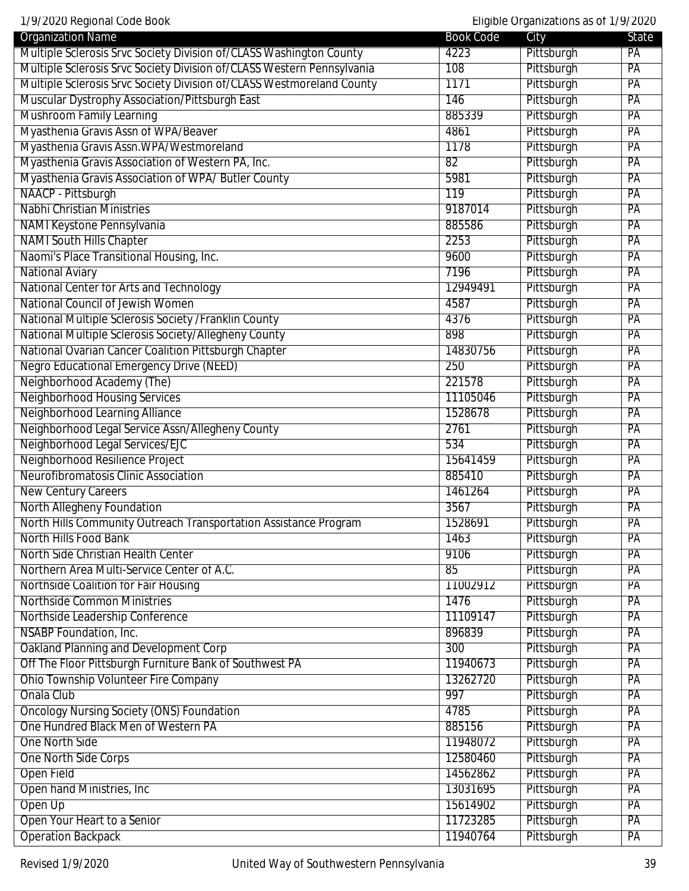| Organization Name | Book Code | City | State |
|---|---|---|---|
| Multiple Sclerosis Srvc Society Division of/CLASS Washington County | 4223 | Pittsburgh | PA |
| Multiple Sclerosis Srvc Society Division of/CLASS Western Pennsylvania | 108 | Pittsburgh | PA |
| Multiple Sclerosis Srvc Society Division of/CLASS Westmoreland County | 1171 | Pittsburgh | PA |
| Muscular Dystrophy Association/Pittsburgh East | 146 | Pittsburgh | PA |
| Mushroom Family Learning | 885339 | Pittsburgh | PA |
| Myasthenia Gravis Assn of WPA/Beaver | 4861 | Pittsburgh | PA |
| Myasthenia Gravis Assn.WPA/Westmoreland | 1178 | Pittsburgh | PA |
| Myasthenia Gravis Association of Western PA, Inc. | 82 | Pittsburgh | PA |
| Myasthenia Gravis Association of WPA/ Butler County | 5981 | Pittsburgh | PA |
| NAACP - Pittsburgh | 119 | Pittsburgh | PA |
| Nabhi Christian Ministries | 9187014 | Pittsburgh | PA |
| NAMI Keystone Pennsylvania | 885586 | Pittsburgh | PA |
| NAMI South Hills Chapter | 2253 | Pittsburgh | PA |
| Naomi's Place Transitional Housing, Inc. | 9600 | Pittsburgh | PA |
| National Aviary | 7196 | Pittsburgh | PA |
| National Center for Arts and Technology | 12949491 | Pittsburgh | PA |
| National Council of Jewish Women | 4587 | Pittsburgh | PA |
| National Multiple Sclerosis Society /Franklin County | 4376 | Pittsburgh | PA |
| National Multiple Sclerosis Society/Allegheny County | 898 | Pittsburgh | PA |
| National Ovarian Cancer Coalition Pittsburgh Chapter | 14830756 | Pittsburgh | PA |
| Negro Educational Emergency Drive (NEED) | 250 | Pittsburgh | PA |
| Neighborhood Academy (The) | 221578 | Pittsburgh | PA |
| Neighborhood Housing Services | 11105046 | Pittsburgh | PA |
| Neighborhood Learning Alliance | 1528678 | Pittsburgh | PA |
| Neighborhood Legal Service Assn/Allegheny County | 2761 | Pittsburgh | PA |
| Neighborhood Legal Services/EJC | 534 | Pittsburgh | PA |
| Neighborhood Resilience Project | 15641459 | Pittsburgh | PA |
| Neurofibromatosis Clinic Association | 885410 | Pittsburgh | PA |
| New Century Careers | 1461264 | Pittsburgh | PA |
| North Allegheny Foundation | 3567 | Pittsburgh | PA |
| North Hills Community Outreach Transportation Assistance Program | 1528691 | Pittsburgh | PA |
| North Hills Food Bank | 1463 | Pittsburgh | PA |
| North Side Christian Health Center | 9106 | Pittsburgh | PA |
| Northern Area Multi-Service Center of A.C. | 85 | Pittsburgh | PA |
| Northside Coalition for Fair Housing | 11002912 | Pittsburgh | PA |
| Northside Common Ministries | 1476 | Pittsburgh | PA |
| Northside Leadership Conference | 11109147 | Pittsburgh | PA |
| NSABP Foundation, Inc. | 896839 | Pittsburgh | PA |
| Oakland Planning and Development Corp | 300 | Pittsburgh | PA |
| Off The Floor Pittsburgh Furniture Bank of Southwest PA | 11940673 | Pittsburgh | PA |
| Ohio Township Volunteer Fire Company | 13262720 | Pittsburgh | PA |
| Onala Club | 997 | Pittsburgh | PA |
| Oncology Nursing Society (ONS) Foundation | 4785 | Pittsburgh | PA |
| One Hundred Black Men of Western PA | 885156 | Pittsburgh | PA |
| One North Side | 11948072 | Pittsburgh | PA |
| One North Side Corps | 12580460 | Pittsburgh | PA |
| Open Field | 14562862 | Pittsburgh | PA |
| Open hand Ministries, Inc | 13031695 | Pittsburgh | PA |
| Open Up | 15614902 | Pittsburgh | PA |
| Open Your Heart to a Senior | 11723285 | Pittsburgh | PA |
| Operation Backpack | 11940764 | Pittsburgh | PA |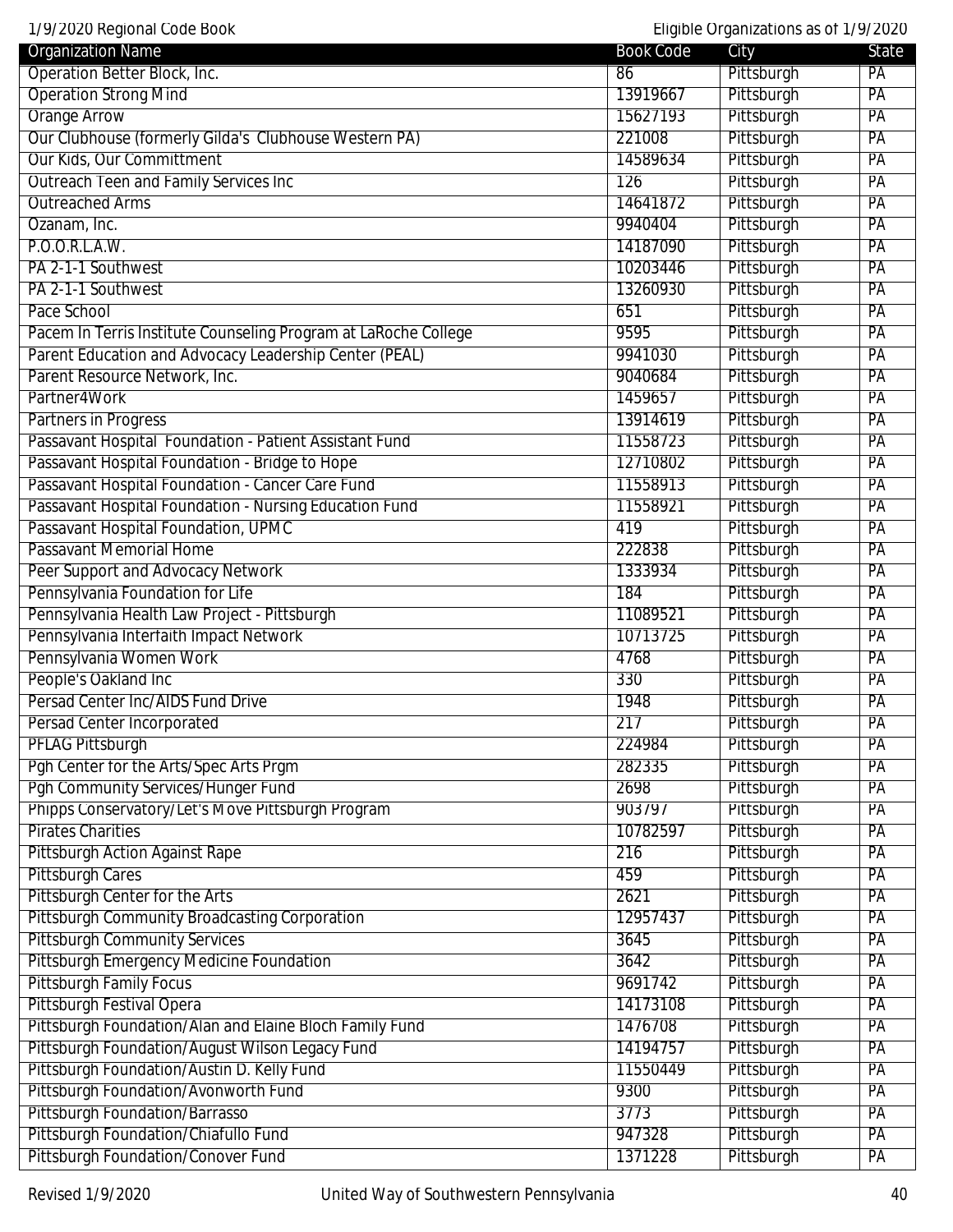| Organization Name | Book Code | City | State |
|---|---|---|---|
| Operation Better Block, Inc. | 86 | Pittsburgh | PA |
| Operation Strong Mind | 13919667 | Pittsburgh | PA |
| Orange Arrow | 15627193 | Pittsburgh | PA |
| Our Clubhouse (formerly Gilda's Clubhouse Western PA) | 221008 | Pittsburgh | PA |
| Our Kids, Our Committment | 14589634 | Pittsburgh | PA |
| Outreach Teen and Family Services Inc | 126 | Pittsburgh | PA |
| Outreached Arms | 14641872 | Pittsburgh | PA |
| Ozanam, Inc. | 9940404 | Pittsburgh | PA |
| P.O.O.R.L.A.W. | 14187090 | Pittsburgh | PA |
| PA 2-1-1 Southwest | 10203446 | Pittsburgh | PA |
| PA 2-1-1 Southwest | 13260930 | Pittsburgh | PA |
| Pace School | 651 | Pittsburgh | PA |
| Pacem In Terris Institute Counseling Program at LaRoche College | 9595 | Pittsburgh | PA |
| Parent Education and Advocacy Leadership Center (PEAL) | 9941030 | Pittsburgh | PA |
| Parent Resource Network, Inc. | 9040684 | Pittsburgh | PA |
| Partner4Work | 1459657 | Pittsburgh | PA |
| Partners in Progress | 13914619 | Pittsburgh | PA |
| Passavant Hospital Foundation - Patient Assistant Fund | 11558723 | Pittsburgh | PA |
| Passavant Hospital Foundation - Bridge to Hope | 12710802 | Pittsburgh | PA |
| Passavant Hospital Foundation - Cancer Care Fund | 11558913 | Pittsburgh | PA |
| Passavant Hospital Foundation - Nursing Education Fund | 11558921 | Pittsburgh | PA |
| Passavant Hospital Foundation, UPMC | 419 | Pittsburgh | PA |
| Passavant Memorial Home | 222838 | Pittsburgh | PA |
| Peer Support and Advocacy Network | 1333934 | Pittsburgh | PA |
| Pennsylvania Foundation for Life | 184 | Pittsburgh | PA |
| Pennsylvania Health Law Project - Pittsburgh | 11089521 | Pittsburgh | PA |
| Pennsylvania Interfaith Impact Network | 10713725 | Pittsburgh | PA |
| Pennsylvania Women Work | 4768 | Pittsburgh | PA |
| People's Oakland Inc | 330 | Pittsburgh | PA |
| Persad Center Inc/AIDS Fund Drive | 1948 | Pittsburgh | PA |
| Persad Center Incorporated | 217 | Pittsburgh | PA |
| PFLAG Pittsburgh | 224984 | Pittsburgh | PA |
| Pgh Center for the Arts/Spec Arts Prgm | 282335 | Pittsburgh | PA |
| Pgh Community Services/Hunger Fund | 2698 | Pittsburgh | PA |
| Phipps Conservatory/Let's Move Pittsburgh Program | 903797 | Pittsburgh | PA |
| Pirates Charities | 10782597 | Pittsburgh | PA |
| Pittsburgh Action Against Rape | 216 | Pittsburgh | PA |
| Pittsburgh Cares | 459 | Pittsburgh | PA |
| Pittsburgh Center for the Arts | 2621 | Pittsburgh | PA |
| Pittsburgh Community Broadcasting Corporation | 12957437 | Pittsburgh | PA |
| Pittsburgh Community Services | 3645 | Pittsburgh | PA |
| Pittsburgh Emergency Medicine Foundation | 3642 | Pittsburgh | PA |
| Pittsburgh Family Focus | 9691742 | Pittsburgh | PA |
| Pittsburgh Festival Opera | 14173108 | Pittsburgh | PA |
| Pittsburgh Foundation/Alan and Elaine Bloch Family Fund | 1476708 | Pittsburgh | PA |
| Pittsburgh Foundation/August Wilson Legacy Fund | 14194757 | Pittsburgh | PA |
| Pittsburgh Foundation/Austin D. Kelly Fund | 11550449 | Pittsburgh | PA |
| Pittsburgh Foundation/Avonworth Fund | 9300 | Pittsburgh | PA |
| Pittsburgh Foundation/Barrasso | 3773 | Pittsburgh | PA |
| Pittsburgh Foundation/Chiafullo Fund | 947328 | Pittsburgh | PA |
| Pittsburgh Foundation/Conover Fund | 1371228 | Pittsburgh | PA |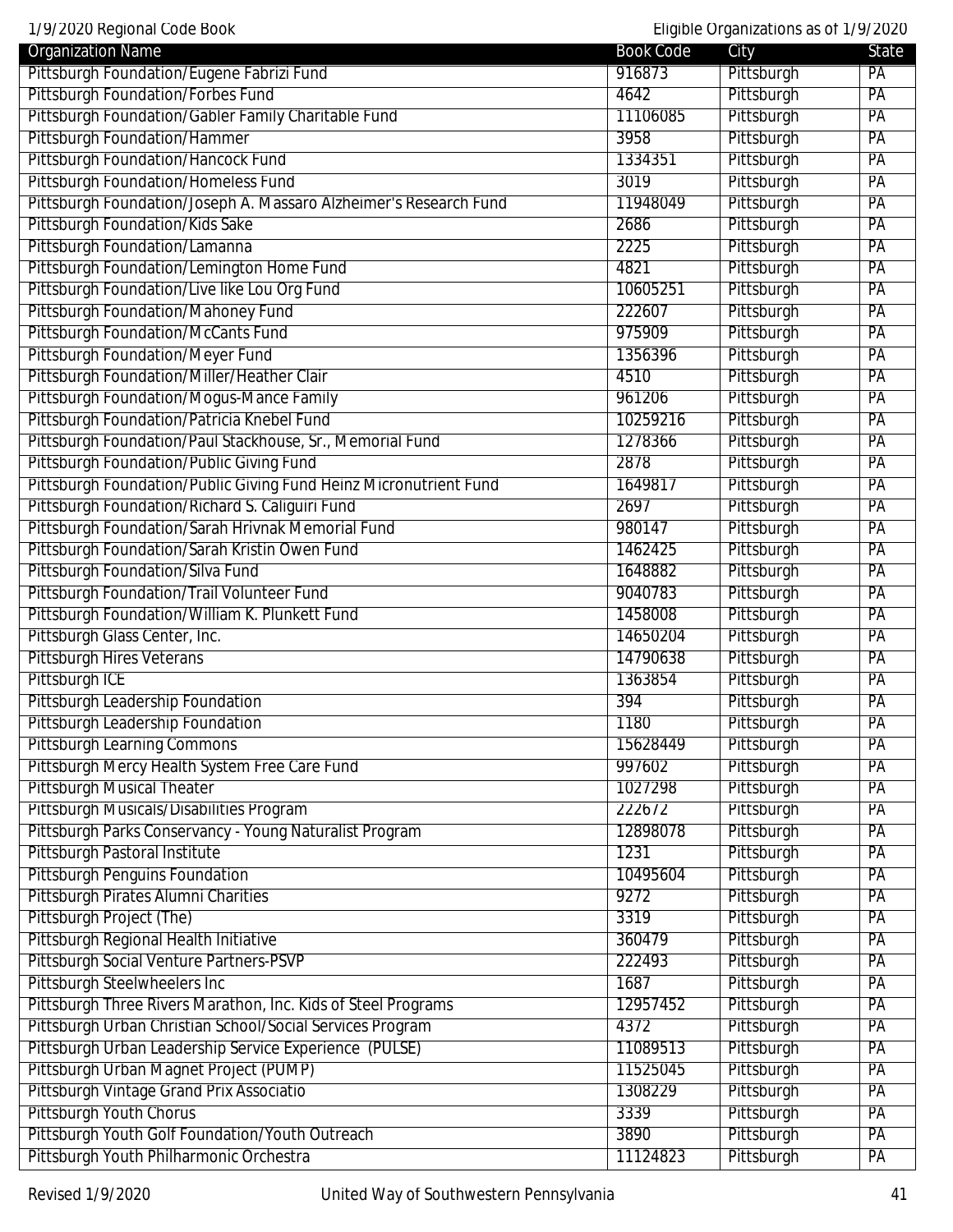| Organization Name | Book Code | City | State |
| --- | --- | --- | --- |
| Pittsburgh Foundation/Eugene Fabrizi Fund | 916873 | Pittsburgh | PA |
| Pittsburgh Foundation/Forbes Fund | 4642 | Pittsburgh | PA |
| Pittsburgh Foundation/Gabler Family Charitable Fund | 11106085 | Pittsburgh | PA |
| Pittsburgh Foundation/Hammer | 3958 | Pittsburgh | PA |
| Pittsburgh Foundation/Hancock Fund | 1334351 | Pittsburgh | PA |
| Pittsburgh Foundation/Homeless Fund | 3019 | Pittsburgh | PA |
| Pittsburgh Foundation/Joseph A. Massaro Alzheimer's Research Fund | 11948049 | Pittsburgh | PA |
| Pittsburgh Foundation/Kids Sake | 2686 | Pittsburgh | PA |
| Pittsburgh Foundation/Lamanna | 2225 | Pittsburgh | PA |
| Pittsburgh Foundation/Lemington Home Fund | 4821 | Pittsburgh | PA |
| Pittsburgh Foundation/Live like Lou Org Fund | 10605251 | Pittsburgh | PA |
| Pittsburgh Foundation/Mahoney Fund | 222607 | Pittsburgh | PA |
| Pittsburgh Foundation/McCants Fund | 975909 | Pittsburgh | PA |
| Pittsburgh Foundation/Meyer Fund | 1356396 | Pittsburgh | PA |
| Pittsburgh Foundation/Miller/Heather Clair | 4510 | Pittsburgh | PA |
| Pittsburgh Foundation/Mogus-Mance Family | 961206 | Pittsburgh | PA |
| Pittsburgh Foundation/Patricia Knebel Fund | 10259216 | Pittsburgh | PA |
| Pittsburgh Foundation/Paul Stackhouse, Sr., Memorial Fund | 1278366 | Pittsburgh | PA |
| Pittsburgh Foundation/Public Giving Fund | 2878 | Pittsburgh | PA |
| Pittsburgh Foundation/Public Giving Fund Heinz Micronutrient Fund | 1649817 | Pittsburgh | PA |
| Pittsburgh Foundation/Richard S. Caliguiri Fund | 2697 | Pittsburgh | PA |
| Pittsburgh Foundation/Sarah Hrivnak Memorial Fund | 980147 | Pittsburgh | PA |
| Pittsburgh Foundation/Sarah Kristin Owen Fund | 1462425 | Pittsburgh | PA |
| Pittsburgh Foundation/Silva Fund | 1648882 | Pittsburgh | PA |
| Pittsburgh Foundation/Trail Volunteer Fund | 9040783 | Pittsburgh | PA |
| Pittsburgh Foundation/William K. Plunkett Fund | 1458008 | Pittsburgh | PA |
| Pittsburgh Glass Center, Inc. | 14650204 | Pittsburgh | PA |
| Pittsburgh Hires Veterans | 14790638 | Pittsburgh | PA |
| Pittsburgh ICE | 1363854 | Pittsburgh | PA |
| Pittsburgh Leadership Foundation | 394 | Pittsburgh | PA |
| Pittsburgh Leadership Foundation | 1180 | Pittsburgh | PA |
| Pittsburgh Learning Commons | 15628449 | Pittsburgh | PA |
| Pittsburgh Mercy Health System Free Care Fund | 997602 | Pittsburgh | PA |
| Pittsburgh Musical Theater | 1027298 | Pittsburgh | PA |
| Pittsburgh Musicals/Disabilities Program | 222672 | Pittsburgh | PA |
| Pittsburgh Parks Conservancy - Young Naturalist Program | 12898078 | Pittsburgh | PA |
| Pittsburgh Pastoral Institute | 1231 | Pittsburgh | PA |
| Pittsburgh Penguins Foundation | 10495604 | Pittsburgh | PA |
| Pittsburgh Pirates Alumni Charities | 9272 | Pittsburgh | PA |
| Pittsburgh Project (The) | 3319 | Pittsburgh | PA |
| Pittsburgh Regional Health Initiative | 360479 | Pittsburgh | PA |
| Pittsburgh Social Venture Partners-PSVP | 222493 | Pittsburgh | PA |
| Pittsburgh Steelwheelers Inc | 1687 | Pittsburgh | PA |
| Pittsburgh Three Rivers Marathon, Inc. Kids of Steel Programs | 12957452 | Pittsburgh | PA |
| Pittsburgh Urban Christian School/Social Services Program | 4372 | Pittsburgh | PA |
| Pittsburgh Urban Leadership Service Experience (PULSE) | 11089513 | Pittsburgh | PA |
| Pittsburgh Urban Magnet Project (PUMP) | 11525045 | Pittsburgh | PA |
| Pittsburgh Vintage Grand Prix Associatio | 1308229 | Pittsburgh | PA |
| Pittsburgh Youth Chorus | 3339 | Pittsburgh | PA |
| Pittsburgh Youth Golf Foundation/Youth Outreach | 3890 | Pittsburgh | PA |
| Pittsburgh Youth Philharmonic Orchestra | 11124823 | Pittsburgh | PA |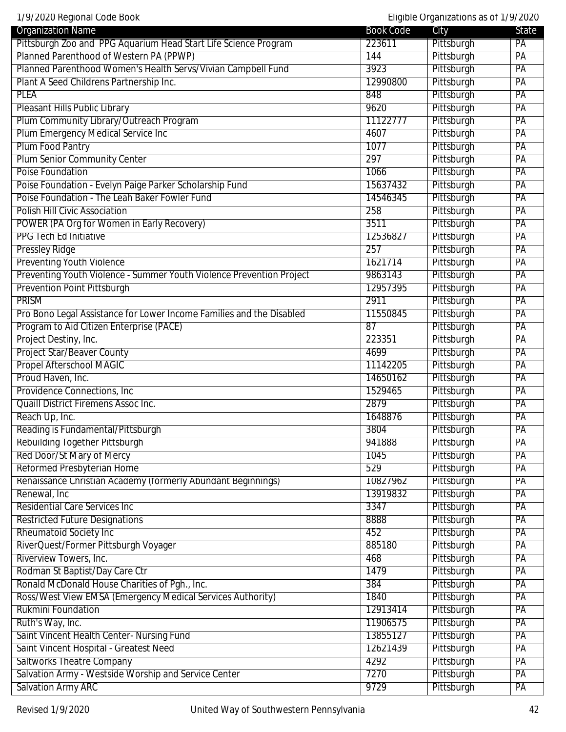| Organization Name | Book Code | City | State |
| --- | --- | --- | --- |
| Pittsburgh Zoo and PPG Aquarium Head Start Life Science Program | 223611 | Pittsburgh | PA |
| Planned Parenthood of Western PA (PPWP) | 144 | Pittsburgh | PA |
| Planned Parenthood Women's Health Servs/Vivian Campbell Fund | 3923 | Pittsburgh | PA |
| Plant A Seed Childrens Partnership Inc. | 12990800 | Pittsburgh | PA |
| PLEA | 848 | Pittsburgh | PA |
| Pleasant Hills Public Library | 9620 | Pittsburgh | PA |
| Plum Community Library/Outreach Program | 11122777 | Pittsburgh | PA |
| Plum Emergency Medical Service Inc | 4607 | Pittsburgh | PA |
| Plum Food Pantry | 1077 | Pittsburgh | PA |
| Plum Senior Community Center | 297 | Pittsburgh | PA |
| Poise Foundation | 1066 | Pittsburgh | PA |
| Poise Foundation - Evelyn Paige Parker Scholarship Fund | 15637432 | Pittsburgh | PA |
| Poise Foundation - The Leah Baker Fowler Fund | 14546345 | Pittsburgh | PA |
| Polish Hill Civic Association | 258 | Pittsburgh | PA |
| POWER (PA Org for Women in Early Recovery) | 3511 | Pittsburgh | PA |
| PPG Tech Ed Initiative | 12536827 | Pittsburgh | PA |
| Pressley Ridge | 257 | Pittsburgh | PA |
| Preventing Youth Violence | 1621714 | Pittsburgh | PA |
| Preventing Youth Violence - Summer Youth Violence Prevention Project | 9863143 | Pittsburgh | PA |
| Prevention Point Pittsburgh | 12957395 | Pittsburgh | PA |
| PRISM | 2911 | Pittsburgh | PA |
| Pro Bono Legal Assistance for Lower Income Families and the Disabled | 11550845 | Pittsburgh | PA |
| Program to Aid Citizen Enterprise (PACE) | 87 | Pittsburgh | PA |
| Project Destiny, Inc. | 223351 | Pittsburgh | PA |
| Project Star/Beaver County | 4699 | Pittsburgh | PA |
| Propel Afterschool MAGIC | 11142205 | Pittsburgh | PA |
| Proud Haven, Inc. | 14650162 | Pittsburgh | PA |
| Providence Connections, Inc | 1529465 | Pittsburgh | PA |
| Quaill District Firemens Assoc Inc. | 2879 | Pittsburgh | PA |
| Reach Up, Inc. | 1648876 | Pittsburgh | PA |
| Reading is Fundamental/Pittsburgh | 3804 | Pittsburgh | PA |
| Rebuilding Together Pittsburgh | 941888 | Pittsburgh | PA |
| Red Door/St Mary of Mercy | 1045 | Pittsburgh | PA |
| Reformed Presbyterian Home | 529 | Pittsburgh | PA |
| Renaissance Christian Academy (formerly Abundant Beginnings) | 10827962 | Pittsburgh | PA |
| Renewal, Inc | 13919832 | Pittsburgh | PA |
| Residential Care Services Inc | 3347 | Pittsburgh | PA |
| Restricted Future Designations | 8888 | Pittsburgh | PA |
| Rheumatoid Society Inc | 452 | Pittsburgh | PA |
| RiverQuest/Former Pittsburgh Voyager | 885180 | Pittsburgh | PA |
| Riverview Towers, Inc. | 468 | Pittsburgh | PA |
| Rodman St Baptist/Day Care Ctr | 1479 | Pittsburgh | PA |
| Ronald McDonald House Charities of Pgh., Inc. | 384 | Pittsburgh | PA |
| Ross/West View EMSA (Emergency Medical Services Authority) | 1840 | Pittsburgh | PA |
| Rukmini Foundation | 12913414 | Pittsburgh | PA |
| Ruth's Way, Inc. | 11906575 | Pittsburgh | PA |
| Saint Vincent Health Center- Nursing Fund | 13855127 | Pittsburgh | PA |
| Saint Vincent Hospital - Greatest Need | 12621439 | Pittsburgh | PA |
| Saltworks Theatre Company | 4292 | Pittsburgh | PA |
| Salvation Army - Westside Worship and Service Center | 7270 | Pittsburgh | PA |
| Salvation Army ARC | 9729 | Pittsburgh | PA |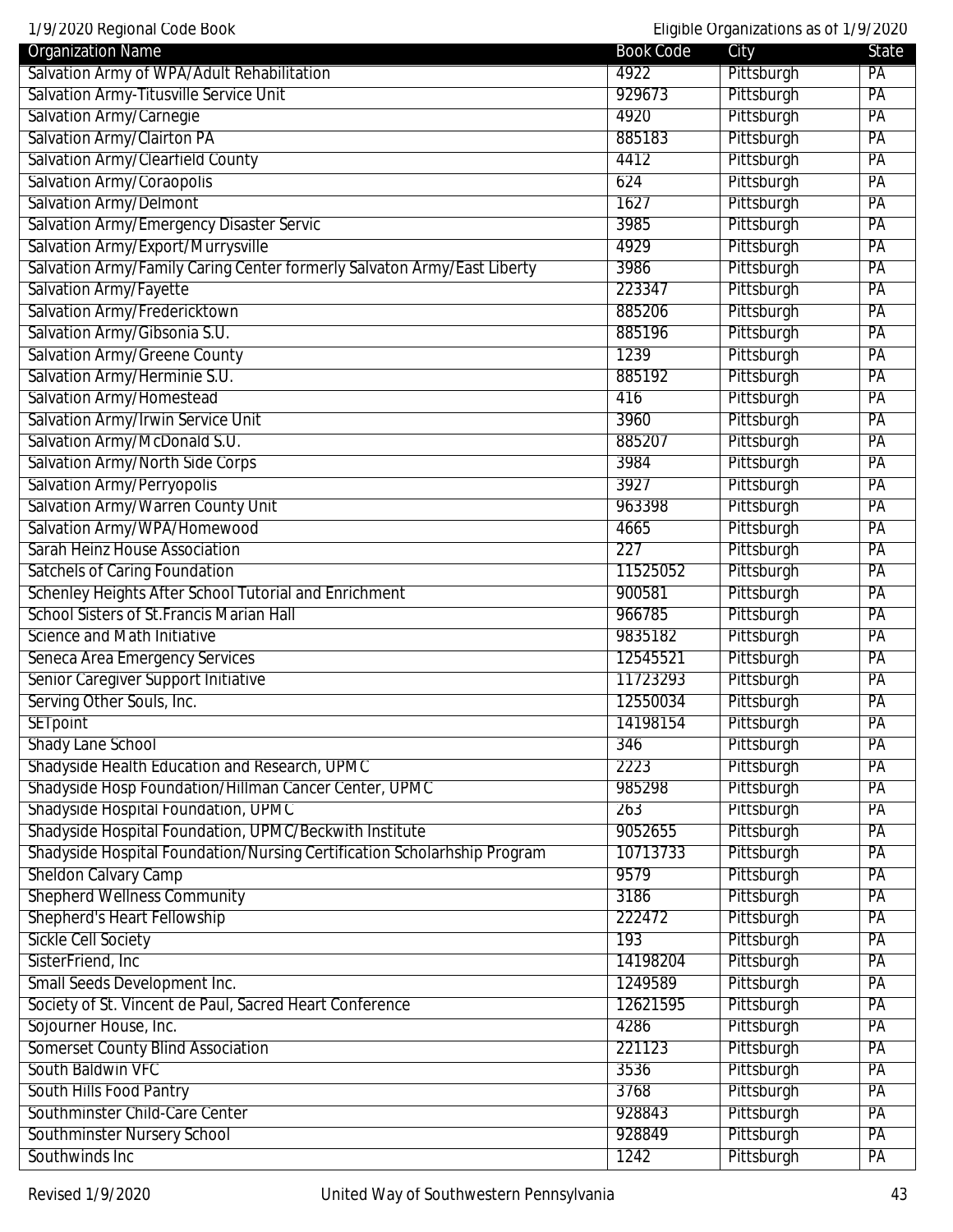| Organization Name | Book Code | City | State |
|---|---|---|---|
| Salvation Army of WPA/Adult Rehabilitation | 4922 | Pittsburgh | PA |
| Salvation Army-Titusville Service Unit | 929673 | Pittsburgh | PA |
| Salvation Army/Carnegie | 4920 | Pittsburgh | PA |
| Salvation Army/Clairton PA | 885183 | Pittsburgh | PA |
| Salvation Army/Clearfield County | 4412 | Pittsburgh | PA |
| Salvation Army/Coraopolis | 624 | Pittsburgh | PA |
| Salvation Army/Delmont | 1627 | Pittsburgh | PA |
| Salvation Army/Emergency Disaster Servic | 3985 | Pittsburgh | PA |
| Salvation Army/Export/Murrysville | 4929 | Pittsburgh | PA |
| Salvation Army/Family Caring Center formerly Salvaton Army/East Liberty | 3986 | Pittsburgh | PA |
| Salvation Army/Fayette | 223347 | Pittsburgh | PA |
| Salvation Army/Fredericktown | 885206 | Pittsburgh | PA |
| Salvation Army/Gibsonia S.U. | 885196 | Pittsburgh | PA |
| Salvation Army/Greene County | 1239 | Pittsburgh | PA |
| Salvation Army/Herminie S.U. | 885192 | Pittsburgh | PA |
| Salvation Army/Homestead | 416 | Pittsburgh | PA |
| Salvation Army/Irwin Service Unit | 3960 | Pittsburgh | PA |
| Salvation Army/McDonald S.U. | 885207 | Pittsburgh | PA |
| Salvation Army/North Side Corps | 3984 | Pittsburgh | PA |
| Salvation Army/Perryopolis | 3927 | Pittsburgh | PA |
| Salvation Army/Warren County Unit | 963398 | Pittsburgh | PA |
| Salvation Army/WPA/Homewood | 4665 | Pittsburgh | PA |
| Sarah Heinz House Association | 227 | Pittsburgh | PA |
| Satchels of Caring Foundation | 11525052 | Pittsburgh | PA |
| Schenley Heights After School Tutorial and Enrichment | 900581 | Pittsburgh | PA |
| School Sisters of St.Francis Marian Hall | 966785 | Pittsburgh | PA |
| Science and Math Initiative | 9835182 | Pittsburgh | PA |
| Seneca Area Emergency Services | 12545521 | Pittsburgh | PA |
| Senior Caregiver Support Initiative | 11723293 | Pittsburgh | PA |
| Serving Other Souls, Inc. | 12550034 | Pittsburgh | PA |
| SETpoint | 14198154 | Pittsburgh | PA |
| Shady Lane School | 346 | Pittsburgh | PA |
| Shadyside Health Education and Research, UPMC | 2223 | Pittsburgh | PA |
| Shadyside Hosp Foundation/Hillman Cancer Center, UPMC | 985298 | Pittsburgh | PA |
| Shadyside Hospital Foundation, UPMC | 263 | Pittsburgh | PA |
| Shadyside Hospital Foundation, UPMC/Beckwith Institute | 9052655 | Pittsburgh | PA |
| Shadyside Hospital Foundation/Nursing Certification Scholarhship Program | 10713733 | Pittsburgh | PA |
| Sheldon Calvary Camp | 9579 | Pittsburgh | PA |
| Shepherd Wellness Community | 3186 | Pittsburgh | PA |
| Shepherd's Heart Fellowship | 222472 | Pittsburgh | PA |
| Sickle Cell Society | 193 | Pittsburgh | PA |
| SisterFriend, Inc | 14198204 | Pittsburgh | PA |
| Small Seeds Development Inc. | 1249589 | Pittsburgh | PA |
| Society of St. Vincent de Paul, Sacred Heart Conference | 12621595 | Pittsburgh | PA |
| Sojourner House, Inc. | 4286 | Pittsburgh | PA |
| Somerset County Blind Association | 221123 | Pittsburgh | PA |
| South Baldwin VFC | 3536 | Pittsburgh | PA |
| South Hills Food Pantry | 3768 | Pittsburgh | PA |
| Southminster Child-Care Center | 928843 | Pittsburgh | PA |
| Southminster Nursery School | 928849 | Pittsburgh | PA |
| Southwinds Inc | 1242 | Pittsburgh | PA |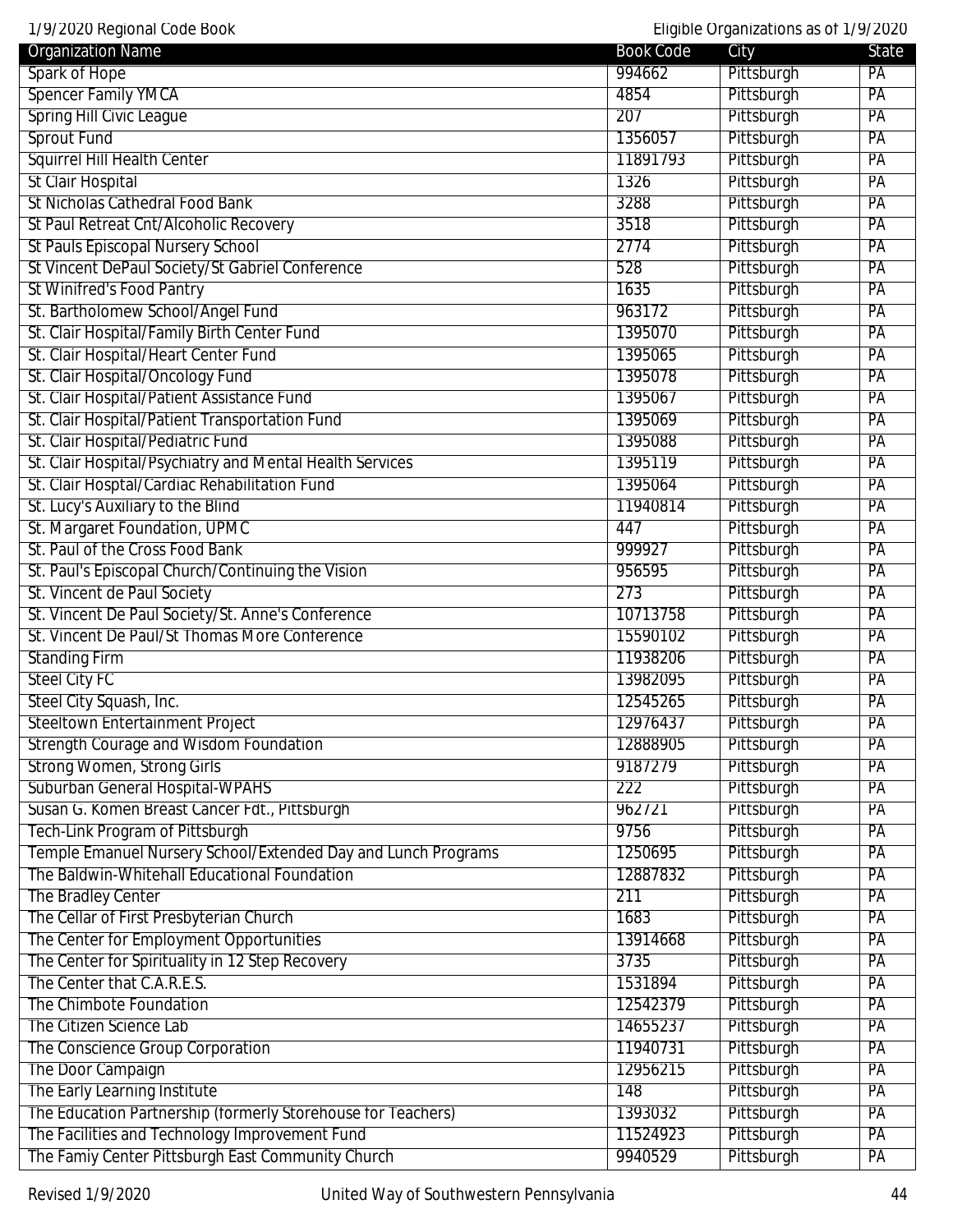| Organization Name | Book Code | City | State |
|---|---|---|---|
| Spark of Hope | 994662 | Pittsburgh | PA |
| Spencer Family YMCA | 4854 | Pittsburgh | PA |
| Spring Hill Civic League | 207 | Pittsburgh | PA |
| Sprout Fund | 1356057 | Pittsburgh | PA |
| Squirrel Hill Health Center | 11891793 | Pittsburgh | PA |
| St Clair Hospital | 1326 | Pittsburgh | PA |
| St Nicholas Cathedral Food Bank | 3288 | Pittsburgh | PA |
| St Paul Retreat Cnt/Alcoholic Recovery | 3518 | Pittsburgh | PA |
| St Pauls Episcopal Nursery School | 2774 | Pittsburgh | PA |
| St Vincent DePaul Society/St Gabriel Conference | 528 | Pittsburgh | PA |
| St Winifred's Food Pantry | 1635 | Pittsburgh | PA |
| St. Bartholomew School/Angel Fund | 963172 | Pittsburgh | PA |
| St. Clair Hospital/Family Birth Center Fund | 1395070 | Pittsburgh | PA |
| St. Clair Hospital/Heart Center Fund | 1395065 | Pittsburgh | PA |
| St. Clair Hospital/Oncology Fund | 1395078 | Pittsburgh | PA |
| St. Clair Hospital/Patient Assistance Fund | 1395067 | Pittsburgh | PA |
| St. Clair Hospital/Patient Transportation Fund | 1395069 | Pittsburgh | PA |
| St. Clair Hospital/Pediatric Fund | 1395088 | Pittsburgh | PA |
| St. Clair Hospital/Psychiatry and Mental Health Services | 1395119 | Pittsburgh | PA |
| St. Clair Hosptal/Cardiac Rehabilitation Fund | 1395064 | Pittsburgh | PA |
| St. Lucy's Auxiliary to the Blind | 11940814 | Pittsburgh | PA |
| St. Margaret Foundation, UPMC | 447 | Pittsburgh | PA |
| St. Paul of the Cross Food Bank | 999927 | Pittsburgh | PA |
| St. Paul's Episcopal Church/Continuing the Vision | 956595 | Pittsburgh | PA |
| St. Vincent de Paul Society | 273 | Pittsburgh | PA |
| St. Vincent De Paul Society/St. Anne's Conference | 10713758 | Pittsburgh | PA |
| St. Vincent De Paul/St Thomas More Conference | 15590102 | Pittsburgh | PA |
| Standing Firm | 11938206 | Pittsburgh | PA |
| Steel City FC | 13982095 | Pittsburgh | PA |
| Steel City Squash, Inc. | 12545265 | Pittsburgh | PA |
| Steeltown Entertainment Project | 12976437 | Pittsburgh | PA |
| Strength Courage and Wisdom Foundation | 12888905 | Pittsburgh | PA |
| Strong Women, Strong Girls | 9187279 | Pittsburgh | PA |
| Suburban General Hospital-WPAHS | 222 | Pittsburgh | PA |
| Susan G. Komen Breast Cancer Fdt., Pittsburgh | 962721 | Pittsburgh | PA |
| Tech-Link Program of Pittsburgh | 9756 | Pittsburgh | PA |
| Temple Emanuel Nursery School/Extended Day and Lunch Programs | 1250695 | Pittsburgh | PA |
| The Baldwin-Whitehall Educational Foundation | 12887832 | Pittsburgh | PA |
| The Bradley Center | 211 | Pittsburgh | PA |
| The Cellar of First Presbyterian Church | 1683 | Pittsburgh | PA |
| The Center for Employment Opportunities | 13914668 | Pittsburgh | PA |
| The Center for Spirituality in 12 Step Recovery | 3735 | Pittsburgh | PA |
| The Center that C.A.R.E.S. | 1531894 | Pittsburgh | PA |
| The Chimbote Foundation | 12542379 | Pittsburgh | PA |
| The Citizen Science Lab | 14655237 | Pittsburgh | PA |
| The Conscience Group Corporation | 11940731 | Pittsburgh | PA |
| The Door Campaign | 12956215 | Pittsburgh | PA |
| The Early Learning Institute | 148 | Pittsburgh | PA |
| The Education Partnership (formerly Storehouse for Teachers) | 1393032 | Pittsburgh | PA |
| The Facilities and Technology Improvement Fund | 11524923 | Pittsburgh | PA |
| The Famiy Center Pittsburgh East Community Church | 9940529 | Pittsburgh | PA |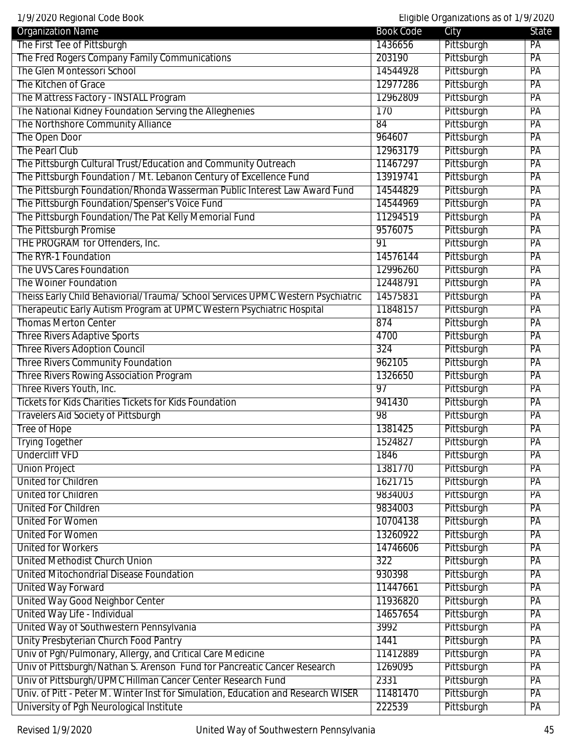| Organization Name | Book Code | City | State |
| --- | --- | --- | --- |
| The First Tee of Pittsburgh | 1436656 | Pittsburgh | PA |
| The Fred Rogers Company Family Communications | 203190 | Pittsburgh | PA |
| The Glen Montessori School | 14544928 | Pittsburgh | PA |
| The Kitchen of Grace | 12977286 | Pittsburgh | PA |
| The Mattress Factory - INSTALL Program | 12962809 | Pittsburgh | PA |
| The National Kidney Foundation Serving the Alleghenies | 170 | Pittsburgh | PA |
| The Northshore Community Alliance | 84 | Pittsburgh | PA |
| The Open Door | 964607 | Pittsburgh | PA |
| The Pearl Club | 12963179 | Pittsburgh | PA |
| The Pittsburgh Cultural Trust/Education and Community Outreach | 11467297 | Pittsburgh | PA |
| The Pittsburgh Foundation / Mt. Lebanon Century of Excellence Fund | 13919741 | Pittsburgh | PA |
| The Pittsburgh Foundation/Rhonda Wasserman Public Interest Law Award Fund | 14544829 | Pittsburgh | PA |
| The Pittsburgh Foundation/Spenser's Voice Fund | 14544969 | Pittsburgh | PA |
| The Pittsburgh Foundation/The Pat Kelly Memorial Fund | 11294519 | Pittsburgh | PA |
| The Pittsburgh Promise | 9576075 | Pittsburgh | PA |
| THE PROGRAM for Offenders, Inc. | 91 | Pittsburgh | PA |
| The RYR-1 Foundation | 14576144 | Pittsburgh | PA |
| The UVS Cares Foundation | 12996260 | Pittsburgh | PA |
| The Woiner Foundation | 12448791 | Pittsburgh | PA |
| Theiss Early Child Behaviorial/Trauma/ School Services UPMC Western Psychiatric | 14575831 | Pittsburgh | PA |
| Therapeutic Early Autism Program at UPMC Western Psychiatric Hospital | 11848157 | Pittsburgh | PA |
| Thomas Merton Center | 874 | Pittsburgh | PA |
| Three Rivers Adaptive Sports | 4700 | Pittsburgh | PA |
| Three Rivers Adoption Council | 324 | Pittsburgh | PA |
| Three Rivers Community Foundation | 962105 | Pittsburgh | PA |
| Three Rivers Rowing Association Program | 1326650 | Pittsburgh | PA |
| Three Rivers Youth, Inc. | 97 | Pittsburgh | PA |
| Tickets for Kids Charities Tickets for Kids Foundation | 941430 | Pittsburgh | PA |
| Travelers Aid Society of Pittsburgh | 98 | Pittsburgh | PA |
| Tree of Hope | 1381425 | Pittsburgh | PA |
| Trying Together | 1524827 | Pittsburgh | PA |
| Undercliff VFD | 1846 | Pittsburgh | PA |
| Union Project | 1381770 | Pittsburgh | PA |
| United for Children | 1621715 | Pittsburgh | PA |
| United for Children | 9834003 | Pittsburgh | PA |
| United For Children | 9834003 | Pittsburgh | PA |
| United For Women | 10704138 | Pittsburgh | PA |
| United For Women | 13260922 | Pittsburgh | PA |
| United for Workers | 14746606 | Pittsburgh | PA |
| United Methodist Church Union | 322 | Pittsburgh | PA |
| United Mitochondrial Disease Foundation | 930398 | Pittsburgh | PA |
| United Way Forward | 11447661 | Pittsburgh | PA |
| United Way Good Neighbor Center | 11936820 | Pittsburgh | PA |
| United Way Life - Individual | 14657654 | Pittsburgh | PA |
| United Way of Southwestern Pennsylvania | 3992 | Pittsburgh | PA |
| Unity Presbyterian Church Food Pantry | 1441 | Pittsburgh | PA |
| Univ of Pgh/Pulmonary, Allergy, and Critical Care Medicine | 11412889 | Pittsburgh | PA |
| Univ of Pittsburgh/Nathan S. Arenson Fund for Pancreatic Cancer Research | 1269095 | Pittsburgh | PA |
| Univ of Pittsburgh/UPMC Hillman Cancer Center Research Fund | 2331 | Pittsburgh | PA |
| Univ. of Pitt - Peter M. Winter Inst for Simulation, Education and Research WISER | 11481470 | Pittsburgh | PA |
| University of Pgh Neurological Institute | 222539 | Pittsburgh | PA |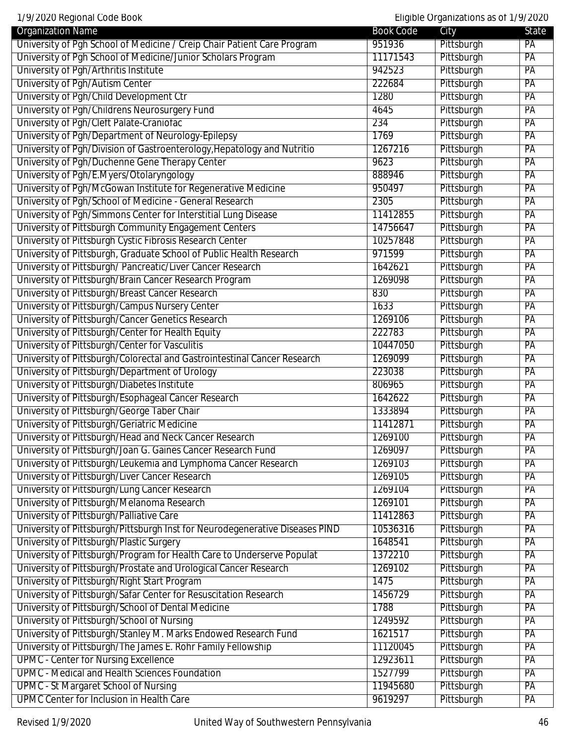| Organization Name | Book Code | City | State |
|---|---|---|---|
| University of Pgh School of Medicine / Creip Chair Patient Care Program | 951936 | Pittsburgh | PA |
| University of Pgh School of Medicine/Junior Scholars Program | 11171543 | Pittsburgh | PA |
| University of Pgh/Arthritis Institute | 942523 | Pittsburgh | PA |
| University of Pgh/Autism Center | 222684 | Pittsburgh | PA |
| University of Pgh/Child Development Ctr | 1280 | Pittsburgh | PA |
| University of Pgh/Childrens Neurosurgery Fund | 4645 | Pittsburgh | PA |
| University of Pgh/Cleft Palate-Craniofac | 234 | Pittsburgh | PA |
| University of Pgh/Department of Neurology-Epilepsy | 1769 | Pittsburgh | PA |
| University of Pgh/Division of Gastroenterology,Hepatology and Nutritio | 1267216 | Pittsburgh | PA |
| University of Pgh/Duchenne Gene Therapy Center | 9623 | Pittsburgh | PA |
| University of Pgh/E.Myers/Otolaryngology | 888946 | Pittsburgh | PA |
| University of Pgh/McGowan Institute for Regenerative Medicine | 950497 | Pittsburgh | PA |
| University of Pgh/School of Medicine - General Research | 2305 | Pittsburgh | PA |
| University of Pgh/Simmons Center for Interstitial Lung Disease | 11412855 | Pittsburgh | PA |
| University of Pittsburgh Community Engagement Centers | 14756647 | Pittsburgh | PA |
| University of Pittsburgh Cystic Fibrosis Research Center | 10257848 | Pittsburgh | PA |
| University of Pittsburgh, Graduate School of Public Health Research | 971599 | Pittsburgh | PA |
| University of Pittsburgh/ Pancreatic/Liver Cancer Research | 1642621 | Pittsburgh | PA |
| University of Pittsburgh/Brain Cancer Research Program | 1269098 | Pittsburgh | PA |
| University of Pittsburgh/Breast Cancer Research | 830 | Pittsburgh | PA |
| University of Pittsburgh/Campus Nursery Center | 1633 | Pittsburgh | PA |
| University of Pittsburgh/Cancer Genetics Research | 1269106 | Pittsburgh | PA |
| University of Pittsburgh/Center for Health Equity | 222783 | Pittsburgh | PA |
| University of Pittsburgh/Center for Vasculitis | 10447050 | Pittsburgh | PA |
| University of Pittsburgh/Colorectal and Gastrointestinal Cancer Research | 1269099 | Pittsburgh | PA |
| University of Pittsburgh/Department of Urology | 223038 | Pittsburgh | PA |
| University of Pittsburgh/Diabetes Institute | 806965 | Pittsburgh | PA |
| University of Pittsburgh/Esophageal Cancer Research | 1642622 | Pittsburgh | PA |
| University of Pittsburgh/George Taber Chair | 1333894 | Pittsburgh | PA |
| University of Pittsburgh/Geriatric Medicine | 11412871 | Pittsburgh | PA |
| University of Pittsburgh/Head and Neck Cancer Research | 1269100 | Pittsburgh | PA |
| University of Pittsburgh/Joan G. Gaines Cancer Research Fund | 1269097 | Pittsburgh | PA |
| University of Pittsburgh/Leukemia and Lymphoma Cancer Research | 1269103 | Pittsburgh | PA |
| University of Pittsburgh/Liver Cancer Research | 1269105 | Pittsburgh | PA |
| University of Pittsburgh/Lung Cancer Research | 1269104 | Pittsburgh | PA |
| University of Pittsburgh/Melanoma Research | 1269101 | Pittsburgh | PA |
| University of Pittsburgh/Palliative Care | 11412863 | Pittsburgh | PA |
| University of Pittsburgh/Pittsburgh Inst for Neurodegenerative Diseases PIND | 10536316 | Pittsburgh | PA |
| University of Pittsburgh/Plastic Surgery | 1648541 | Pittsburgh | PA |
| University of Pittsburgh/Program for Health Care to Underserve Populat | 1372210 | Pittsburgh | PA |
| University of Pittsburgh/Prostate and Urological Cancer Research | 1269102 | Pittsburgh | PA |
| University of Pittsburgh/Right Start Program | 1475 | Pittsburgh | PA |
| University of Pittsburgh/Safar Center for Resuscitation Research | 1456729 | Pittsburgh | PA |
| University of Pittsburgh/School of Dental Medicine | 1788 | Pittsburgh | PA |
| University of Pittsburgh/School of Nursing | 1249592 | Pittsburgh | PA |
| University of Pittsburgh/Stanley M. Marks Endowed Research Fund | 1621517 | Pittsburgh | PA |
| University of Pittsburgh/The James E. Rohr Family Fellowship | 11120045 | Pittsburgh | PA |
| UPMC - Center for Nursing Excellence | 12923611 | Pittsburgh | PA |
| UPMC - Medical and Health Sciences Foundation | 1527799 | Pittsburgh | PA |
| UPMC - St Margaret School of Nursing | 11945680 | Pittsburgh | PA |
| UPMC Center for Inclusion in Health Care | 9619297 | Pittsburgh | PA |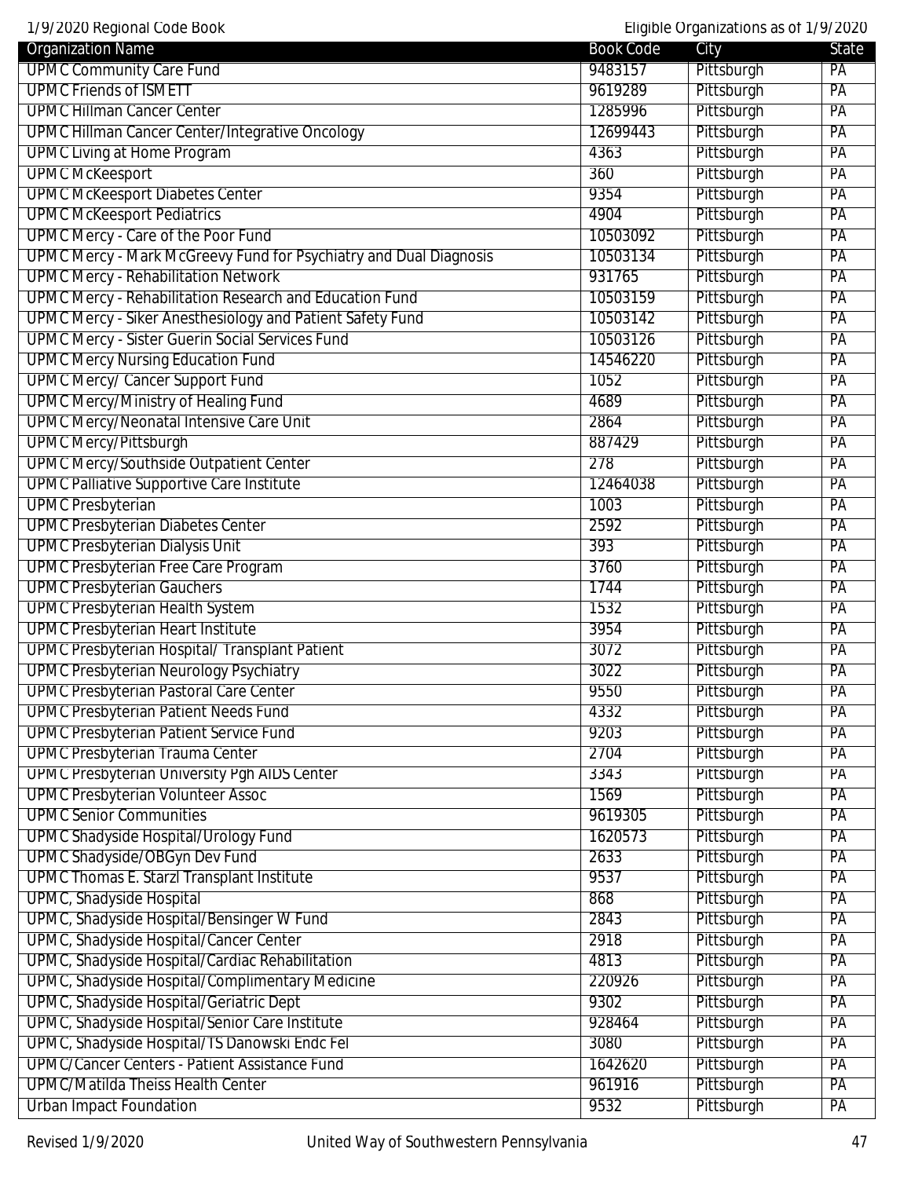| Organization Name | Book Code | City | State |
|---|---|---|---|
| UPMC Community Care Fund | 9483157 | Pittsburgh | PA |
| UPMC Friends of ISMETT | 9619289 | Pittsburgh | PA |
| UPMC Hillman Cancer Center | 1285996 | Pittsburgh | PA |
| UPMC Hillman Cancer Center/Integrative Oncology | 12699443 | Pittsburgh | PA |
| UPMC Living at Home Program | 4363 | Pittsburgh | PA |
| UPMC McKeesport | 360 | Pittsburgh | PA |
| UPMC McKeesport Diabetes Center | 9354 | Pittsburgh | PA |
| UPMC McKeesport Pediatrics | 4904 | Pittsburgh | PA |
| UPMC Mercy - Care of the Poor Fund | 10503092 | Pittsburgh | PA |
| UPMC Mercy - Mark McGreevy Fund for Psychiatry and Dual Diagnosis | 10503134 | Pittsburgh | PA |
| UPMC Mercy - Rehabilitation Network | 931765 | Pittsburgh | PA |
| UPMC Mercy - Rehabilitation Research and Education Fund | 10503159 | Pittsburgh | PA |
| UPMC Mercy - Siker Anesthesiology and Patient Safety Fund | 10503142 | Pittsburgh | PA |
| UPMC Mercy - Sister Guerin Social Services Fund | 10503126 | Pittsburgh | PA |
| UPMC Mercy Nursing Education Fund | 14546220 | Pittsburgh | PA |
| UPMC Mercy/ Cancer Support Fund | 1052 | Pittsburgh | PA |
| UPMC Mercy/Ministry of Healing Fund | 4689 | Pittsburgh | PA |
| UPMC Mercy/Neonatal Intensive Care Unit | 2864 | Pittsburgh | PA |
| UPMC Mercy/Pittsburgh | 887429 | Pittsburgh | PA |
| UPMC Mercy/Southside Outpatient Center | 278 | Pittsburgh | PA |
| UPMC Palliative Supportive Care Institute | 12464038 | Pittsburgh | PA |
| UPMC Presbyterian | 1003 | Pittsburgh | PA |
| UPMC Presbyterian Diabetes Center | 2592 | Pittsburgh | PA |
| UPMC Presbyterian Dialysis Unit | 393 | Pittsburgh | PA |
| UPMC Presbyterian Free Care Program | 3760 | Pittsburgh | PA |
| UPMC Presbyterian Gauchers | 1744 | Pittsburgh | PA |
| UPMC Presbyterian Health System | 1532 | Pittsburgh | PA |
| UPMC Presbyterian Heart Institute | 3954 | Pittsburgh | PA |
| UPMC Presbyterian Hospital/ Transplant Patient | 3072 | Pittsburgh | PA |
| UPMC Presbyterian Neurology Psychiatry | 3022 | Pittsburgh | PA |
| UPMC Presbyterian Pastoral Care Center | 9550 | Pittsburgh | PA |
| UPMC Presbyterian Patient Needs Fund | 4332 | Pittsburgh | PA |
| UPMC Presbyterian Patient Service Fund | 9203 | Pittsburgh | PA |
| UPMC Presbyterian Trauma Center | 2704 | Pittsburgh | PA |
| UPMC Presbyterian University Pgh AIDS Center | 3343 | Pittsburgh | PA |
| UPMC Presbyterian Volunteer Assoc | 1569 | Pittsburgh | PA |
| UPMC Senior Communities | 9619305 | Pittsburgh | PA |
| UPMC Shadyside Hospital/Urology Fund | 1620573 | Pittsburgh | PA |
| UPMC Shadyside/OBGyn Dev Fund | 2633 | Pittsburgh | PA |
| UPMC Thomas E. Starzl Transplant Institute | 9537 | Pittsburgh | PA |
| UPMC, Shadyside Hospital | 868 | Pittsburgh | PA |
| UPMC, Shadyside Hospital/Bensinger W Fund | 2843 | Pittsburgh | PA |
| UPMC, Shadyside Hospital/Cancer Center | 2918 | Pittsburgh | PA |
| UPMC, Shadyside Hospital/Cardiac Rehabilitation | 4813 | Pittsburgh | PA |
| UPMC, Shadyside Hospital/Complimentary Medicine | 220926 | Pittsburgh | PA |
| UPMC, Shadyside Hospital/Geriatric Dept | 9302 | Pittsburgh | PA |
| UPMC, Shadyside Hospital/Senior Care Institute | 928464 | Pittsburgh | PA |
| UPMC, Shadyside Hospital/TS Danowski Endc Fel | 3080 | Pittsburgh | PA |
| UPMC/Cancer Centers - Patient Assistance Fund | 1642620 | Pittsburgh | PA |
| UPMC/Matilda Theiss Health Center | 961916 | Pittsburgh | PA |
| Urban Impact Foundation | 9532 | Pittsburgh | PA |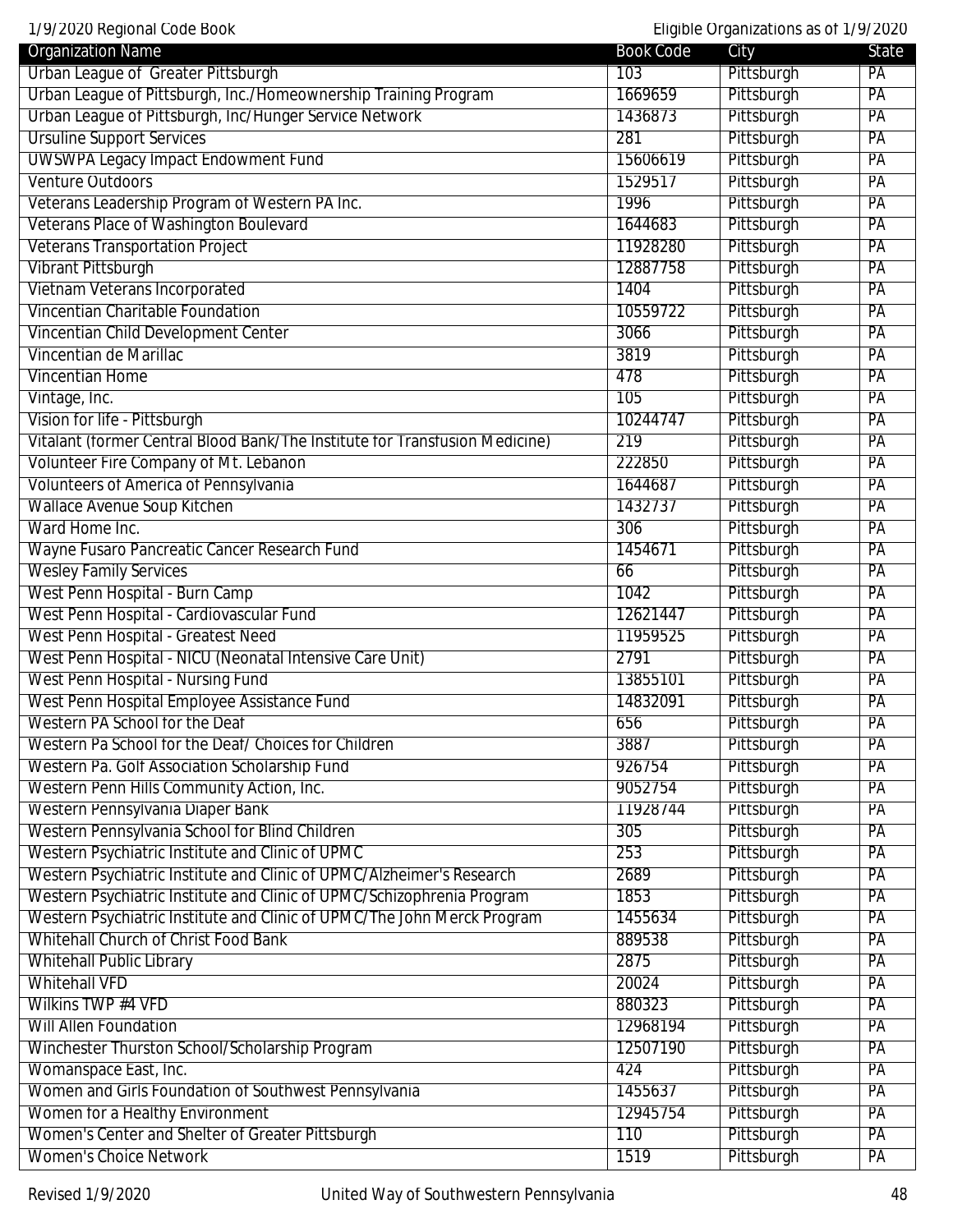| Organization Name | Book Code | City | State |
|---|---|---|---|
| Urban League of Greater Pittsburgh | 103 | Pittsburgh | PA |
| Urban League of Pittsburgh, Inc./Homeownership Training Program | 1669659 | Pittsburgh | PA |
| Urban League of Pittsburgh, Inc/Hunger Service Network | 1436873 | Pittsburgh | PA |
| Ursuline Support Services | 281 | Pittsburgh | PA |
| UWSWPA Legacy Impact Endowment Fund | 15606619 | Pittsburgh | PA |
| Venture Outdoors | 1529517 | Pittsburgh | PA |
| Veterans Leadership Program of Western PA Inc. | 1996 | Pittsburgh | PA |
| Veterans Place of Washington Boulevard | 1644683 | Pittsburgh | PA |
| Veterans Transportation Project | 11928280 | Pittsburgh | PA |
| Vibrant Pittsburgh | 12887758 | Pittsburgh | PA |
| Vietnam Veterans Incorporated | 1404 | Pittsburgh | PA |
| Vincentian Charitable Foundation | 10559722 | Pittsburgh | PA |
| Vincentian Child Development Center | 3066 | Pittsburgh | PA |
| Vincentian de Marillac | 3819 | Pittsburgh | PA |
| Vincentian Home | 478 | Pittsburgh | PA |
| Vintage, Inc. | 105 | Pittsburgh | PA |
| Vision for life - Pittsburgh | 10244747 | Pittsburgh | PA |
| Vitalant (former Central Blood Bank/The Institute for Transfusion Medicine) | 219 | Pittsburgh | PA |
| Volunteer Fire Company of Mt. Lebanon | 222850 | Pittsburgh | PA |
| Volunteers of America of Pennsylvania | 1644687 | Pittsburgh | PA |
| Wallace Avenue Soup Kitchen | 1432737 | Pittsburgh | PA |
| Ward Home Inc. | 306 | Pittsburgh | PA |
| Wayne Fusaro Pancreatic Cancer Research Fund | 1454671 | Pittsburgh | PA |
| Wesley Family Services | 66 | Pittsburgh | PA |
| West Penn Hospital - Burn Camp | 1042 | Pittsburgh | PA |
| West Penn Hospital - Cardiovascular Fund | 12621447 | Pittsburgh | PA |
| West Penn Hospital - Greatest Need | 11959525 | Pittsburgh | PA |
| West Penn Hospital - NICU (Neonatal Intensive Care Unit) | 2791 | Pittsburgh | PA |
| West Penn Hospital - Nursing Fund | 13855101 | Pittsburgh | PA |
| West Penn Hospital Employee Assistance Fund | 14832091 | Pittsburgh | PA |
| Western PA School for the Deaf | 656 | Pittsburgh | PA |
| Western Pa School for the Deaf/ Choices for Children | 3887 | Pittsburgh | PA |
| Western Pa. Golf Association Scholarship Fund | 926754 | Pittsburgh | PA |
| Western Penn Hills Community Action, Inc. | 9052754 | Pittsburgh | PA |
| Western Pennsylvania Diaper Bank | 11928744 | Pittsburgh | PA |
| Western Pennsylvania School for Blind Children | 305 | Pittsburgh | PA |
| Western Psychiatric Institute and Clinic of UPMC | 253 | Pittsburgh | PA |
| Western Psychiatric Institute and Clinic of UPMC/Alzheimer's Research | 2689 | Pittsburgh | PA |
| Western Psychiatric Institute and Clinic of UPMC/Schizophrenia Program | 1853 | Pittsburgh | PA |
| Western Psychiatric Institute and Clinic of UPMC/The John Merck Program | 1455634 | Pittsburgh | PA |
| Whitehall Church of Christ Food Bank | 889538 | Pittsburgh | PA |
| Whitehall Public Library | 2875 | Pittsburgh | PA |
| Whitehall VFD | 20024 | Pittsburgh | PA |
| Wilkins TWP #4 VFD | 880323 | Pittsburgh | PA |
| Will Allen Foundation | 12968194 | Pittsburgh | PA |
| Winchester Thurston School/Scholarship Program | 12507190 | Pittsburgh | PA |
| Womanspace East, Inc. | 424 | Pittsburgh | PA |
| Women and Girls Foundation of Southwest Pennsylvania | 1455637 | Pittsburgh | PA |
| Women for a Healthy Environment | 12945754 | Pittsburgh | PA |
| Women's Center and Shelter of Greater Pittsburgh | 110 | Pittsburgh | PA |
| Women's Choice Network | 1519 | Pittsburgh | PA |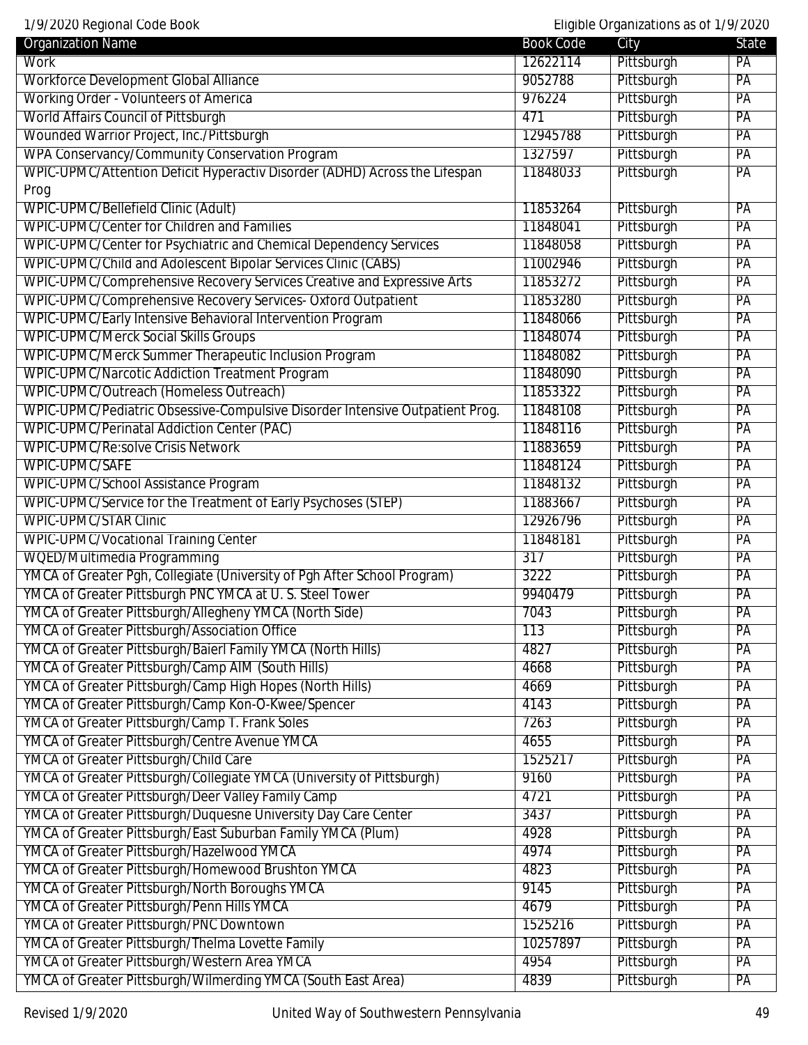| Organization Name | Book Code | City | State |
| --- | --- | --- | --- |
| Work | 12622114 | Pittsburgh | PA |
| Workforce Development Global Alliance | 9052788 | Pittsburgh | PA |
| Working Order - Volunteers of America | 976224 | Pittsburgh | PA |
| World Affairs Council of Pittsburgh | 471 | Pittsburgh | PA |
| Wounded Warrior Project, Inc./Pittsburgh | 12945788 | Pittsburgh | PA |
| WPA Conservancy/Community Conservation Program | 1327597 | Pittsburgh | PA |
| WPIC-UPMC/Attention Deficit Hyperactiv Disorder (ADHD) Across the Lifespan Prog | 11848033 | Pittsburgh | PA |
| WPIC-UPMC/Bellefield Clinic (Adult) | 11853264 | Pittsburgh | PA |
| WPIC-UPMC/Center for Children and Families | 11848041 | Pittsburgh | PA |
| WPIC-UPMC/Center for Psychiatric and Chemical Dependency Services | 11848058 | Pittsburgh | PA |
| WPIC-UPMC/Child and Adolescent Bipolar Services Clinic (CABS) | 11002946 | Pittsburgh | PA |
| WPIC-UPMC/Comprehensive Recovery Services Creative and Expressive Arts | 11853272 | Pittsburgh | PA |
| WPIC-UPMC/Comprehensive Recovery Services- Oxford Outpatient | 11853280 | Pittsburgh | PA |
| WPIC-UPMC/Early Intensive Behavioral Intervention Program | 11848066 | Pittsburgh | PA |
| WPIC-UPMC/Merck Social Skills Groups | 11848074 | Pittsburgh | PA |
| WPIC-UPMC/Merck Summer Therapeutic Inclusion Program | 11848082 | Pittsburgh | PA |
| WPIC-UPMC/Narcotic Addiction Treatment Program | 11848090 | Pittsburgh | PA |
| WPIC-UPMC/Outreach (Homeless Outreach) | 11853322 | Pittsburgh | PA |
| WPIC-UPMC/Pediatric Obsessive-Compulsive Disorder Intensive Outpatient Prog. | 11848108 | Pittsburgh | PA |
| WPIC-UPMC/Perinatal Addiction Center (PAC) | 11848116 | Pittsburgh | PA |
| WPIC-UPMC/Re:solve Crisis Network | 11883659 | Pittsburgh | PA |
| WPIC-UPMC/SAFE | 11848124 | Pittsburgh | PA |
| WPIC-UPMC/School Assistance Program | 11848132 | Pittsburgh | PA |
| WPIC-UPMC/Service for the Treatment of Early Psychoses (STEP) | 11883667 | Pittsburgh | PA |
| WPIC-UPMC/STAR Clinic | 12926796 | Pittsburgh | PA |
| WPIC-UPMC/Vocational Training Center | 11848181 | Pittsburgh | PA |
| WQED/Multimedia Programming | 317 | Pittsburgh | PA |
| YMCA of Greater Pgh, Collegiate (University of Pgh After School Program) | 3222 | Pittsburgh | PA |
| YMCA of Greater Pittsburgh PNC YMCA at U. S. Steel Tower | 9940479 | Pittsburgh | PA |
| YMCA of Greater Pittsburgh/Allegheny YMCA (North Side) | 7043 | Pittsburgh | PA |
| YMCA of Greater Pittsburgh/Association Office | 113 | Pittsburgh | PA |
| YMCA of Greater Pittsburgh/Baierl Family YMCA (North Hills) | 4827 | Pittsburgh | PA |
| YMCA of Greater Pittsburgh/Camp AIM (South Hills) | 4668 | Pittsburgh | PA |
| YMCA of Greater Pittsburgh/Camp High Hopes (North Hills) | 4669 | Pittsburgh | PA |
| YMCA of Greater Pittsburgh/Camp Kon-O-Kwee/Spencer | 4143 | Pittsburgh | PA |
| YMCA of Greater Pittsburgh/Camp T. Frank Soles | 7263 | Pittsburgh | PA |
| YMCA of Greater Pittsburgh/Centre Avenue YMCA | 4655 | Pittsburgh | PA |
| YMCA of Greater Pittsburgh/Child Care | 1525217 | Pittsburgh | PA |
| YMCA of Greater Pittsburgh/Collegiate YMCA (University of Pittsburgh) | 9160 | Pittsburgh | PA |
| YMCA of Greater Pittsburgh/Deer Valley Family Camp | 4721 | Pittsburgh | PA |
| YMCA of Greater Pittsburgh/Duquesne University Day Care Center | 3437 | Pittsburgh | PA |
| YMCA of Greater Pittsburgh/East Suburban Family YMCA (Plum) | 4928 | Pittsburgh | PA |
| YMCA of Greater Pittsburgh/Hazelwood YMCA | 4974 | Pittsburgh | PA |
| YMCA of Greater Pittsburgh/Homewood Brushton YMCA | 4823 | Pittsburgh | PA |
| YMCA of Greater Pittsburgh/North Boroughs YMCA | 9145 | Pittsburgh | PA |
| YMCA of Greater Pittsburgh/Penn Hills YMCA | 4679 | Pittsburgh | PA |
| YMCA of Greater Pittsburgh/PNC Downtown | 1525216 | Pittsburgh | PA |
| YMCA of Greater Pittsburgh/Thelma Lovette Family | 10257897 | Pittsburgh | PA |
| YMCA of Greater Pittsburgh/Western Area YMCA | 4954 | Pittsburgh | PA |
| YMCA of Greater Pittsburgh/Wilmerding YMCA (South East Area) | 4839 | Pittsburgh | PA |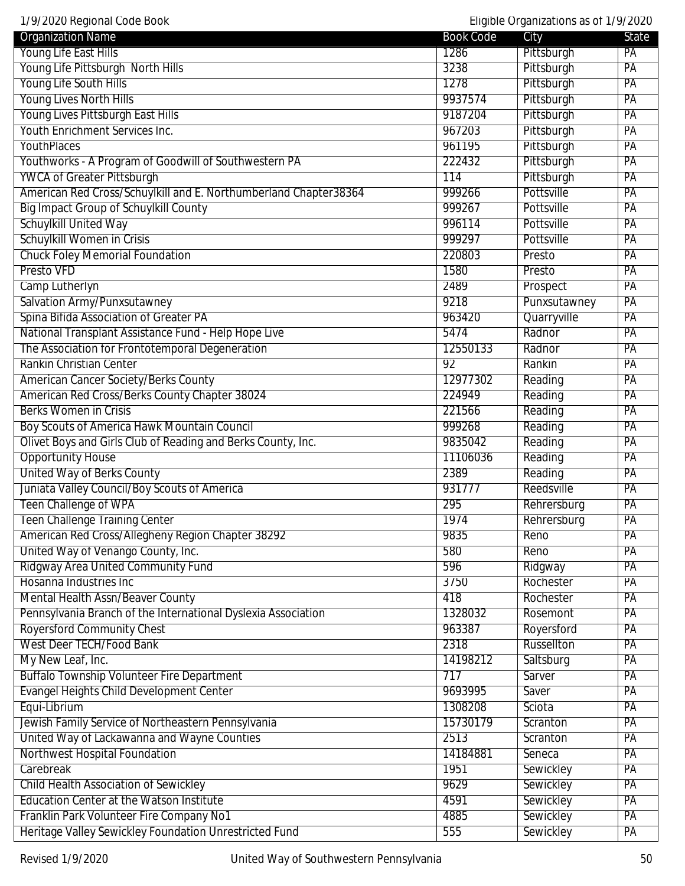| Organization Name | Book Code | City | State |
|---|---|---|---|
| Young Life East Hills | 1286 | Pittsburgh | PA |
| Young Life Pittsburgh North Hills | 3238 | Pittsburgh | PA |
| Young Life South Hills | 1278 | Pittsburgh | PA |
| Young Lives North Hills | 9937574 | Pittsburgh | PA |
| Young Lives Pittsburgh East Hills | 9187204 | Pittsburgh | PA |
| Youth Enrichment Services Inc. | 967203 | Pittsburgh | PA |
| YouthPlaces | 961195 | Pittsburgh | PA |
| Youthworks - A Program of Goodwill of Southwestern PA | 222432 | Pittsburgh | PA |
| YWCA of Greater Pittsburgh | 114 | Pittsburgh | PA |
| American Red Cross/Schuylkill and E. Northumberland Chapter38364 | 999266 | Pottsville | PA |
| Big Impact Group of Schuylkill County | 999267 | Pottsville | PA |
| Schuylkill United Way | 996114 | Pottsville | PA |
| Schuylkill Women in Crisis | 999297 | Pottsville | PA |
| Chuck Foley Memorial Foundation | 220803 | Presto | PA |
| Presto VFD | 1580 | Presto | PA |
| Camp Lutherlyn | 2489 | Prospect | PA |
| Salvation Army/Punxsutawney | 9218 | Punxsutawney | PA |
| Spina Bifida Association of Greater PA | 963420 | Quarryville | PA |
| National Transplant Assistance Fund - Help Hope Live | 5474 | Radnor | PA |
| The Association for Frontotemporal Degeneration | 12550133 | Radnor | PA |
| Rankin Christian Center | 92 | Rankin | PA |
| American Cancer Society/Berks County | 12977302 | Reading | PA |
| American Red Cross/Berks County Chapter 38024 | 224949 | Reading | PA |
| Berks Women in Crisis | 221566 | Reading | PA |
| Boy Scouts of America Hawk Mountain Council | 999268 | Reading | PA |
| Olivet Boys and Girls Club of Reading and Berks County, Inc. | 9835042 | Reading | PA |
| Opportunity House | 11106036 | Reading | PA |
| United Way of Berks County | 2389 | Reading | PA |
| Juniata Valley Council/Boy Scouts of America | 931777 | Reedsville | PA |
| Teen Challenge of WPA | 295 | Rehrersburg | PA |
| Teen Challenge Training Center | 1974 | Rehrersburg | PA |
| American Red Cross/Allegheny Region Chapter 38292 | 9835 | Reno | PA |
| United Way of Venango County, Inc. | 580 | Reno | PA |
| Ridgway Area United Community Fund | 596 | Ridgway | PA |
| Hosanna Industries Inc | 3750 | Rochester | PA |
| Mental Health Assn/Beaver County | 418 | Rochester | PA |
| Pennsylvania Branch of the International Dyslexia Association | 1328032 | Rosemont | PA |
| Royersford Community Chest | 963387 | Royersford | PA |
| West Deer TECH/Food Bank | 2318 | Russellton | PA |
| My New Leaf, Inc. | 14198212 | Saltsburg | PA |
| Buffalo Township Volunteer Fire Department | 717 | Sarver | PA |
| Evangel Heights Child Development Center | 9693995 | Saver | PA |
| Equi-Librium | 1308208 | Sciota | PA |
| Jewish Family Service of Northeastern Pennsylvania | 15730179 | Scranton | PA |
| United Way of Lackawanna and Wayne Counties | 2513 | Scranton | PA |
| Northwest Hospital Foundation | 14184881 | Seneca | PA |
| Carebreak | 1951 | Sewickley | PA |
| Child Health Association of Sewickley | 9629 | Sewickley | PA |
| Education Center at the Watson Institute | 4591 | Sewickley | PA |
| Franklin Park Volunteer Fire Company No1 | 4885 | Sewickley | PA |
| Heritage Valley Sewickley Foundation Unrestricted Fund | 555 | Sewickley | PA |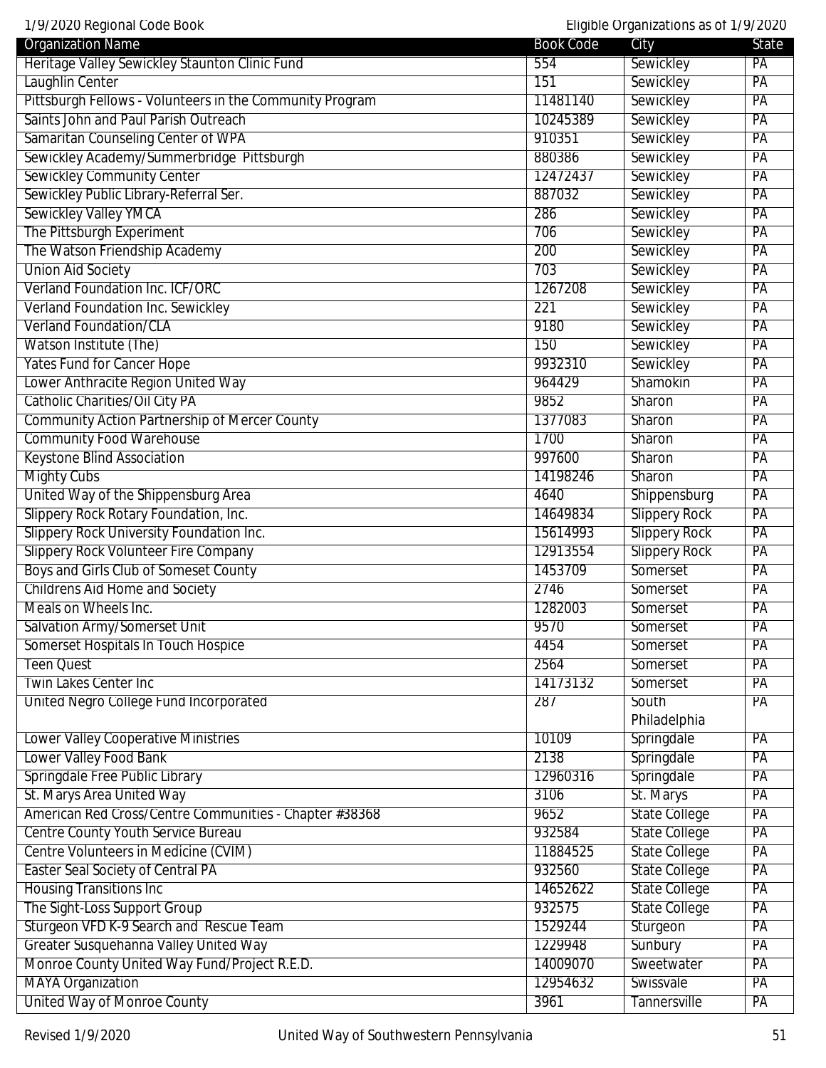| Organization Name | Book Code | City | State |
| --- | --- | --- | --- |
| Heritage Valley Sewickley Staunton Clinic Fund | 554 | Sewickley | PA |
| Laughlin Center | 151 | Sewickley | PA |
| Pittsburgh Fellows - Volunteers in the Community Program | 11481140 | Sewickley | PA |
| Saints John and Paul Parish Outreach | 10245389 | Sewickley | PA |
| Samaritan Counseling Center of WPA | 910351 | Sewickley | PA |
| Sewickley Academy/Summerbridge  Pittsburgh | 880386 | Sewickley | PA |
| Sewickley Community Center | 12472437 | Sewickley | PA |
| Sewickley Public Library-Referral Ser. | 887032 | Sewickley | PA |
| Sewickley Valley YMCA | 286 | Sewickley | PA |
| The Pittsburgh Experiment | 706 | Sewickley | PA |
| The Watson Friendship Academy | 200 | Sewickley | PA |
| Union Aid Society | 703 | Sewickley | PA |
| Verland Foundation Inc. ICF/ORC | 1267208 | Sewickley | PA |
| Verland Foundation Inc. Sewickley | 221 | Sewickley | PA |
| Verland Foundation/CLA | 9180 | Sewickley | PA |
| Watson Institute (The) | 150 | Sewickley | PA |
| Yates Fund for Cancer Hope | 9932310 | Sewickley | PA |
| Lower Anthracite Region United Way | 964429 | Shamokin | PA |
| Catholic Charities/Oil City PA | 9852 | Sharon | PA |
| Community Action Partnership of Mercer County | 1377083 | Sharon | PA |
| Community Food Warehouse | 1700 | Sharon | PA |
| Keystone Blind Association | 997600 | Sharon | PA |
| Mighty Cubs | 14198246 | Sharon | PA |
| United Way of the Shippensburg Area | 4640 | Shippensburg | PA |
| Slippery Rock Rotary Foundation, Inc. | 14649834 | Slippery Rock | PA |
| Slippery Rock University Foundation Inc. | 15614993 | Slippery Rock | PA |
| Slippery Rock Volunteer Fire Company | 12913554 | Slippery Rock | PA |
| Boys and Girls Club of Someset County | 1453709 | Somerset | PA |
| Childrens Aid Home and Society | 2746 | Somerset | PA |
| Meals on Wheels Inc. | 1282003 | Somerset | PA |
| Salvation Army/Somerset Unit | 9570 | Somerset | PA |
| Somerset Hospitals In Touch Hospice | 4454 | Somerset | PA |
| Teen Quest | 2564 | Somerset | PA |
| Twin Lakes Center Inc | 14173132 | Somerset | PA |
| United Negro College Fund Incorporated | 287 | South Philadelphia | PA |
| Lower Valley Cooperative Ministries | 10109 | Springdale | PA |
| Lower Valley Food Bank | 2138 | Springdale | PA |
| Springdale Free Public Library | 12960316 | Springdale | PA |
| St. Marys Area United Way | 3106 | St. Marys | PA |
| American Red Cross/Centre Communities - Chapter #38368 | 9652 | State College | PA |
| Centre County Youth Service Bureau | 932584 | State College | PA |
| Centre Volunteers in Medicine (CVIM) | 11884525 | State College | PA |
| Easter Seal Society of Central PA | 932560 | State College | PA |
| Housing Transitions Inc | 14652622 | State College | PA |
| The Sight-Loss Support Group | 932575 | State College | PA |
| Sturgeon VFD K-9 Search and  Rescue Team | 1529244 | Sturgeon | PA |
| Greater Susquehanna Valley United Way | 1229948 | Sunbury | PA |
| Monroe County United Way Fund/Project R.E.D. | 14009070 | Sweetwater | PA |
| MAYA Organization | 12954632 | Swissvale | PA |
| United Way of Monroe County | 3961 | Tannersville | PA |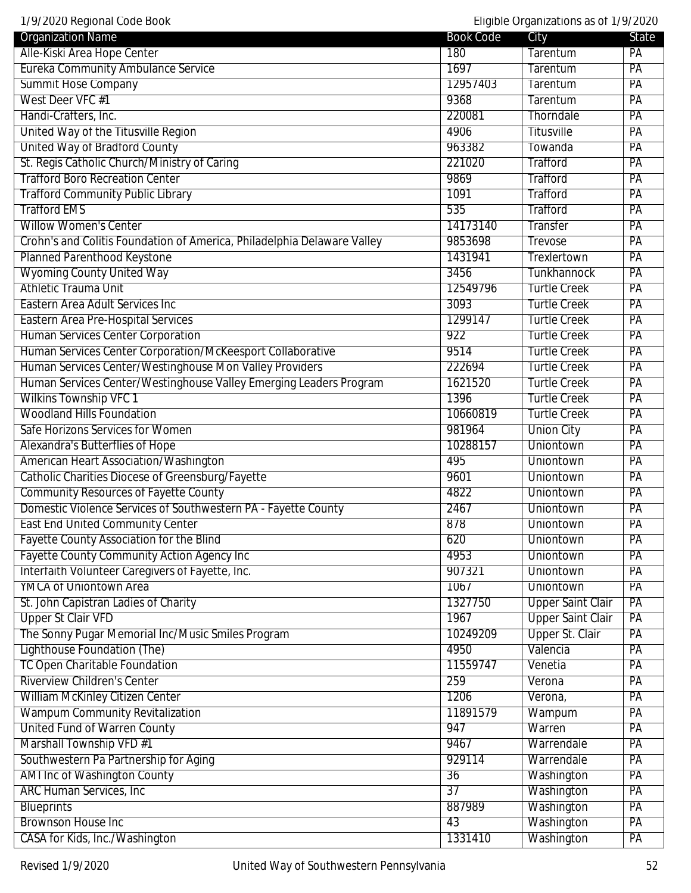| Organization Name | Book Code | City | State |
|---|---|---|---|
| Alle-Kiski Area Hope Center | 180 | Tarentum | PA |
| Eureka Community Ambulance Service | 1697 | Tarentum | PA |
| Summit Hose Company | 12957403 | Tarentum | PA |
| West Deer VFC #1 | 9368 | Tarentum | PA |
| Handi-Crafters, Inc. | 220081 | Thorndale | PA |
| United Way of the Titusville Region | 4906 | Titusville | PA |
| United Way of Bradford County | 963382 | Towanda | PA |
| St. Regis Catholic Church/Ministry of Caring | 221020 | Trafford | PA |
| Trafford Boro Recreation Center | 9869 | Trafford | PA |
| Trafford Community Public Library | 1091 | Trafford | PA |
| Trafford EMS | 535 | Trafford | PA |
| Willow Women's Center | 14173140 | Transfer | PA |
| Crohn's and Colitis Foundation of America, Philadelphia Delaware Valley | 9853698 | Trevose | PA |
| Planned Parenthood Keystone | 1431941 | Trexlertown | PA |
| Wyoming County United Way | 3456 | Tunkhannock | PA |
| Athletic Trauma Unit | 12549796 | Turtle Creek | PA |
| Eastern Area Adult Services Inc | 3093 | Turtle Creek | PA |
| Eastern Area Pre-Hospital Services | 1299147 | Turtle Creek | PA |
| Human Services Center Corporation | 922 | Turtle Creek | PA |
| Human Services Center Corporation/McKeesport Collaborative | 9514 | Turtle Creek | PA |
| Human Services Center/Westinghouse Mon Valley Providers | 222694 | Turtle Creek | PA |
| Human Services Center/Westinghouse Valley Emerging Leaders Program | 1621520 | Turtle Creek | PA |
| Wilkins Township VFC 1 | 1396 | Turtle Creek | PA |
| Woodland Hills Foundation | 10660819 | Turtle Creek | PA |
| Safe Horizons Services for Women | 981964 | Union City | PA |
| Alexandra's Butterflies of Hope | 10288157 | Uniontown | PA |
| American Heart Association/Washington | 495 | Uniontown | PA |
| Catholic Charities Diocese of Greensburg/Fayette | 9601 | Uniontown | PA |
| Community Resources of Fayette County | 4822 | Uniontown | PA |
| Domestic Violence Services of Southwestern PA - Fayette County | 2467 | Uniontown | PA |
| East End United Community Center | 878 | Uniontown | PA |
| Fayette County Association for the Blind | 620 | Uniontown | PA |
| Fayette County Community Action Agency Inc | 4953 | Uniontown | PA |
| Interfaith Volunteer Caregivers of Fayette, Inc. | 907321 | Uniontown | PA |
| YMCA of Uniontown Area | 1067 | Uniontown | PA |
| St. John Capistran Ladies of Charity | 1327750 | Upper Saint Clair | PA |
| Upper St Clair VFD | 1967 | Upper Saint Clair | PA |
| The Sonny Pugar Memorial Inc/Music Smiles Program | 10249209 | Upper St. Clair | PA |
| Lighthouse Foundation (The) | 4950 | Valencia | PA |
| TC Open Charitable Foundation | 11559747 | Venetia | PA |
| Riverview Children's Center | 259 | Verona | PA |
| William McKinley Citizen Center | 1206 | Verona, | PA |
| Wampum Community Revitalization | 11891579 | Wampum | PA |
| United Fund of Warren County | 947 | Warren | PA |
| Marshall Township VFD #1 | 9467 | Warrendale | PA |
| Southwestern Pa Partnership for Aging | 929114 | Warrendale | PA |
| AMI Inc of Washington County | 36 | Washington | PA |
| ARC Human Services, Inc | 37 | Washington | PA |
| Blueprints | 887989 | Washington | PA |
| Brownson House Inc | 43 | Washington | PA |
| CASA for Kids, Inc./Washington | 1331410 | Washington | PA |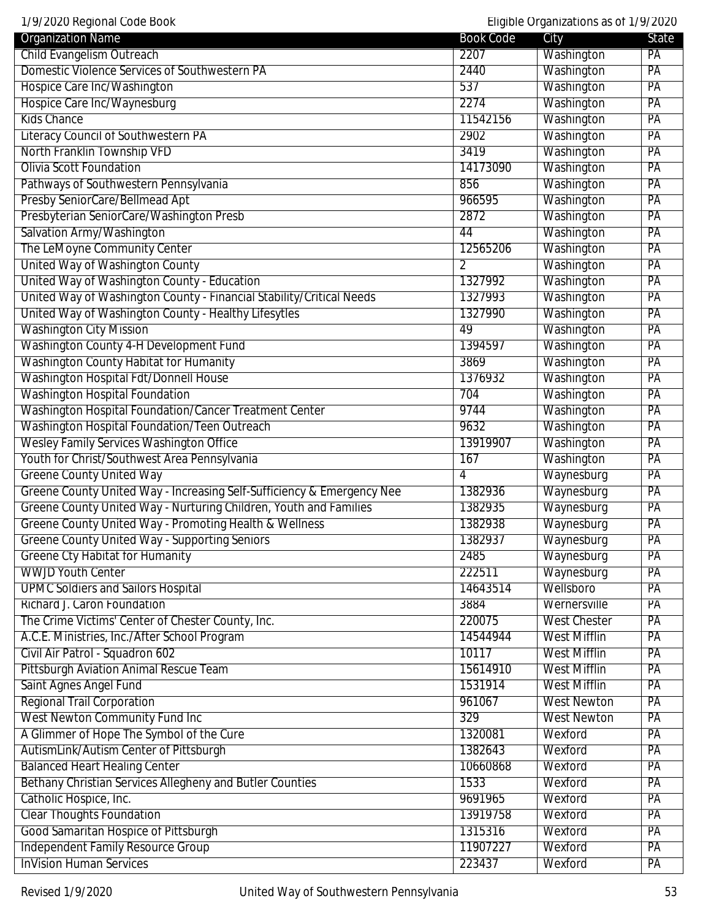| Organization Name | Book Code | City | State |
|---|---|---|---|
| Child Evangelism Outreach | 2207 | Washington | PA |
| Domestic Violence Services of Southwestern PA | 2440 | Washington | PA |
| Hospice Care Inc/Washington | 537 | Washington | PA |
| Hospice Care Inc/Waynesburg | 2274 | Washington | PA |
| Kids Chance | 11542156 | Washington | PA |
| Literacy Council of Southwestern PA | 2902 | Washington | PA |
| North Franklin Township VFD | 3419 | Washington | PA |
| Olivia Scott Foundation | 14173090 | Washington | PA |
| Pathways of Southwestern Pennsylvania | 856 | Washington | PA |
| Presby SeniorCare/Bellmead Apt | 966595 | Washington | PA |
| Presbyterian SeniorCare/Washington Presb | 2872 | Washington | PA |
| Salvation Army/Washington | 44 | Washington | PA |
| The LeMoyne Community Center | 12565206 | Washington | PA |
| United Way of Washington County | 2 | Washington | PA |
| United Way of Washington County - Education | 1327992 | Washington | PA |
| United Way of Washington County - Financial Stability/Critical Needs | 1327993 | Washington | PA |
| United Way of Washington County - Healthy Lifesytles | 1327990 | Washington | PA |
| Washington City Mission | 49 | Washington | PA |
| Washington County 4-H Development Fund | 1394597 | Washington | PA |
| Washington County Habitat for Humanity | 3869 | Washington | PA |
| Washington Hospital Fdt/Donnell House | 1376932 | Washington | PA |
| Washington Hospital Foundation | 704 | Washington | PA |
| Washington Hospital Foundation/Cancer Treatment Center | 9744 | Washington | PA |
| Washington Hospital Foundation/Teen Outreach | 9632 | Washington | PA |
| Wesley Family Services Washington Office | 13919907 | Washington | PA |
| Youth for Christ/Southwest Area Pennsylvania | 167 | Washington | PA |
| Greene County United Way | 4 | Waynesburg | PA |
| Greene County United Way - Increasing Self-Sufficiency & Emergency Nee | 1382936 | Waynesburg | PA |
| Greene County United Way - Nurturing Children, Youth and Families | 1382935 | Waynesburg | PA |
| Greene County United Way - Promoting Health & Wellness | 1382938 | Waynesburg | PA |
| Greene County United Way - Supporting Seniors | 1382937 | Waynesburg | PA |
| Greene Cty Habitat for Humanity | 2485 | Waynesburg | PA |
| WWJD Youth Center | 222511 | Waynesburg | PA |
| UPMC Soldiers and Sailors Hospital | 14643514 | Wellsboro | PA |
| Richard J. Caron Foundation | 3884 | Wernersville | PA |
| The Crime Victims' Center of Chester County, Inc. | 220075 | West Chester | PA |
| A.C.E. Ministries, Inc./After School Program | 14544944 | West Mifflin | PA |
| Civil Air Patrol - Squadron 602 | 10117 | West Mifflin | PA |
| Pittsburgh Aviation Animal Rescue Team | 15614910 | West Mifflin | PA |
| Saint Agnes Angel Fund | 1531914 | West Mifflin | PA |
| Regional Trail Corporation | 961067 | West Newton | PA |
| West Newton Community Fund Inc | 329 | West Newton | PA |
| A Glimmer of Hope The Symbol of the Cure | 1320081 | Wexford | PA |
| AutismLink/Autism Center of Pittsburgh | 1382643 | Wexford | PA |
| Balanced Heart Healing Center | 10660868 | Wexford | PA |
| Bethany Christian Services Allegheny and Butler Counties | 1533 | Wexford | PA |
| Catholic Hospice, Inc. | 9691965 | Wexford | PA |
| Clear Thoughts Foundation | 13919758 | Wexford | PA |
| Good Samaritan Hospice of Pittsburgh | 1315316 | Wexford | PA |
| Independent Family Resource Group | 11907227 | Wexford | PA |
| InVision Human Services | 223437 | Wexford | PA |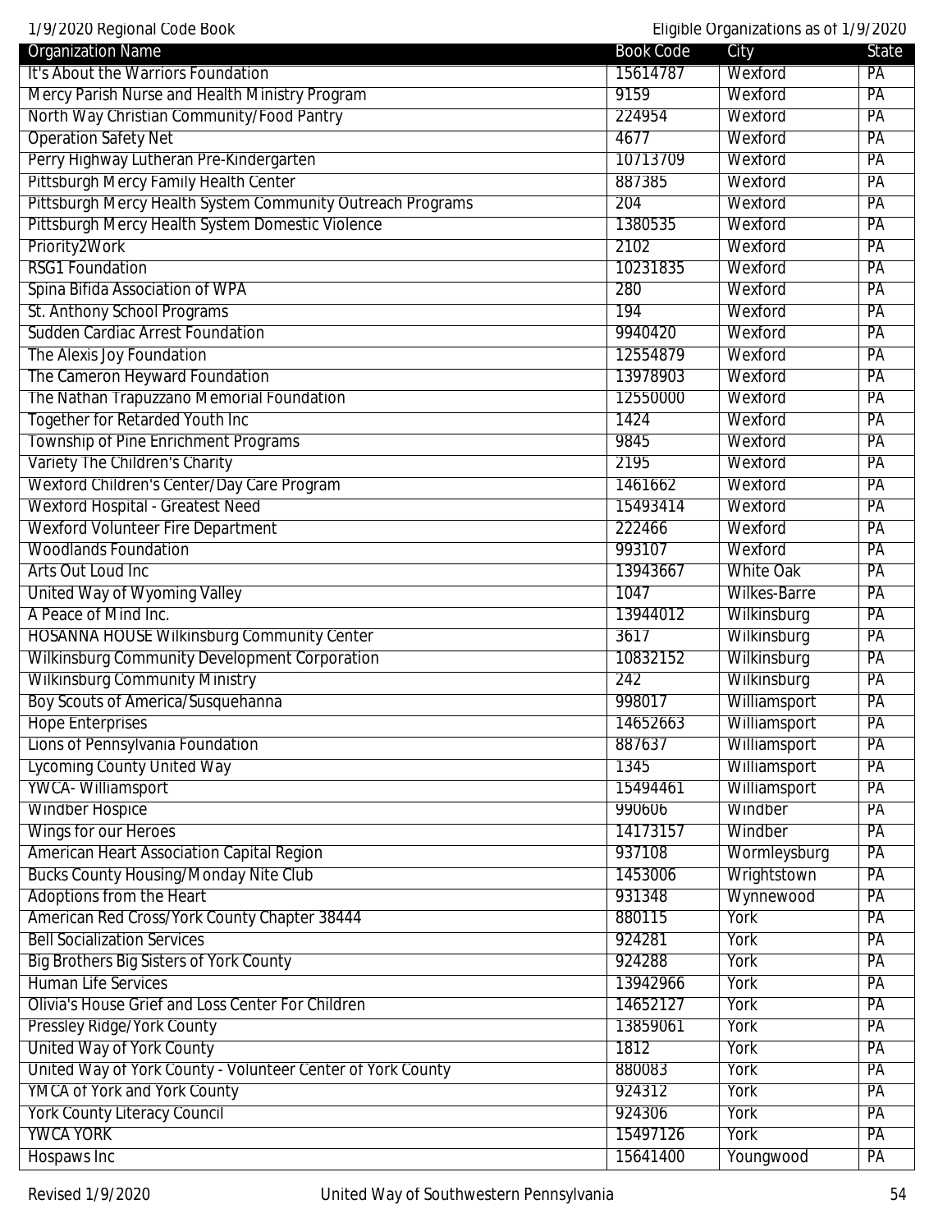| Organization Name | Book Code | City | State |
|---|---|---|---|
| It's About the Warriors Foundation | 15614787 | Wexford | PA |
| Mercy Parish Nurse and Health Ministry Program | 9159 | Wexford | PA |
| North Way Christian Community/Food Pantry | 224954 | Wexford | PA |
| Operation Safety Net | 4677 | Wexford | PA |
| Perry Highway Lutheran Pre-Kindergarten | 10713709 | Wexford | PA |
| Pittsburgh Mercy Family Health Center | 887385 | Wexford | PA |
| Pittsburgh Mercy Health System Community Outreach Programs | 204 | Wexford | PA |
| Pittsburgh Mercy Health System Domestic Violence | 1380535 | Wexford | PA |
| Priority2Work | 2102 | Wexford | PA |
| RSG1 Foundation | 10231835 | Wexford | PA |
| Spina Bifida Association of WPA | 280 | Wexford | PA |
| St. Anthony School Programs | 194 | Wexford | PA |
| Sudden Cardiac Arrest Foundation | 9940420 | Wexford | PA |
| The Alexis Joy Foundation | 12554879 | Wexford | PA |
| The Cameron Heyward Foundation | 13978903 | Wexford | PA |
| The Nathan Trapuzzano Memorial Foundation | 12550000 | Wexford | PA |
| Together for Retarded Youth Inc | 1424 | Wexford | PA |
| Township of Pine Enrichment Programs | 9845 | Wexford | PA |
| Variety The Children's Charity | 2195 | Wexford | PA |
| Wexford Children's Center/Day Care Program | 1461662 | Wexford | PA |
| Wexford Hospital - Greatest Need | 15493414 | Wexford | PA |
| Wexford Volunteer Fire Department | 222466 | Wexford | PA |
| Woodlands Foundation | 993107 | Wexford | PA |
| Arts Out Loud Inc | 13943667 | White Oak | PA |
| United Way of Wyoming Valley | 1047 | Wilkes-Barre | PA |
| A Peace of Mind Inc. | 13944012 | Wilkinsburg | PA |
| HOSANNA HOUSE Wilkinsburg Community Center | 3617 | Wilkinsburg | PA |
| Wilkinsburg Community Development Corporation | 10832152 | Wilkinsburg | PA |
| Wilkinsburg Community Ministry | 242 | Wilkinsburg | PA |
| Boy Scouts of America/Susquehanna | 998017 | Williamsport | PA |
| Hope Enterprises | 14652663 | Williamsport | PA |
| Lions of Pennsylvania Foundation | 887637 | Williamsport | PA |
| Lycoming County United Way | 1345 | Williamsport | PA |
| YWCA- Williamsport | 15494461 | Williamsport | PA |
| Windber Hospice | 990606 | Windber | PA |
| Wings for our Heroes | 14173157 | Windber | PA |
| American Heart Association Capital Region | 937108 | Wormleysburg | PA |
| Bucks County Housing/Monday Nite Club | 1453006 | Wrightstown | PA |
| Adoptions from the Heart | 931348 | Wynnewood | PA |
| American Red Cross/York County Chapter 38444 | 880115 | York | PA |
| Bell Socialization Services | 924281 | York | PA |
| Big Brothers Big Sisters of York County | 924288 | York | PA |
| Human Life Services | 13942966 | York | PA |
| Olivia's House Grief and Loss Center For Children | 14652127 | York | PA |
| Pressley Ridge/York County | 13859061 | York | PA |
| United Way of York County | 1812 | York | PA |
| United Way of York County - Volunteer Center of York County | 880083 | York | PA |
| YMCA of York and York County | 924312 | York | PA |
| York County Literacy Council | 924306 | York | PA |
| YWCA YORK | 15497126 | York | PA |
| Hospaws Inc | 15641400 | Youngwood | PA |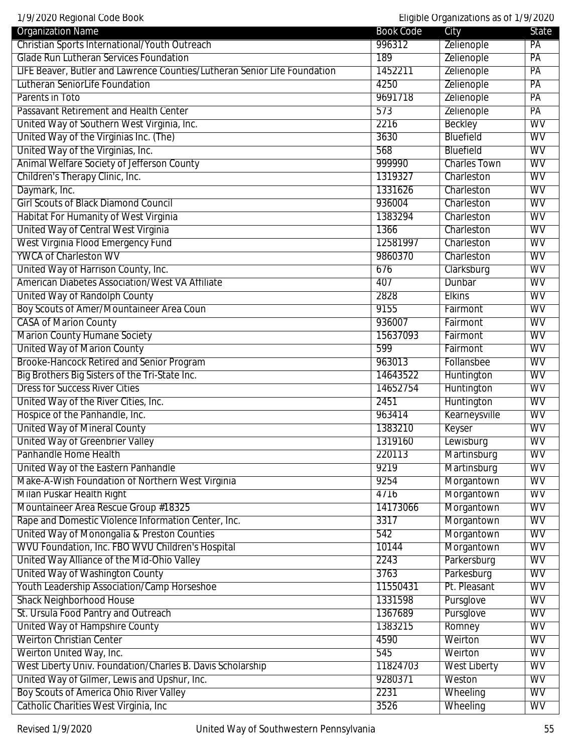| Organization Name | Book Code | City | State |
|---|---|---|---|
| Christian Sports International/Youth Outreach | 996312 | Zelienople | PA |
| Glade Run Lutheran Services Foundation | 189 | Zelienople | PA |
| LIFE Beaver, Butler and Lawrence Counties/Lutheran Senior Life Foundation | 1452211 | Zelienople | PA |
| Lutheran SeniorLife Foundation | 4250 | Zelienople | PA |
| Parents in Toto | 9691718 | Zelienople | PA |
| Passavant Retirement and Health Center | 573 | Zelienople | PA |
| United Way of Southern West Virginia, Inc. | 2216 | Beckley | WV |
| United Way of the Virginias Inc. (The) | 3630 | Bluefield | WV |
| United Way of the Virginias, Inc. | 568 | Bluefield | WV |
| Animal Welfare Society of Jefferson County | 999990 | Charles Town | WV |
| Children's Therapy Clinic, Inc. | 1319327 | Charleston | WV |
| Daymark, Inc. | 1331626 | Charleston | WV |
| Girl Scouts of Black Diamond Council | 936004 | Charleston | WV |
| Habitat For Humanity of West Virginia | 1383294 | Charleston | WV |
| United Way of Central West Virginia | 1366 | Charleston | WV |
| West Virginia Flood Emergency Fund | 12581997 | Charleston | WV |
| YWCA of Charleston WV | 9860370 | Charleston | WV |
| United Way of Harrison County, Inc. | 676 | Clarksburg | WV |
| American Diabetes Association/West VA Affiliate | 407 | Dunbar | WV |
| United Way of Randolph County | 2828 | Elkins | WV |
| Boy Scouts of Amer/Mountaineer Area Coun | 9155 | Fairmont | WV |
| CASA of Marion County | 936007 | Fairmont | WV |
| Marion County Humane Society | 15637093 | Fairmont | WV |
| United Way of Marion County | 599 | Fairmont | WV |
| Brooke-Hancock Retired and Senior Program | 963013 | Follansbee | WV |
| Big Brothers Big Sisters of the Tri-State Inc. | 14643522 | Huntington | WV |
| Dress for Success River Cities | 14652754 | Huntington | WV |
| United Way of the River Cities, Inc. | 2451 | Huntington | WV |
| Hospice of the Panhandle, Inc. | 963414 | Kearneysville | WV |
| United Way of Mineral County | 1383210 | Keyser | WV |
| United Way of Greenbrier Valley | 1319160 | Lewisburg | WV |
| Panhandle Home Health | 220113 | Martinsburg | WV |
| United Way of the Eastern Panhandle | 9219 | Martinsburg | WV |
| Make-A-Wish Foundation of Northern West Virginia | 9254 | Morgantown | WV |
| Milan Puskar Health Right | 4716 | Morgantown | WV |
| Mountaineer Area Rescue Group #18325 | 14173066 | Morgantown | WV |
| Rape and Domestic Violence Information Center, Inc. | 3317 | Morgantown | WV |
| United Way of Monongalia & Preston Counties | 542 | Morgantown | WV |
| WVU Foundation, Inc. FBO WVU Children's Hospital | 10144 | Morgantown | WV |
| United Way Alliance of the Mid-Ohio Valley | 2243 | Parkersburg | WV |
| United Way of Washington County | 3763 | Parkesburg | WV |
| Youth Leadership Association/Camp Horseshoe | 11550431 | Pt. Pleasant | WV |
| Shack Neighborhood House | 1331598 | Pursglove | WV |
| St. Ursula Food Pantry and Outreach | 1367689 | Pursglove | WV |
| United Way of Hampshire County | 1383215 | Romney | WV |
| Weirton Christian Center | 4590 | Weirton | WV |
| Weirton United Way, Inc. | 545 | Weirton | WV |
| West Liberty Univ. Foundation/Charles B. Davis Scholarship | 11824703 | West Liberty | WV |
| United Way of Gilmer, Lewis and Upshur, Inc. | 9280371 | Weston | WV |
| Boy Scouts of America Ohio River Valley | 2231 | Wheeling | WV |
| Catholic Charities West Virginia, Inc | 3526 | Wheeling | WV |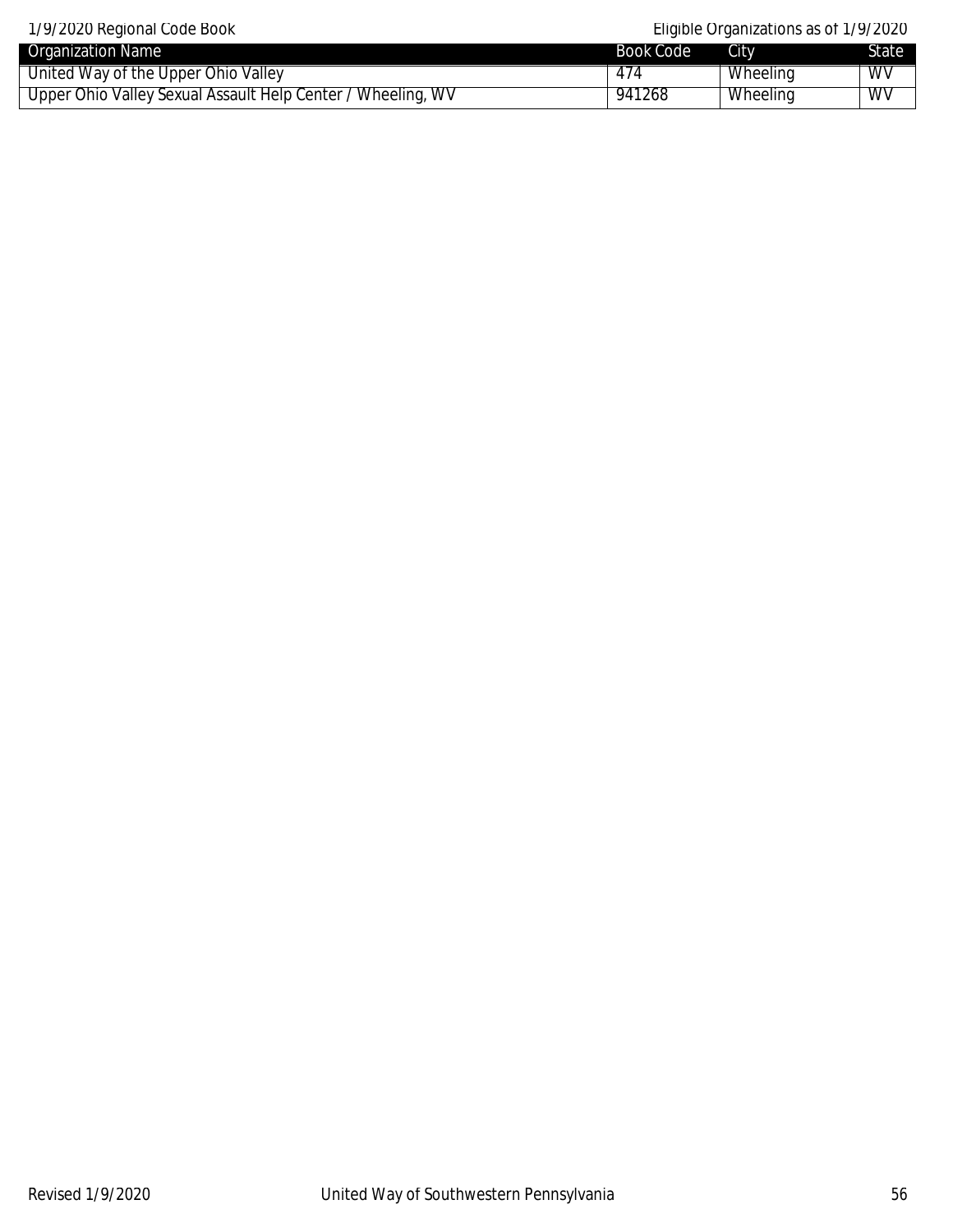| Organization Name | Book Code | City | State |
| --- | --- | --- | --- |
| United Way of the Upper Ohio Valley | 474 | Wheeling | WV |
| Upper Ohio Valley Sexual Assault Help Center / Wheeling, WV | 941268 | Wheeling | WV |